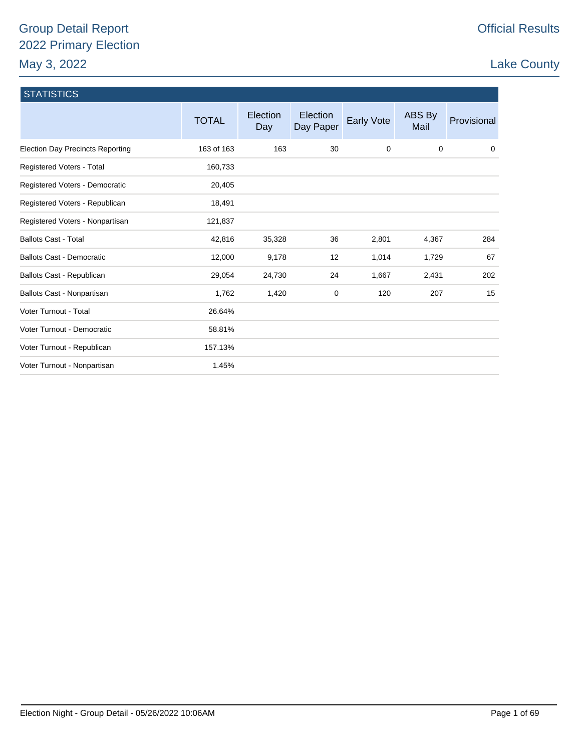# Group Detail Report
## 2022 Primary Election
## May 3, 2022

**Official Results**

**Lake County**

### STATISTICS

| | TOTAL | Election Day | Election Day Paper | Early Vote | ABS By Mail | Provisional |
|---|---|---|---|---|---|---|
| Election Day Precincts Reporting | 163 of 163 | 163 | 30 | 0 | 0 | 0 |
| Registered Voters - Total | 160,733 | | | | | |
| Registered Voters - Democratic | 20,405 | | | | | |
| Registered Voters - Republican | 18,491 | | | | | |
| Registered Voters - Nonpartisan | 121,837 | | | | | |
| Ballots Cast - Total | 42,816 | 35,328 | 36 | 2,801 | 4,367 | 284 |
| Ballots Cast - Democratic | 12,000 | 9,178 | 12 | 1,014 | 1,729 | 67 |
| Ballots Cast - Republican | 29,054 | 24,730 | 24 | 1,667 | 2,431 | 202 |
| Ballots Cast - Nonpartisan | 1,762 | 1,420 | 0 | 120 | 207 | 15 |
| Voter Turnout - Total | 26.64% | | | | | |
| Voter Turnout - Democratic | 58.81% | | | | | |
| Voter Turnout - Republican | 157.13% | | | | | |
| Voter Turnout - Nonpartisan | 1.45% | | | | | |

Election Night - Group Detail - 05/26/2022 10:06AM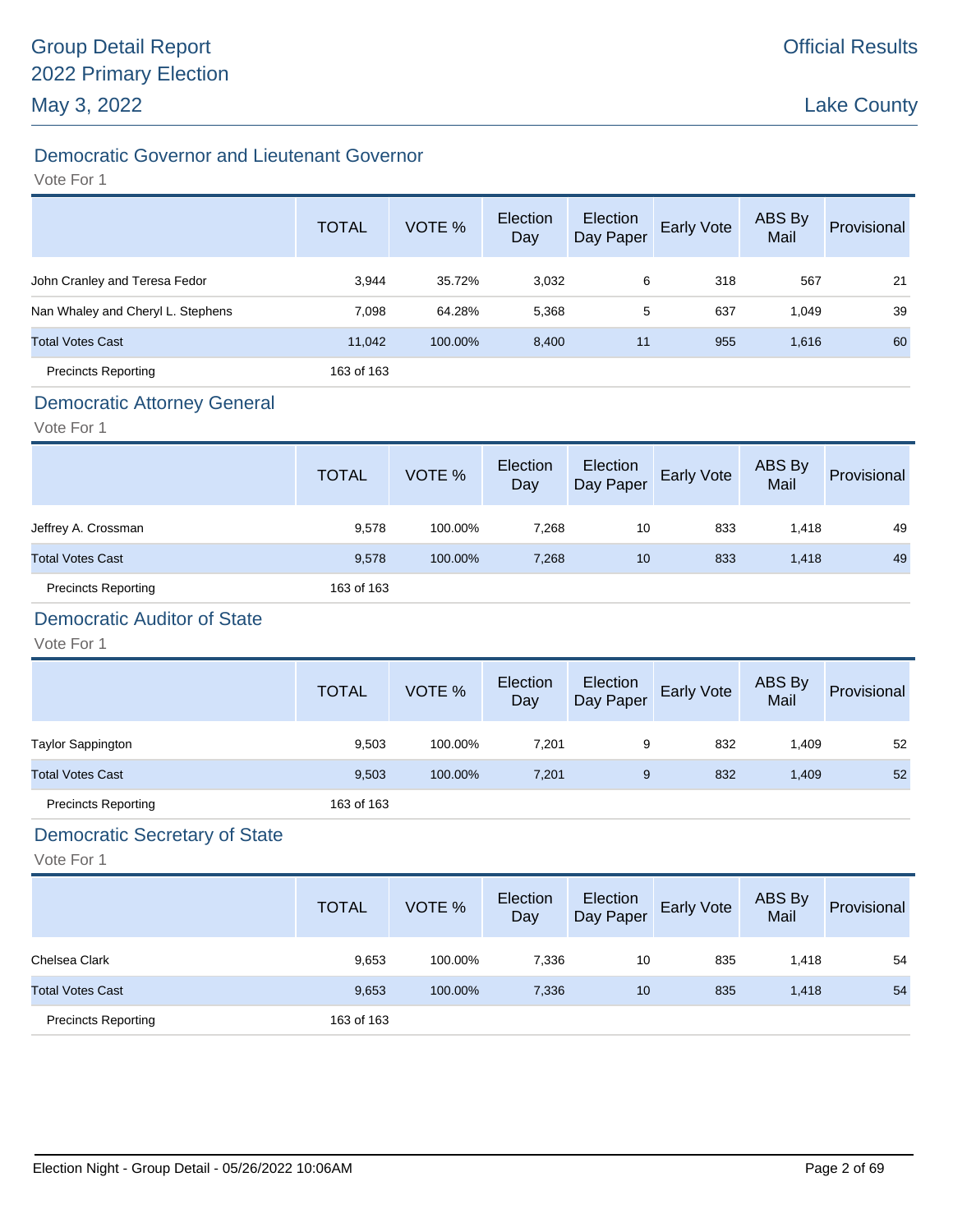## Democratic Governor and Lieutenant Governor

Vote For 1

| | TOTAL | VOTE % | Election Day | Election Day Paper | Early Vote | ABS By Mail | Provisional |
|---|---|---|---|---|---|---|---|
| John Cranley and Teresa Fedor | 3,944 | 35.72% | 3,032 | 6 | 318 | 567 | 21 |
| Nan Whaley and Cheryl L. Stephens | 7,098 | 64.28% | 5,368 | 5 | 637 | 1,049 | 39 |
| Total Votes Cast | 11,042 | 100.00% | 8,400 | 11 | 955 | 1,616 | 60 |
| Precincts Reporting | 163 of 163 | | | | | | |

## Democratic Attorney General

Vote For 1

| | TOTAL | VOTE % | Election Day | Election Day Paper | Early Vote | ABS By Mail | Provisional |
|---|---|---|---|---|---|---|---|
| Jeffrey A. Crossman | 9,578 | 100.00% | 7,268 | 10 | 833 | 1,418 | 49 |
| Total Votes Cast | 9,578 | 100.00% | 7,268 | 10 | 833 | 1,418 | 49 |
| Precincts Reporting | 163 of 163 | | | | | | |

## Democratic Auditor of State

Vote For 1

| | TOTAL | VOTE % | Election Day | Election Day Paper | Early Vote | ABS By Mail | Provisional |
|---|---|---|---|---|---|---|---|
| Taylor Sappington | 9,503 | 100.00% | 7,201 | 9 | 832 | 1,409 | 52 |
| Total Votes Cast | 9,503 | 100.00% | 7,201 | 9 | 832 | 1,409 | 52 |
| Precincts Reporting | 163 of 163 | | | | | | |

## Democratic Secretary of State

Vote For 1

| | TOTAL | VOTE % | Election Day | Election Day Paper | Early Vote | ABS By Mail | Provisional |
|---|---|---|---|---|---|---|---|
| Chelsea Clark | 9,653 | 100.00% | 7,336 | 10 | 835 | 1,418 | 54 |
| Total Votes Cast | 9,653 | 100.00% | 7,336 | 10 | 835 | 1,418 | 54 |
| Precincts Reporting | 163 of 163 | | | | | | |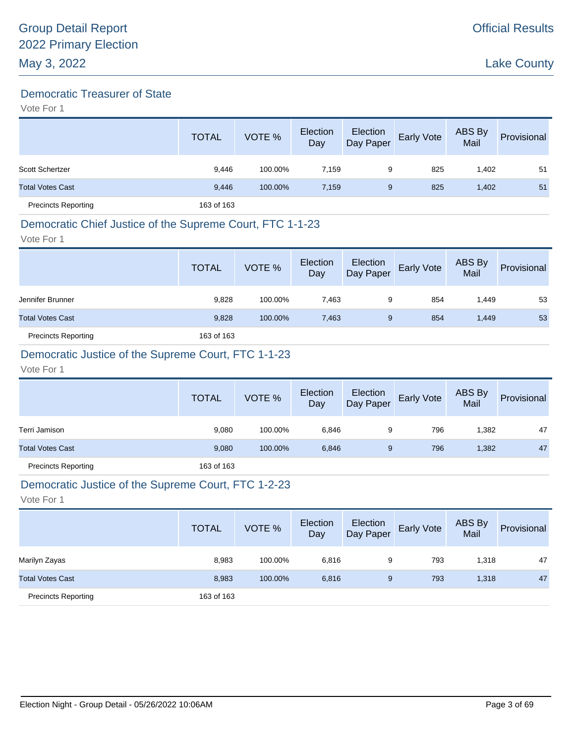Group Detail Report
2022 Primary Election
May 3, 2022

Official Results

Lake County

## Democratic Treasurer of State

Vote For 1

| | TOTAL | VOTE % | Election Day | Election Day Paper | Early Vote | ABS By Mail | Provisional |
|---|---|---|---|---|---|---|---|
| Scott Schertzer | 9,446 | 100.00% | 7,159 | 9 | 825 | 1,402 | 51 |
| Total Votes Cast | 9,446 | 100.00% | 7,159 | 9 | 825 | 1,402 | 51 |
| Precincts Reporting | 163 of 163 | | | | | | |

## Democratic Chief Justice of the Supreme Court, FTC 1-1-23

Vote For 1

| | TOTAL | VOTE % | Election Day | Election Day Paper | Early Vote | ABS By Mail | Provisional |
|---|---|---|---|---|---|---|---|
| Jennifer Brunner | 9,828 | 100.00% | 7,463 | 9 | 854 | 1,449 | 53 |
| Total Votes Cast | 9,828 | 100.00% | 7,463 | 9 | 854 | 1,449 | 53 |
| Precincts Reporting | 163 of 163 | | | | | | |

## Democratic Justice of the Supreme Court, FTC 1-1-23

Vote For 1

| | TOTAL | VOTE % | Election Day | Election Day Paper | Early Vote | ABS By Mail | Provisional |
|---|---|---|---|---|---|---|---|
| Terri Jamison | 9,080 | 100.00% | 6,846 | 9 | 796 | 1,382 | 47 |
| Total Votes Cast | 9,080 | 100.00% | 6,846 | 9 | 796 | 1,382 | 47 |
| Precincts Reporting | 163 of 163 | | | | | | |

## Democratic Justice of the Supreme Court, FTC 1-2-23

Vote For 1

| | TOTAL | VOTE % | Election Day | Election Day Paper | Early Vote | ABS By Mail | Provisional |
|---|---|---|---|---|---|---|---|
| Marilyn Zayas | 8,983 | 100.00% | 6,816 | 9 | 793 | 1,318 | 47 |
| Total Votes Cast | 8,983 | 100.00% | 6,816 | 9 | 793 | 1,318 | 47 |
| Precincts Reporting | 163 of 163 | | | | | | |

Election Night - Group Detail - 05/26/2022 10:06AM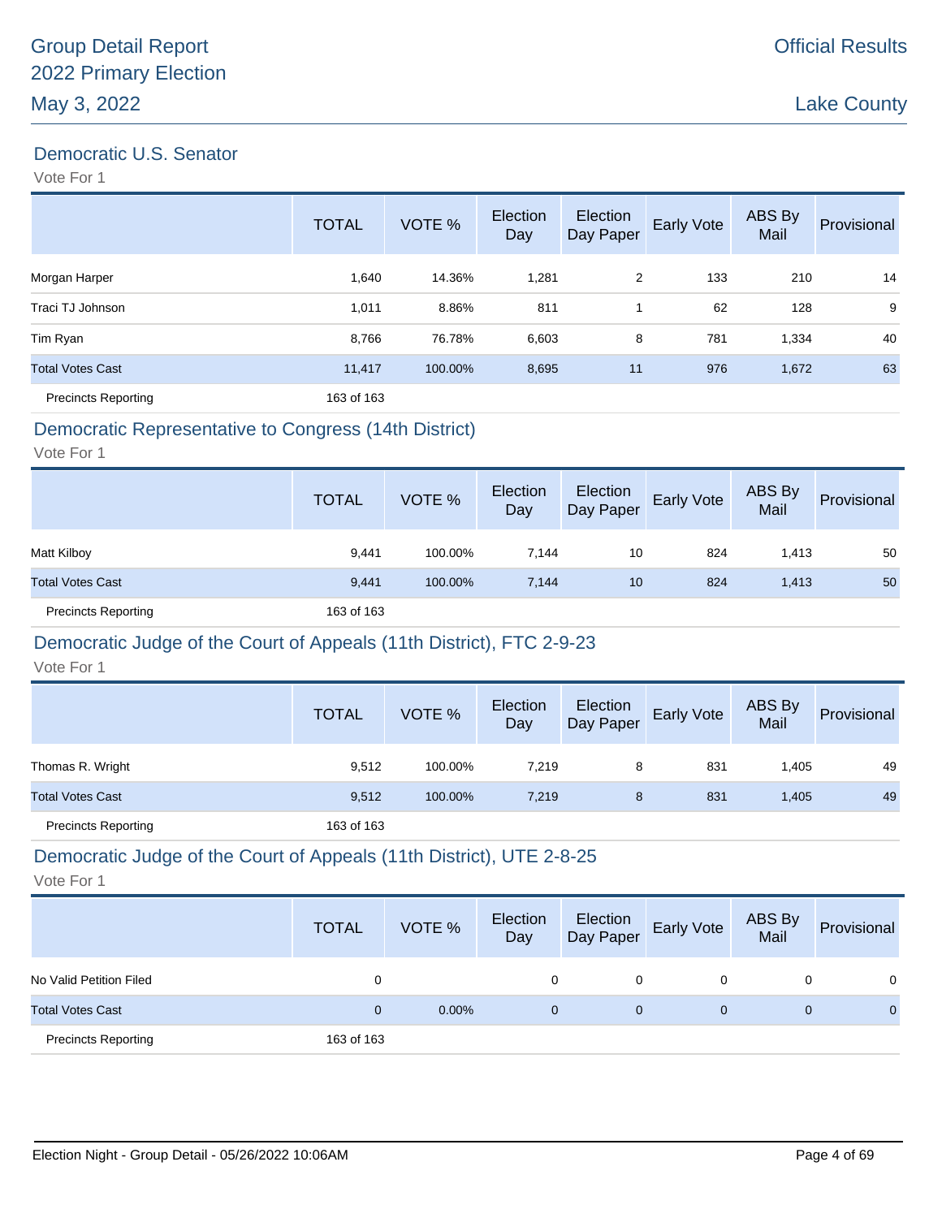# Group Detail Report
# 2022 Primary Election
# May 3, 2022

Official Results

Lake County

## Democratic U.S. Senator

Vote For 1

| | TOTAL | VOTE % | Election Day | Election Day Paper | Early Vote | ABS By Mail | Provisional |
|---|---|---|---|---|---|---|---|
| Morgan Harper | 1,640 | 14.36% | 1,281 | 2 | 133 | 210 | 14 |
| Traci TJ Johnson | 1,011 | 8.86% | 811 | 1 | 62 | 128 | 9 |
| Tim Ryan | 8,766 | 76.78% | 6,603 | 8 | 781 | 1,334 | 40 |
| Total Votes Cast | 11,417 | 100.00% | 8,695 | 11 | 976 | 1,672 | 63 |
| Precincts Reporting | 163 of 163 | | | | | | |

## Democratic Representative to Congress (14th District)

Vote For 1

| | TOTAL | VOTE % | Election Day | Election Day Paper | Early Vote | ABS By Mail | Provisional |
|---|---|---|---|---|---|---|---|
| Matt Kilboy | 9,441 | 100.00% | 7,144 | 10 | 824 | 1,413 | 50 |
| Total Votes Cast | 9,441 | 100.00% | 7,144 | 10 | 824 | 1,413 | 50 |
| Precincts Reporting | 163 of 163 | | | | | | |

## Democratic Judge of the Court of Appeals (11th District), FTC 2-9-23

Vote For 1

| | TOTAL | VOTE % | Election Day | Election Day Paper | Early Vote | ABS By Mail | Provisional |
|---|---|---|---|---|---|---|---|
| Thomas R. Wright | 9,512 | 100.00% | 7,219 | 8 | 831 | 1,405 | 49 |
| Total Votes Cast | 9,512 | 100.00% | 7,219 | 8 | 831 | 1,405 | 49 |
| Precincts Reporting | 163 of 163 | | | | | | |

## Democratic Judge of the Court of Appeals (11th District), UTE 2-8-25

Vote For 1

| | TOTAL | VOTE % | Election Day | Election Day Paper | Early Vote | ABS By Mail | Provisional |
|---|---|---|---|---|---|---|---|
| No Valid Petition Filed | 0 | | 0 | 0 | 0 | 0 | 0 |
| Total Votes Cast | 0 | 0.00% | 0 | 0 | 0 | 0 | 0 |
| Precincts Reporting | 163 of 163 | | | | | | |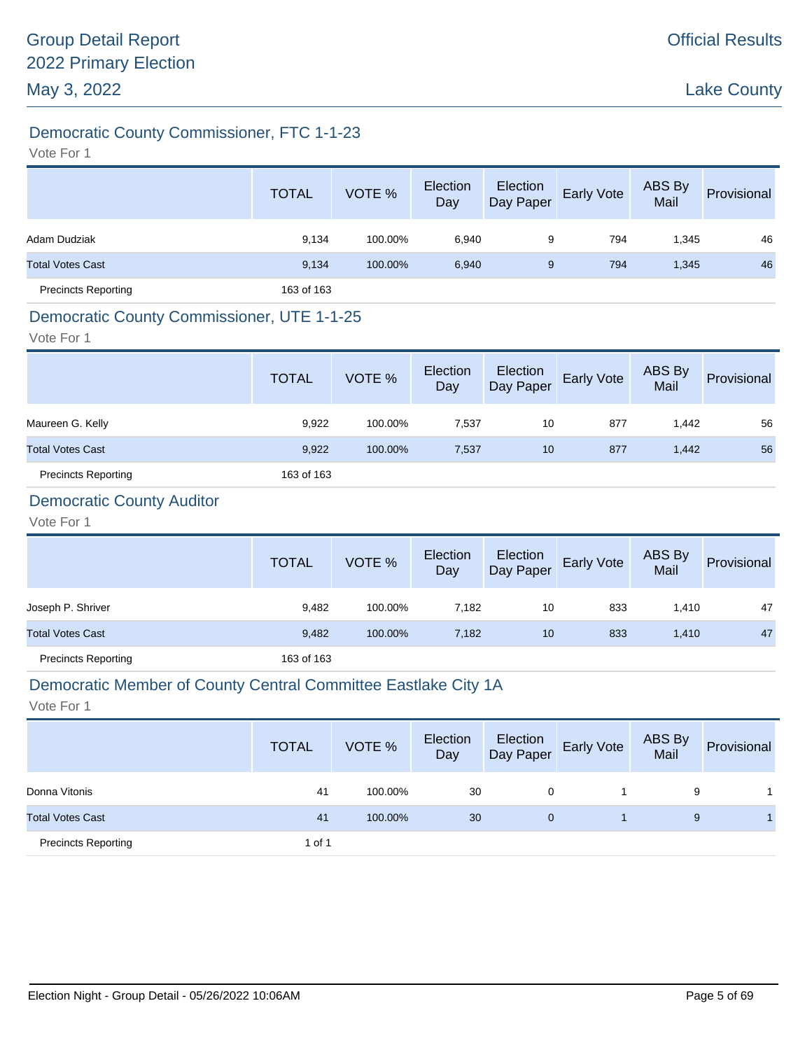## Democratic County Commissioner, FTC 1-1-23

Vote For 1

| | TOTAL | VOTE % | Election Day | Election Day Paper | Early Vote | ABS By Mail | Provisional |
|---|---|---|---|---|---|---|---|
| Adam Dudziak | 9,134 | 100.00% | 6,940 | 9 | 794 | 1,345 | 46 |
| Total Votes Cast | 9,134 | 100.00% | 6,940 | 9 | 794 | 1,345 | 46 |
| Precincts Reporting | 163 of 163 | | | | | | |

## Democratic County Commissioner, UTE 1-1-25

Vote For 1

| | TOTAL | VOTE % | Election Day | Election Day Paper | Early Vote | ABS By Mail | Provisional |
|---|---|---|---|---|---|---|---|
| Maureen G. Kelly | 9,922 | 100.00% | 7,537 | 10 | 877 | 1,442 | 56 |
| Total Votes Cast | 9,922 | 100.00% | 7,537 | 10 | 877 | 1,442 | 56 |
| Precincts Reporting | 163 of 163 | | | | | | |

## Democratic County Auditor

Vote For 1

| | TOTAL | VOTE % | Election Day | Election Day Paper | Early Vote | ABS By Mail | Provisional |
|---|---|---|---|---|---|---|---|
| Joseph P. Shriver | 9,482 | 100.00% | 7,182 | 10 | 833 | 1,410 | 47 |
| Total Votes Cast | 9,482 | 100.00% | 7,182 | 10 | 833 | 1,410 | 47 |
| Precincts Reporting | 163 of 163 | | | | | | |

## Democratic Member of County Central Committee Eastlake City 1A

Vote For 1

| | TOTAL | VOTE % | Election Day | Election Day Paper | Early Vote | ABS By Mail | Provisional |
|---|---|---|---|---|---|---|---|
| Donna Vitonis | 41 | 100.00% | 30 | 0 | 1 | 9 | 1 |
| Total Votes Cast | 41 | 100.00% | 30 | 0 | 1 | 9 | 1 |
| Precincts Reporting | 1 of 1 | | | | | | |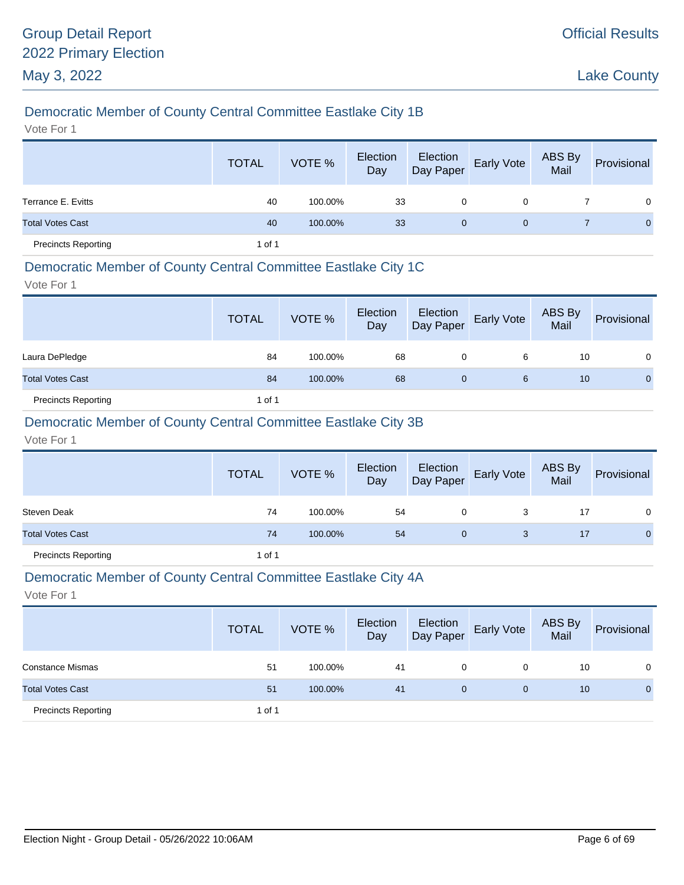## Democratic Member of County Central Committee Eastlake City 1B

Vote For 1

| | TOTAL | VOTE % | Election Day | Election Day Paper | Early Vote | ABS By Mail | Provisional |
|---|---|---|---|---|---|---|---|
| Terrance E. Evitts | 40 | 100.00% | 33 | 0 | 0 | 7 | 0 |
| Total Votes Cast | 40 | 100.00% | 33 | 0 | 0 | 7 | 0 |
| Precincts Reporting | 1 of 1 | | | | | | |

## Democratic Member of County Central Committee Eastlake City 1C

Vote For 1

| | TOTAL | VOTE % | Election Day | Election Day Paper | Early Vote | ABS By Mail | Provisional |
|---|---|---|---|---|---|---|---|
| Laura DePledge | 84 | 100.00% | 68 | 0 | 6 | 10 | 0 |
| Total Votes Cast | 84 | 100.00% | 68 | 0 | 6 | 10 | 0 |
| Precincts Reporting | 1 of 1 | | | | | | |

## Democratic Member of County Central Committee Eastlake City 3B

Vote For 1

| | TOTAL | VOTE % | Election Day | Election Day Paper | Early Vote | ABS By Mail | Provisional |
|---|---|---|---|---|---|---|---|
| Steven Deak | 74 | 100.00% | 54 | 0 | 3 | 17 | 0 |
| Total Votes Cast | 74 | 100.00% | 54 | 0 | 3 | 17 | 0 |
| Precincts Reporting | 1 of 1 | | | | | | |

## Democratic Member of County Central Committee Eastlake City 4A

Vote For 1

| | TOTAL | VOTE % | Election Day | Election Day Paper | Early Vote | ABS By Mail | Provisional |
|---|---|---|---|---|---|---|---|
| Constance Mismas | 51 | 100.00% | 41 | 0 | 0 | 10 | 0 |
| Total Votes Cast | 51 | 100.00% | 41 | 0 | 0 | 10 | 0 |
| Precincts Reporting | 1 of 1 | | | | | | |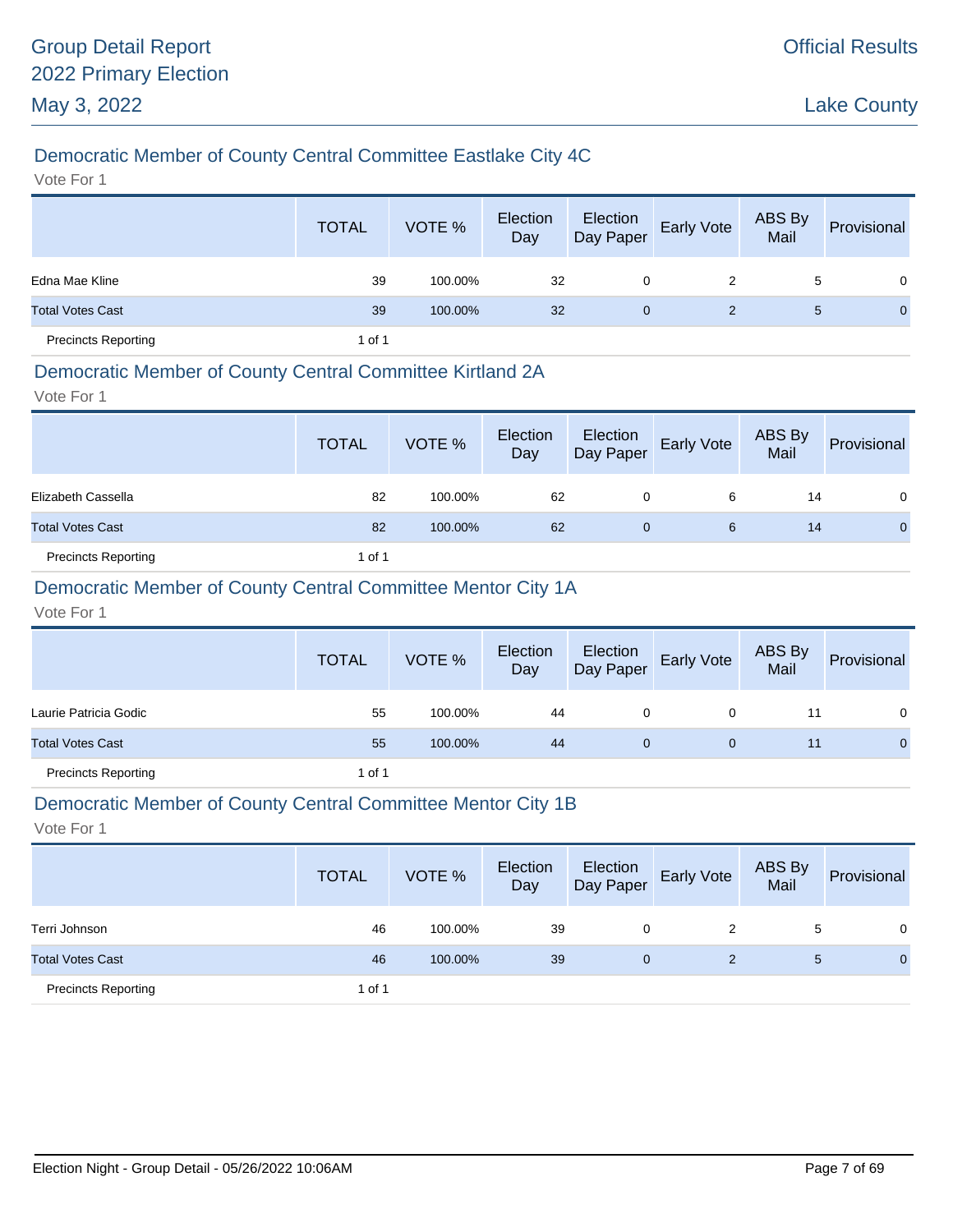## Democratic Member of County Central Committee Eastlake City 4C

Vote For 1

| | TOTAL | VOTE % | Election Day | Election Day Paper | Early Vote | ABS By Mail | Provisional |
|---|---|---|---|---|---|---|---|
| Edna Mae Kline | 39 | 100.00% | 32 | 0 | 2 | 5 | 0 |
| Total Votes Cast | 39 | 100.00% | 32 | 0 | 2 | 5 | 0 |
| Precincts Reporting | 1 of 1 | | | | | | |

## Democratic Member of County Central Committee Kirtland 2A

Vote For 1

| | TOTAL | VOTE % | Election Day | Election Day Paper | Early Vote | ABS By Mail | Provisional |
|---|---|---|---|---|---|---|---|
| Elizabeth Cassella | 82 | 100.00% | 62 | 0 | 6 | 14 | 0 |
| Total Votes Cast | 82 | 100.00% | 62 | 0 | 6 | 14 | 0 |
| Precincts Reporting | 1 of 1 | | | | | | |

## Democratic Member of County Central Committee Mentor City 1A

Vote For 1

| | TOTAL | VOTE % | Election Day | Election Day Paper | Early Vote | ABS By Mail | Provisional |
|---|---|---|---|---|---|---|---|
| Laurie Patricia Godic | 55 | 100.00% | 44 | 0 | 0 | 11 | 0 |
| Total Votes Cast | 55 | 100.00% | 44 | 0 | 0 | 11 | 0 |
| Precincts Reporting | 1 of 1 | | | | | | |

## Democratic Member of County Central Committee Mentor City 1B

Vote For 1

| | TOTAL | VOTE % | Election Day | Election Day Paper | Early Vote | ABS By Mail | Provisional |
|---|---|---|---|---|---|---|---|
| Terri Johnson | 46 | 100.00% | 39 | 0 | 2 | 5 | 0 |
| Total Votes Cast | 46 | 100.00% | 39 | 0 | 2 | 5 | 0 |
| Precincts Reporting | 1 of 1 | | | | | | |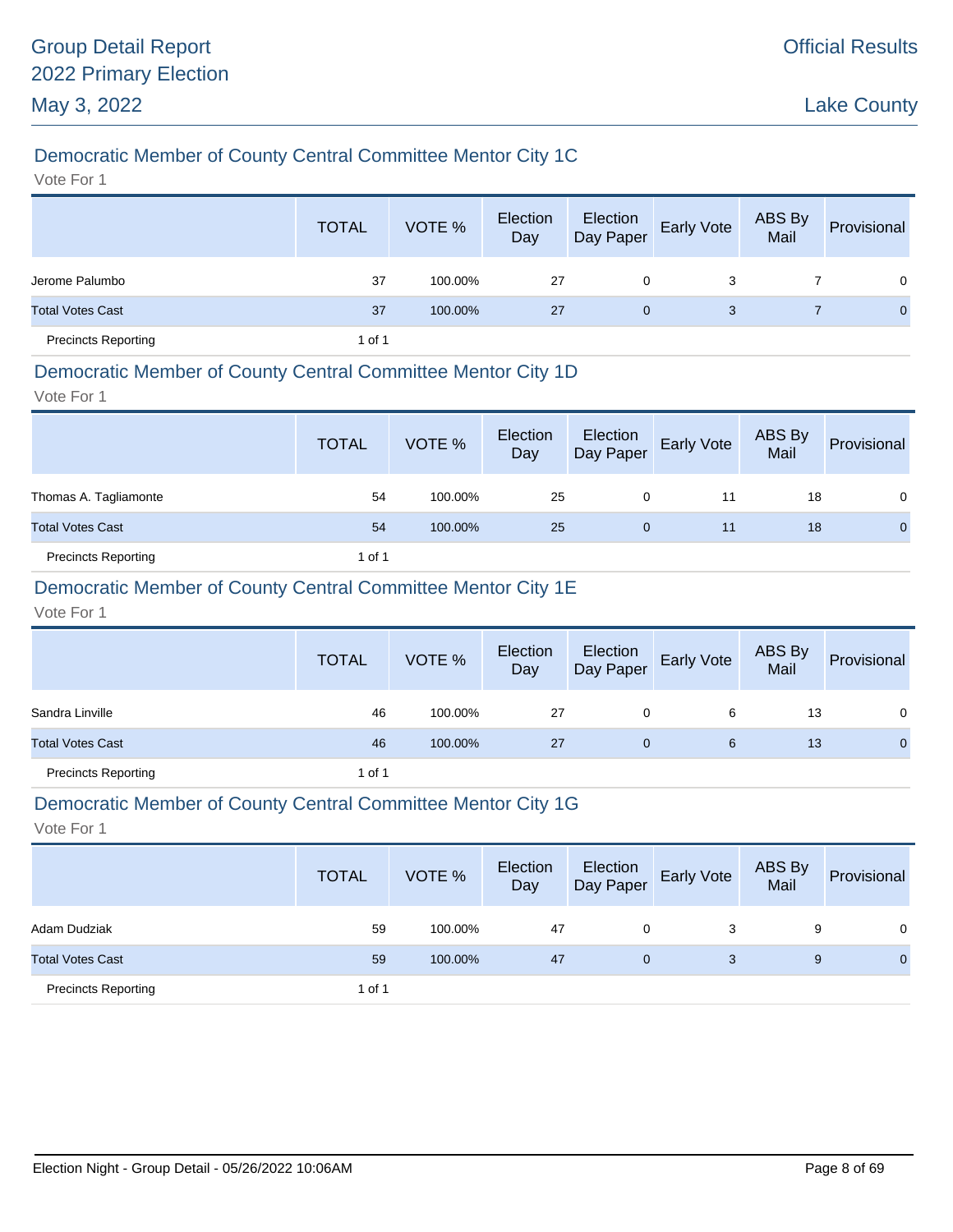## Democratic Member of County Central Committee Mentor City 1C

Vote For 1

| | TOTAL | VOTE % | Election Day | Election Day Paper | Early Vote | ABS By Mail | Provisional |
|---|---|---|---|---|---|---|---|
| Jerome Palumbo | 37 | 100.00% | 27 | 0 | 3 | 7 | 0 |
| Total Votes Cast | 37 | 100.00% | 27 | 0 | 3 | 7 | 0 |
| Precincts Reporting | 1 of 1 | | | | | | |

## Democratic Member of County Central Committee Mentor City 1D

Vote For 1

| | TOTAL | VOTE % | Election Day | Election Day Paper | Early Vote | ABS By Mail | Provisional |
|---|---|---|---|---|---|---|---|
| Thomas A. Tagliamonte | 54 | 100.00% | 25 | 0 | 11 | 18 | 0 |
| Total Votes Cast | 54 | 100.00% | 25 | 0 | 11 | 18 | 0 |
| Precincts Reporting | 1 of 1 | | | | | | |

## Democratic Member of County Central Committee Mentor City 1E

Vote For 1

| | TOTAL | VOTE % | Election Day | Election Day Paper | Early Vote | ABS By Mail | Provisional |
|---|---|---|---|---|---|---|---|
| Sandra Linville | 46 | 100.00% | 27 | 0 | 6 | 13 | 0 |
| Total Votes Cast | 46 | 100.00% | 27 | 0 | 6 | 13 | 0 |
| Precincts Reporting | 1 of 1 | | | | | | |

## Democratic Member of County Central Committee Mentor City 1G

Vote For 1

| | TOTAL | VOTE % | Election Day | Election Day Paper | Early Vote | ABS By Mail | Provisional |
|---|---|---|---|---|---|---|---|
| Adam Dudziak | 59 | 100.00% | 47 | 0 | 3 | 9 | 0 |
| Total Votes Cast | 59 | 100.00% | 47 | 0 | 3 | 9 | 0 |
| Precincts Reporting | 1 of 1 | | | | | | |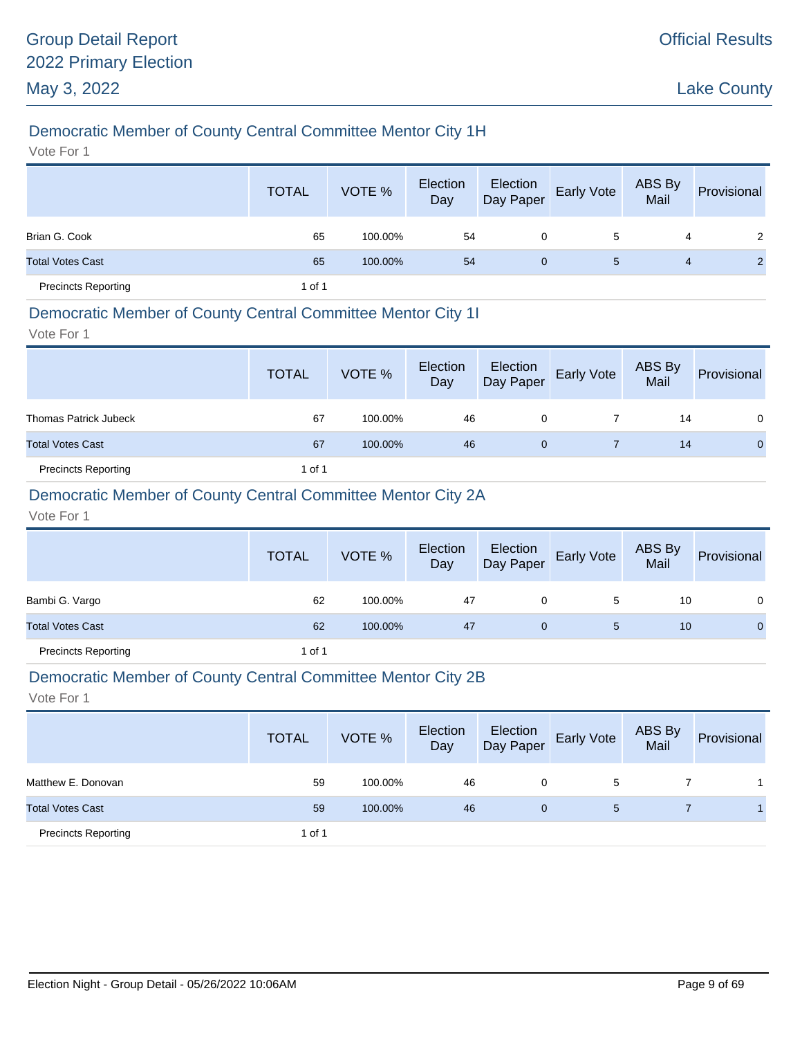# Group Detail Report
# 2022 Primary Election
# May 3, 2022

Official Results

Lake County

## Democratic Member of County Central Committee Mentor City 1H

Vote For 1

| | TOTAL | VOTE % | Election Day | Election Day Paper | Early Vote | ABS By Mail | Provisional |
|---|---|---|---|---|---|---|---|
| Brian G. Cook | 65 | 100.00% | 54 | 0 | 5 | 4 | 2 |
| Total Votes Cast | 65 | 100.00% | 54 | 0 | 5 | 4 | 2 |
| Precincts Reporting | 1 of 1 | | | | | | |

## Democratic Member of County Central Committee Mentor City 1I

Vote For 1

| | TOTAL | VOTE % | Election Day | Election Day Paper | Early Vote | ABS By Mail | Provisional |
|---|---|---|---|---|---|---|---|
| Thomas Patrick Jubeck | 67 | 100.00% | 46 | 0 | 7 | 14 | 0 |
| Total Votes Cast | 67 | 100.00% | 46 | 0 | 7 | 14 | 0 |
| Precincts Reporting | 1 of 1 | | | | | | |

## Democratic Member of County Central Committee Mentor City 2A

Vote For 1

| | TOTAL | VOTE % | Election Day | Election Day Paper | Early Vote | ABS By Mail | Provisional |
|---|---|---|---|---|---|---|---|
| Bambi G. Vargo | 62 | 100.00% | 47 | 0 | 5 | 10 | 0 |
| Total Votes Cast | 62 | 100.00% | 47 | 0 | 5 | 10 | 0 |
| Precincts Reporting | 1 of 1 | | | | | | |

## Democratic Member of County Central Committee Mentor City 2B

Vote For 1

| | TOTAL | VOTE % | Election Day | Election Day Paper | Early Vote | ABS By Mail | Provisional |
|---|---|---|---|---|---|---|---|
| Matthew E. Donovan | 59 | 100.00% | 46 | 0 | 5 | 7 | 1 |
| Total Votes Cast | 59 | 100.00% | 46 | 0 | 5 | 7 | 1 |
| Precincts Reporting | 1 of 1 | | | | | | |

Election Night - Group Detail - 05/26/2022 10:06AM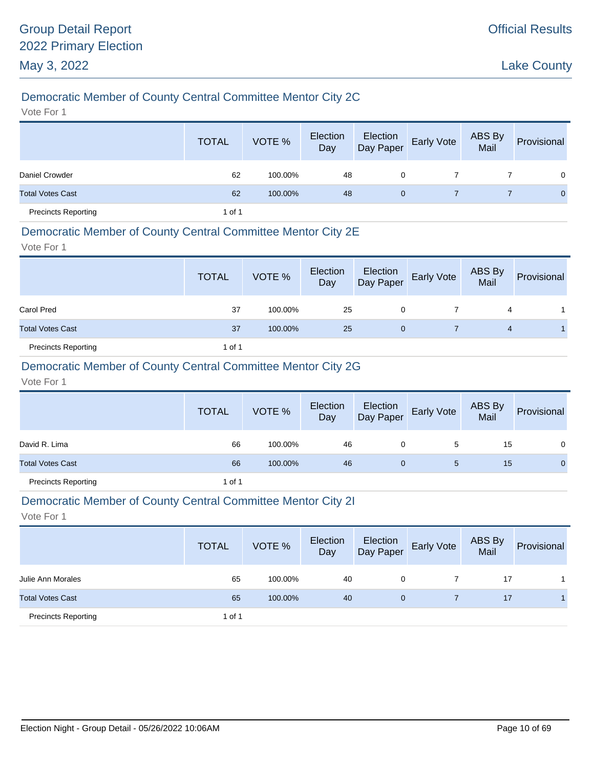## Democratic Member of County Central Committee Mentor City 2C

Vote For 1

| | TOTAL | VOTE % | Election Day | Election Day Paper | Early Vote | ABS By Mail | Provisional |
|---|---|---|---|---|---|---|---|
| Daniel Crowder | 62 | 100.00% | 48 | 0 | 7 | 7 | 0 |
| Total Votes Cast | 62 | 100.00% | 48 | 0 | 7 | 7 | 0 |
| Precincts Reporting | 1 of 1 | | | | | | |

## Democratic Member of County Central Committee Mentor City 2E

Vote For 1

| | TOTAL | VOTE % | Election Day | Election Day Paper | Early Vote | ABS By Mail | Provisional |
|---|---|---|---|---|---|---|---|
| Carol Pred | 37 | 100.00% | 25 | 0 | 7 | 4 | 1 |
| Total Votes Cast | 37 | 100.00% | 25 | 0 | 7 | 4 | 1 |
| Precincts Reporting | 1 of 1 | | | | | | |

## Democratic Member of County Central Committee Mentor City 2G

Vote For 1

| | TOTAL | VOTE % | Election Day | Election Day Paper | Early Vote | ABS By Mail | Provisional |
|---|---|---|---|---|---|---|---|
| David R. Lima | 66 | 100.00% | 46 | 0 | 5 | 15 | 0 |
| Total Votes Cast | 66 | 100.00% | 46 | 0 | 5 | 15 | 0 |
| Precincts Reporting | 1 of 1 | | | | | | |

## Democratic Member of County Central Committee Mentor City 2I

Vote For 1

| | TOTAL | VOTE % | Election Day | Election Day Paper | Early Vote | ABS By Mail | Provisional |
|---|---|---|---|---|---|---|---|
| Julie Ann Morales | 65 | 100.00% | 40 | 0 | 7 | 17 | 1 |
| Total Votes Cast | 65 | 100.00% | 40 | 0 | 7 | 17 | 1 |
| Precincts Reporting | 1 of 1 | | | | | | |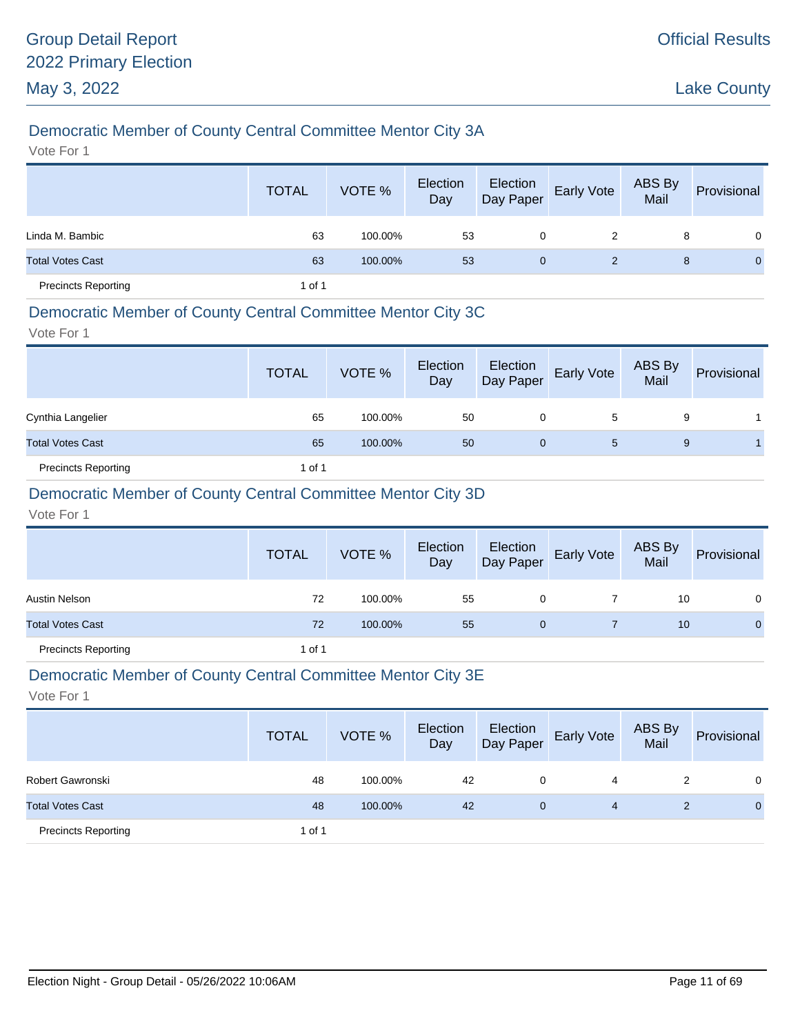## Democratic Member of County Central Committee Mentor City 3A

Vote For 1

| | TOTAL | VOTE % | Election Day | Election Day Paper | Early Vote | ABS By Mail | Provisional |
|---|---|---|---|---|---|---|---|
| Linda M. Bambic | 63 | 100.00% | 53 | 0 | 2 | 8 | 0 |
| Total Votes Cast | 63 | 100.00% | 53 | 0 | 2 | 8 | 0 |
| Precincts Reporting | 1 of 1 | | | | | | |

## Democratic Member of County Central Committee Mentor City 3C

Vote For 1

| | TOTAL | VOTE % | Election Day | Election Day Paper | Early Vote | ABS By Mail | Provisional |
|---|---|---|---|---|---|---|---|
| Cynthia Langelier | 65 | 100.00% | 50 | 0 | 5 | 9 | 1 |
| Total Votes Cast | 65 | 100.00% | 50 | 0 | 5 | 9 | 1 |
| Precincts Reporting | 1 of 1 | | | | | | |

## Democratic Member of County Central Committee Mentor City 3D

Vote For 1

| | TOTAL | VOTE % | Election Day | Election Day Paper | Early Vote | ABS By Mail | Provisional |
|---|---|---|---|---|---|---|---|
| Austin Nelson | 72 | 100.00% | 55 | 0 | 7 | 10 | 0 |
| Total Votes Cast | 72 | 100.00% | 55 | 0 | 7 | 10 | 0 |
| Precincts Reporting | 1 of 1 | | | | | | |

## Democratic Member of County Central Committee Mentor City 3E

Vote For 1

| | TOTAL | VOTE % | Election Day | Election Day Paper | Early Vote | ABS By Mail | Provisional |
|---|---|---|---|---|---|---|---|
| Robert Gawronski | 48 | 100.00% | 42 | 0 | 4 | 2 | 0 |
| Total Votes Cast | 48 | 100.00% | 42 | 0 | 4 | 2 | 0 |
| Precincts Reporting | 1 of 1 | | | | | | |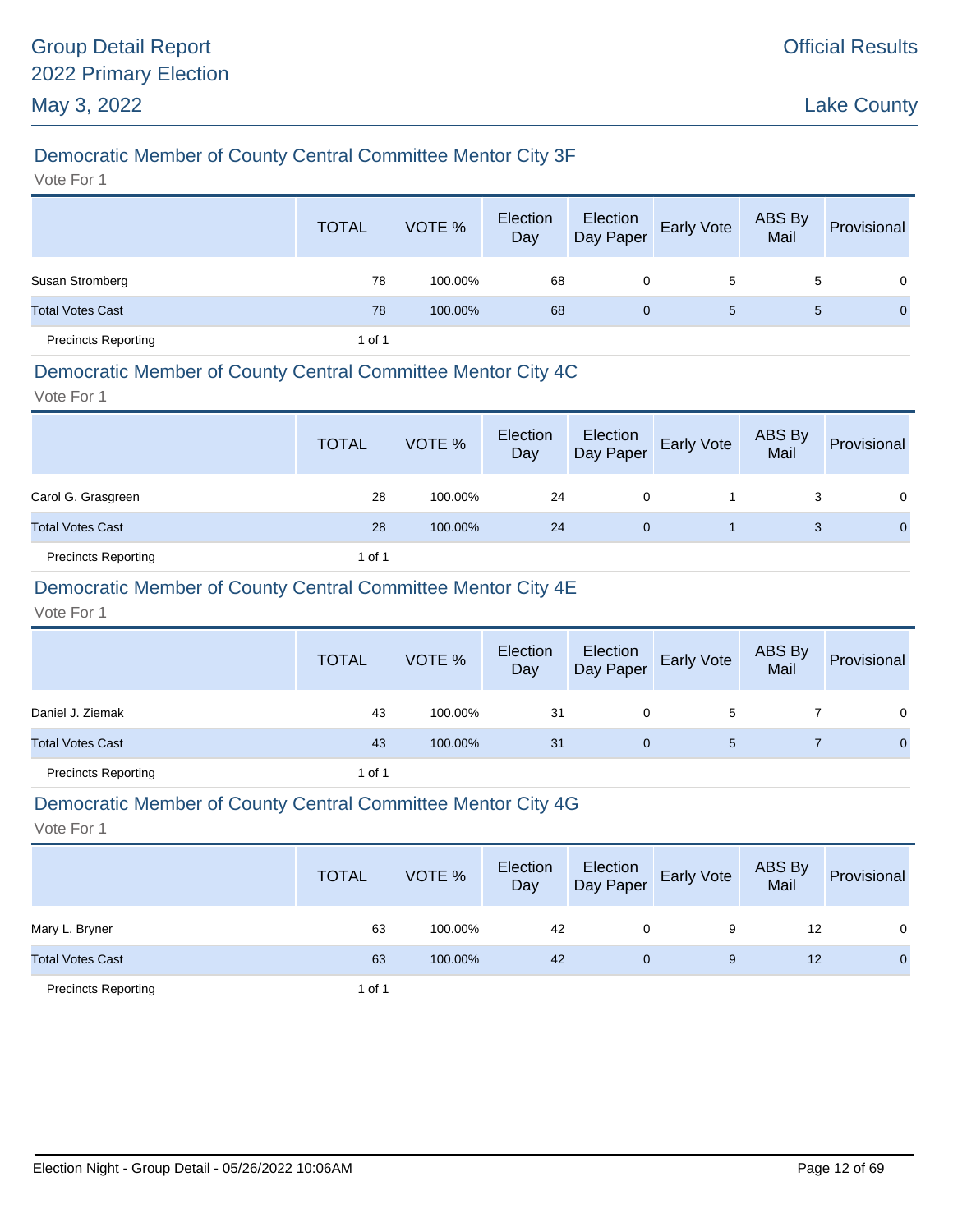## Democratic Member of County Central Committee Mentor City 3F

Vote For 1

| | TOTAL | VOTE % | Election Day | Election Day Paper | Early Vote | ABS By Mail | Provisional |
|---|---|---|---|---|---|---|---|
| Susan Stromberg | 78 | 100.00% | 68 | 0 | 5 | 5 | 0 |
| Total Votes Cast | 78 | 100.00% | 68 | 0 | 5 | 5 | 0 |
| Precincts Reporting | 1 of 1 | | | | | | |

## Democratic Member of County Central Committee Mentor City 4C

Vote For 1

| | TOTAL | VOTE % | Election Day | Election Day Paper | Early Vote | ABS By Mail | Provisional |
|---|---|---|---|---|---|---|---|
| Carol G. Grasgreen | 28 | 100.00% | 24 | 0 | 1 | 3 | 0 |
| Total Votes Cast | 28 | 100.00% | 24 | 0 | 1 | 3 | 0 |
| Precincts Reporting | 1 of 1 | | | | | | |

## Democratic Member of County Central Committee Mentor City 4E

Vote For 1

| | TOTAL | VOTE % | Election Day | Election Day Paper | Early Vote | ABS By Mail | Provisional |
|---|---|---|---|---|---|---|---|
| Daniel J. Ziemak | 43 | 100.00% | 31 | 0 | 5 | 7 | 0 |
| Total Votes Cast | 43 | 100.00% | 31 | 0 | 5 | 7 | 0 |
| Precincts Reporting | 1 of 1 | | | | | | |

## Democratic Member of County Central Committee Mentor City 4G

Vote For 1

| | TOTAL | VOTE % | Election Day | Election Day Paper | Early Vote | ABS By Mail | Provisional |
|---|---|---|---|---|---|---|---|
| Mary L. Bryner | 63 | 100.00% | 42 | 0 | 9 | 12 | 0 |
| Total Votes Cast | 63 | 100.00% | 42 | 0 | 9 | 12 | 0 |
| Precincts Reporting | 1 of 1 | | | | | | |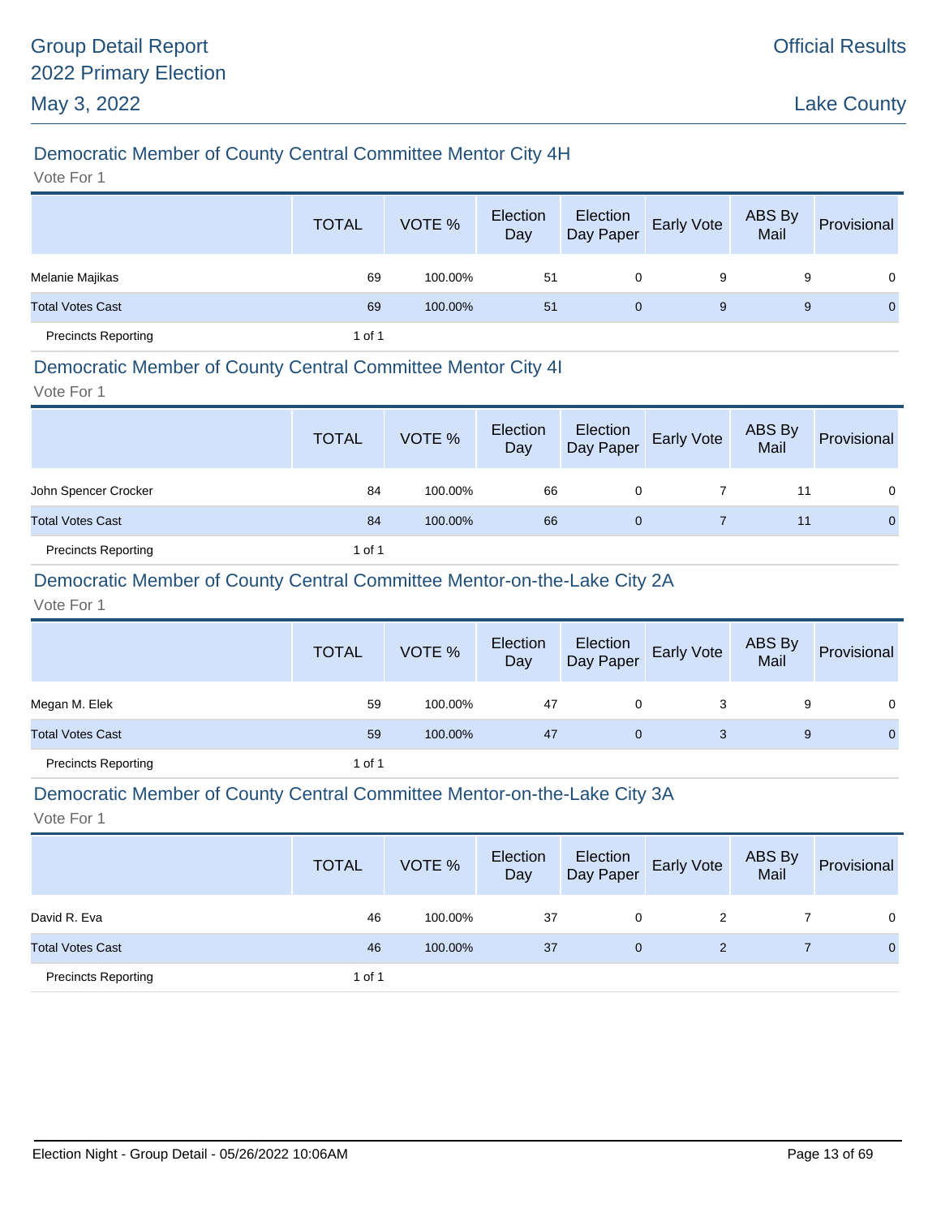## Democratic Member of County Central Committee Mentor City 4H

Vote For 1

| | TOTAL | VOTE % | Election Day | Election Day Paper | Early Vote | ABS By Mail | Provisional |
|---|---|---|---|---|---|---|---|
| Melanie Majikas | 69 | 100.00% | 51 | 0 | 9 | 9 | 0 |
| Total Votes Cast | 69 | 100.00% | 51 | 0 | 9 | 9 | 0 |
| Precincts Reporting | 1 of 1 | | | | | | |

## Democratic Member of County Central Committee Mentor City 4I

Vote For 1

| | TOTAL | VOTE % | Election Day | Election Day Paper | Early Vote | ABS By Mail | Provisional |
|---|---|---|---|---|---|---|---|
| John Spencer Crocker | 84 | 100.00% | 66 | 0 | 7 | 11 | 0 |
| Total Votes Cast | 84 | 100.00% | 66 | 0 | 7 | 11 | 0 |
| Precincts Reporting | 1 of 1 | | | | | | |

## Democratic Member of County Central Committee Mentor-on-the-Lake City 2A

Vote For 1

| | TOTAL | VOTE % | Election Day | Election Day Paper | Early Vote | ABS By Mail | Provisional |
|---|---|---|---|---|---|---|---|
| Megan M. Elek | 59 | 100.00% | 47 | 0 | 3 | 9 | 0 |
| Total Votes Cast | 59 | 100.00% | 47 | 0 | 3 | 9 | 0 |
| Precincts Reporting | 1 of 1 | | | | | | |

## Democratic Member of County Central Committee Mentor-on-the-Lake City 3A

Vote For 1

| | TOTAL | VOTE % | Election Day | Election Day Paper | Early Vote | ABS By Mail | Provisional |
|---|---|---|---|---|---|---|---|
| David R. Eva | 46 | 100.00% | 37 | 0 | 2 | 7 | 0 |
| Total Votes Cast | 46 | 100.00% | 37 | 0 | 2 | 7 | 0 |
| Precincts Reporting | 1 of 1 | | | | | | |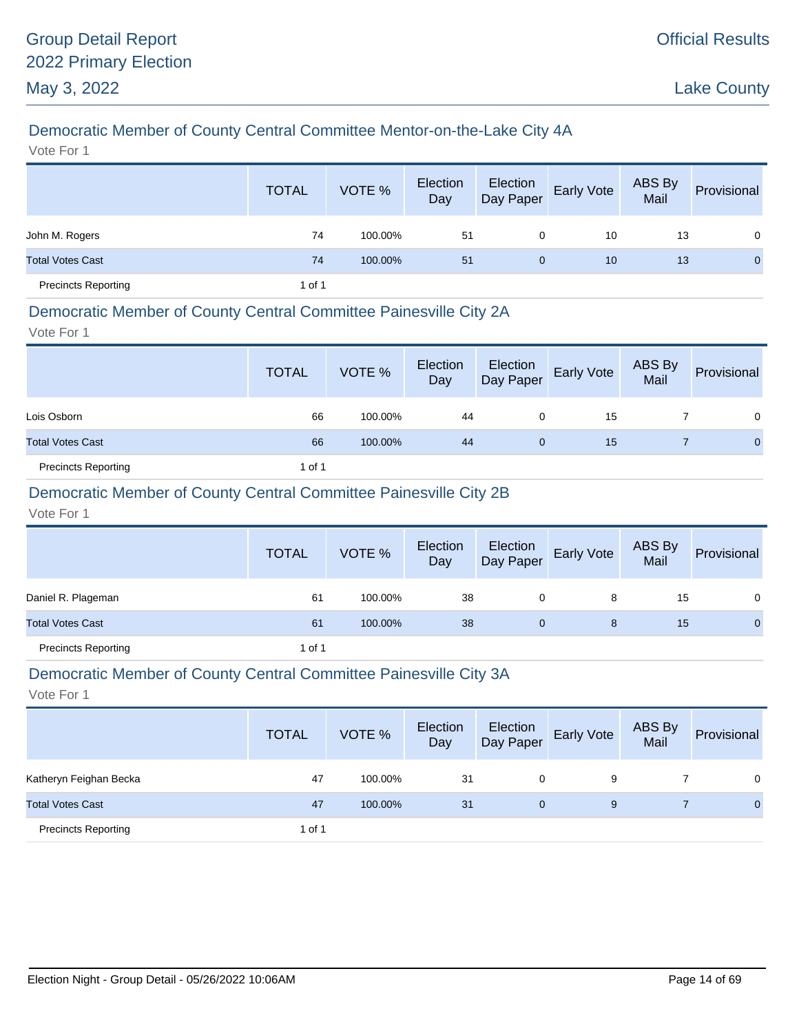## Democratic Member of County Central Committee Mentor-on-the-Lake City 4A

Vote For 1

| | TOTAL | VOTE % | Election Day | Election Day Paper | Early Vote | ABS By Mail | Provisional |
|---|---|---|---|---|---|---|---|
| John M. Rogers | 74 | 100.00% | 51 | 0 | 10 | 13 | 0 |
| Total Votes Cast | 74 | 100.00% | 51 | 0 | 10 | 13 | 0 |
| Precincts Reporting | 1 of 1 | | | | | | |

## Democratic Member of County Central Committee Painesville City 2A

Vote For 1

| | TOTAL | VOTE % | Election Day | Election Day Paper | Early Vote | ABS By Mail | Provisional |
|---|---|---|---|---|---|---|---|
| Lois Osborn | 66 | 100.00% | 44 | 0 | 15 | 7 | 0 |
| Total Votes Cast | 66 | 100.00% | 44 | 0 | 15 | 7 | 0 |
| Precincts Reporting | 1 of 1 | | | | | | |

## Democratic Member of County Central Committee Painesville City 2B

Vote For 1

| | TOTAL | VOTE % | Election Day | Election Day Paper | Early Vote | ABS By Mail | Provisional |
|---|---|---|---|---|---|---|---|
| Daniel R. Plageman | 61 | 100.00% | 38 | 0 | 8 | 15 | 0 |
| Total Votes Cast | 61 | 100.00% | 38 | 0 | 8 | 15 | 0 |
| Precincts Reporting | 1 of 1 | | | | | | |

## Democratic Member of County Central Committee Painesville City 3A

Vote For 1

| | TOTAL | VOTE % | Election Day | Election Day Paper | Early Vote | ABS By Mail | Provisional |
|---|---|---|---|---|---|---|---|
| Katheryn Feighan Becka | 47 | 100.00% | 31 | 0 | 9 | 7 | 0 |
| Total Votes Cast | 47 | 100.00% | 31 | 0 | 9 | 7 | 0 |
| Precincts Reporting | 1 of 1 | | | | | | |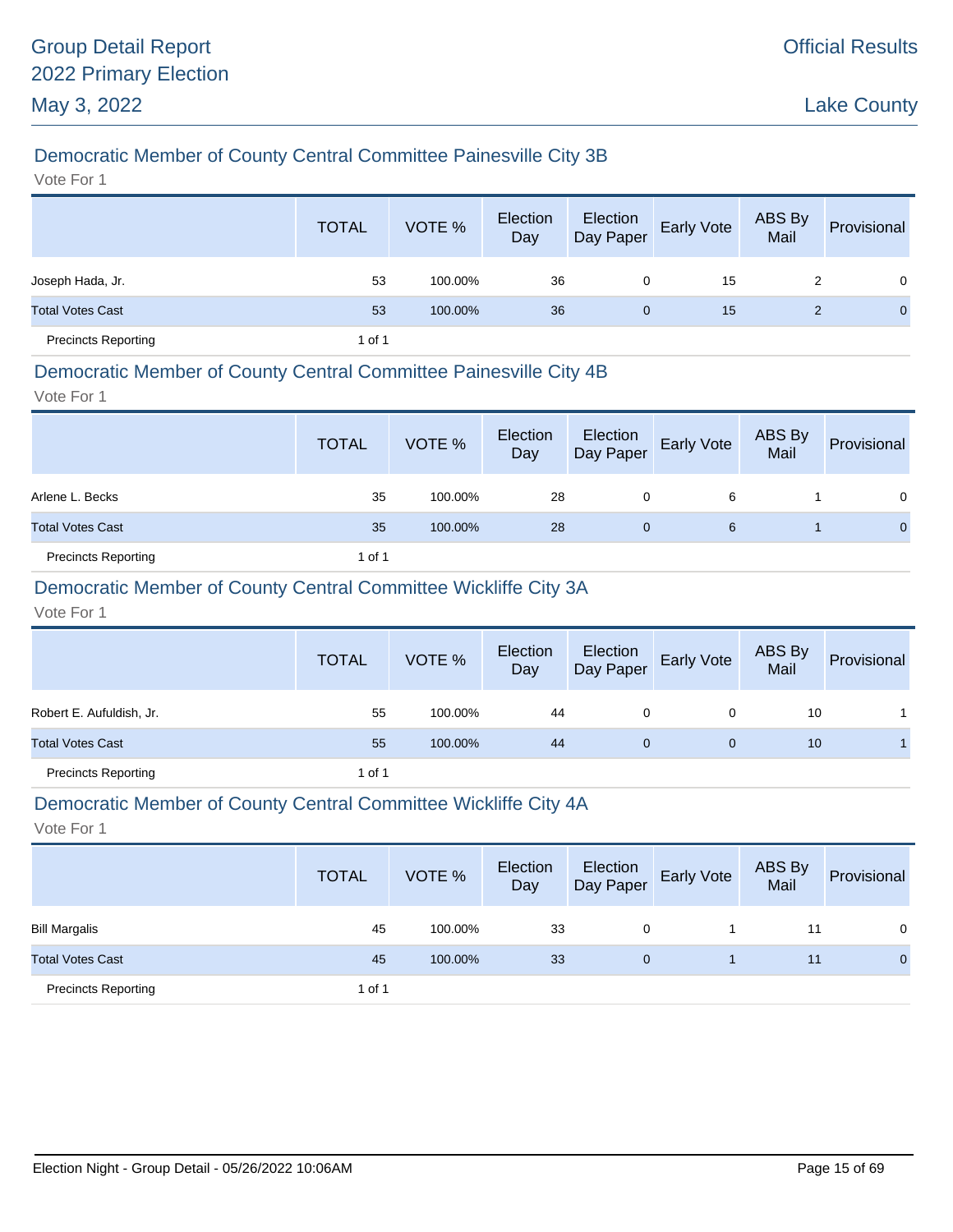## Democratic Member of County Central Committee Painesville City 3B

Vote For 1

| | TOTAL | VOTE % | Election Day | Election Day Paper | Early Vote | ABS By Mail | Provisional |
|---|---|---|---|---|---|---|---|
| Joseph Hada, Jr. | 53 | 100.00% | 36 | 0 | 15 | 2 | 0 |
| Total Votes Cast | 53 | 100.00% | 36 | 0 | 15 | 2 | 0 |
| Precincts Reporting | 1 of 1 | | | | | | |

## Democratic Member of County Central Committee Painesville City 4B

Vote For 1

| | TOTAL | VOTE % | Election Day | Election Day Paper | Early Vote | ABS By Mail | Provisional |
|---|---|---|---|---|---|---|---|
| Arlene L. Becks | 35 | 100.00% | 28 | 0 | 6 | 1 | 0 |
| Total Votes Cast | 35 | 100.00% | 28 | 0 | 6 | 1 | 0 |
| Precincts Reporting | 1 of 1 | | | | | | |

## Democratic Member of County Central Committee Wickliffe City 3A

Vote For 1

| | TOTAL | VOTE % | Election Day | Election Day Paper | Early Vote | ABS By Mail | Provisional |
|---|---|---|---|---|---|---|---|
| Robert E. Aufuldish, Jr. | 55 | 100.00% | 44 | 0 | 0 | 10 | 1 |
| Total Votes Cast | 55 | 100.00% | 44 | 0 | 0 | 10 | 1 |
| Precincts Reporting | 1 of 1 | | | | | | |

## Democratic Member of County Central Committee Wickliffe City 4A

Vote For 1

| | TOTAL | VOTE % | Election Day | Election Day Paper | Early Vote | ABS By Mail | Provisional |
|---|---|---|---|---|---|---|---|
| Bill Margalis | 45 | 100.00% | 33 | 0 | 1 | 11 | 0 |
| Total Votes Cast | 45 | 100.00% | 33 | 0 | 1 | 11 | 0 |
| Precincts Reporting | 1 of 1 | | | | | | |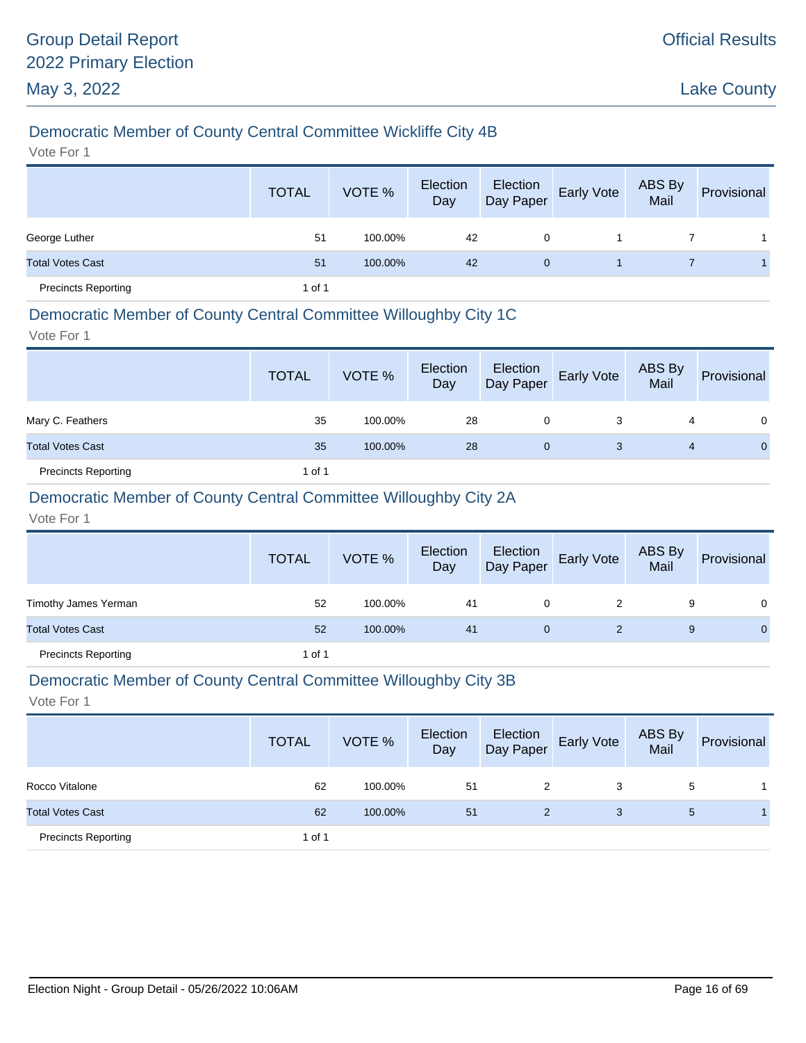## Democratic Member of County Central Committee Wickliffe City 4B

Vote For 1

| | TOTAL | VOTE % | Election Day | Election Day Paper | Early Vote | ABS By Mail | Provisional |
|---|---|---|---|---|---|---|---|
| George Luther | 51 | 100.00% | 42 | 0 | 1 | 7 | 1 |
| Total Votes Cast | 51 | 100.00% | 42 | 0 | 1 | 7 | 1 |
| Precincts Reporting | 1 of 1 | | | | | | |

## Democratic Member of County Central Committee Willoughby City 1C

Vote For 1

| | TOTAL | VOTE % | Election Day | Election Day Paper | Early Vote | ABS By Mail | Provisional |
|---|---|---|---|---|---|---|---|
| Mary C. Feathers | 35 | 100.00% | 28 | 0 | 3 | 4 | 0 |
| Total Votes Cast | 35 | 100.00% | 28 | 0 | 3 | 4 | 0 |
| Precincts Reporting | 1 of 1 | | | | | | |

## Democratic Member of County Central Committee Willoughby City 2A

Vote For 1

| | TOTAL | VOTE % | Election Day | Election Day Paper | Early Vote | ABS By Mail | Provisional |
|---|---|---|---|---|---|---|---|
| Timothy James Yerman | 52 | 100.00% | 41 | 0 | 2 | 9 | 0 |
| Total Votes Cast | 52 | 100.00% | 41 | 0 | 2 | 9 | 0 |
| Precincts Reporting | 1 of 1 | | | | | | |

## Democratic Member of County Central Committee Willoughby City 3B

Vote For 1

| | TOTAL | VOTE % | Election Day | Election Day Paper | Early Vote | ABS By Mail | Provisional |
|---|---|---|---|---|---|---|---|
| Rocco Vitalone | 62 | 100.00% | 51 | 2 | 3 | 5 | 1 |
| Total Votes Cast | 62 | 100.00% | 51 | 2 | 3 | 5 | 1 |
| Precincts Reporting | 1 of 1 | | | | | | |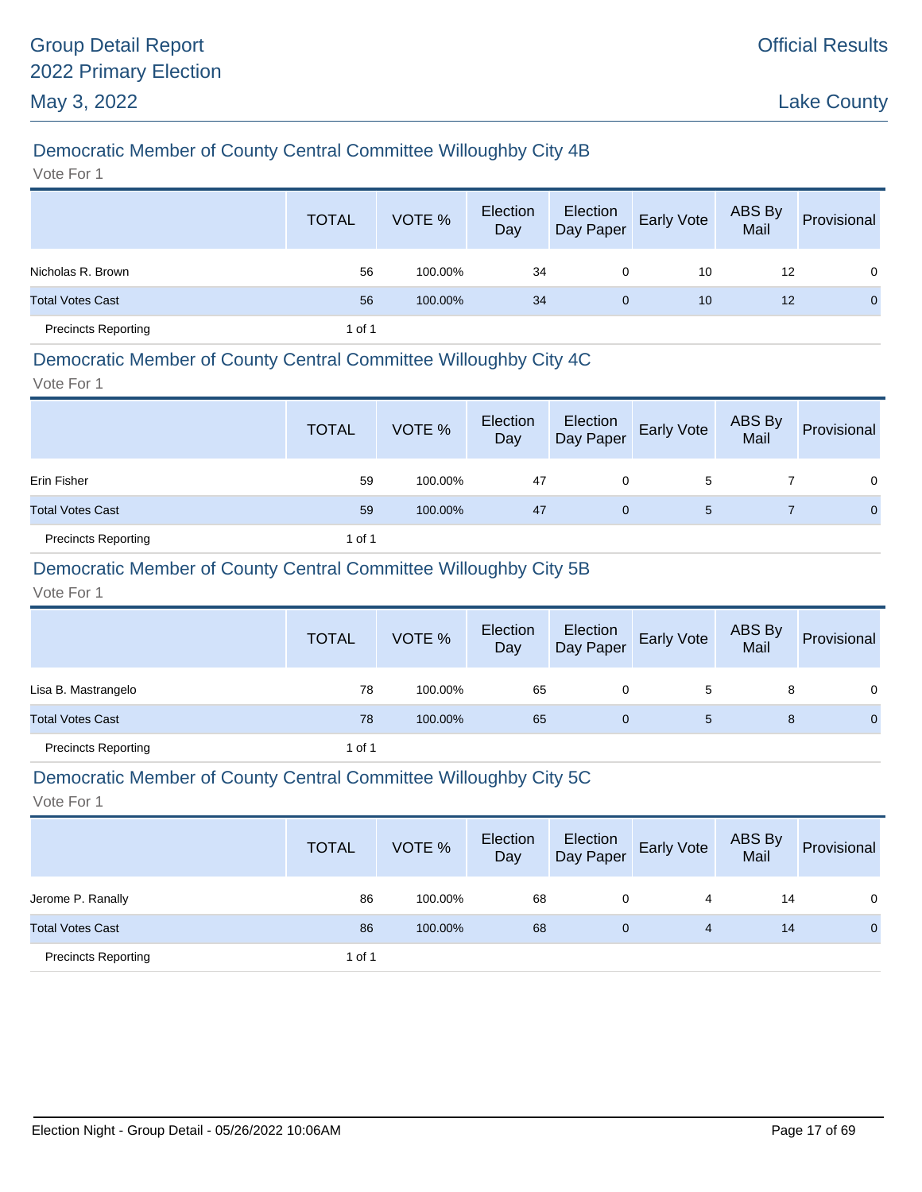## Democratic Member of County Central Committee Willoughby City 4B

Vote For 1

| | TOTAL | VOTE % | Election Day | Election Day Paper | Early Vote | ABS By Mail | Provisional |
|---|---|---|---|---|---|---|---|
| Nicholas R. Brown | 56 | 100.00% | 34 | 0 | 10 | 12 | 0 |
| Total Votes Cast | 56 | 100.00% | 34 | 0 | 10 | 12 | 0 |
| Precincts Reporting | 1 of 1 | | | | | | |

## Democratic Member of County Central Committee Willoughby City 4C

Vote For 1

| | TOTAL | VOTE % | Election Day | Election Day Paper | Early Vote | ABS By Mail | Provisional |
|---|---|---|---|---|---|---|---|
| Erin Fisher | 59 | 100.00% | 47 | 0 | 5 | 7 | 0 |
| Total Votes Cast | 59 | 100.00% | 47 | 0 | 5 | 7 | 0 |
| Precincts Reporting | 1 of 1 | | | | | | |

## Democratic Member of County Central Committee Willoughby City 5B

Vote For 1

| | TOTAL | VOTE % | Election Day | Election Day Paper | Early Vote | ABS By Mail | Provisional |
|---|---|---|---|---|---|---|---|
| Lisa B. Mastrangelo | 78 | 100.00% | 65 | 0 | 5 | 8 | 0 |
| Total Votes Cast | 78 | 100.00% | 65 | 0 | 5 | 8 | 0 |
| Precincts Reporting | 1 of 1 | | | | | | |

## Democratic Member of County Central Committee Willoughby City 5C

Vote For 1

| | TOTAL | VOTE % | Election Day | Election Day Paper | Early Vote | ABS By Mail | Provisional |
|---|---|---|---|---|---|---|---|
| Jerome P. Ranally | 86 | 100.00% | 68 | 0 | 4 | 14 | 0 |
| Total Votes Cast | 86 | 100.00% | 68 | 0 | 4 | 14 | 0 |
| Precincts Reporting | 1 of 1 | | | | | | |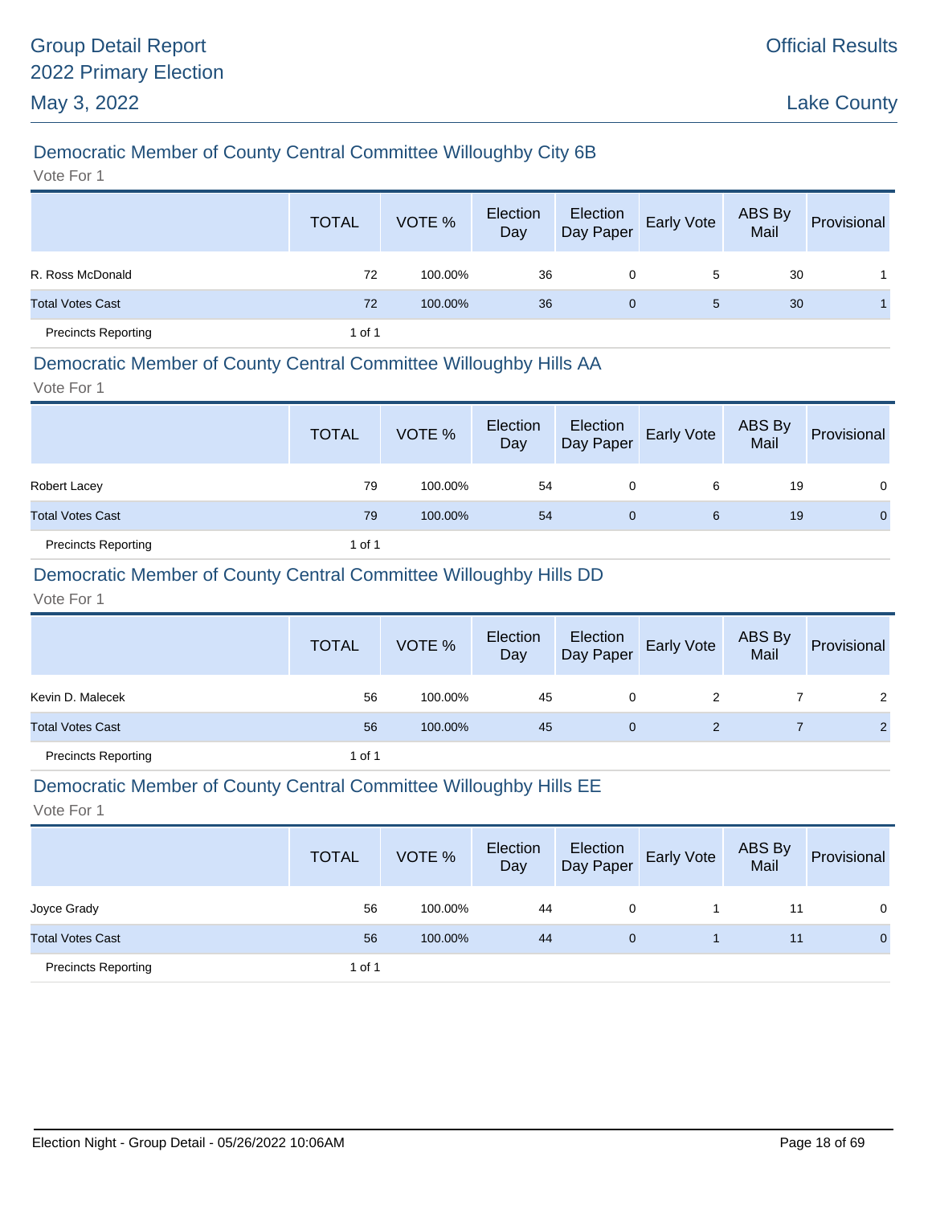## Democratic Member of County Central Committee Willoughby City 6B

Vote For 1

| | TOTAL | VOTE % | Election Day | Election Day Paper | Early Vote | ABS By Mail | Provisional |
|---|---|---|---|---|---|---|---|
| R. Ross McDonald | 72 | 100.00% | 36 | 0 | 5 | 30 | 1 |
| Total Votes Cast | 72 | 100.00% | 36 | 0 | 5 | 30 | 1 |
| Precincts Reporting | 1 of 1 | | | | | | |

## Democratic Member of County Central Committee Willoughby Hills AA

Vote For 1

| | TOTAL | VOTE % | Election Day | Election Day Paper | Early Vote | ABS By Mail | Provisional |
|---|---|---|---|---|---|---|---|
| Robert Lacey | 79 | 100.00% | 54 | 0 | 6 | 19 | 0 |
| Total Votes Cast | 79 | 100.00% | 54 | 0 | 6 | 19 | 0 |
| Precincts Reporting | 1 of 1 | | | | | | |

## Democratic Member of County Central Committee Willoughby Hills DD

Vote For 1

| | TOTAL | VOTE % | Election Day | Election Day Paper | Early Vote | ABS By Mail | Provisional |
|---|---|---|---|---|---|---|---|
| Kevin D. Malecek | 56 | 100.00% | 45 | 0 | 2 | 7 | 2 |
| Total Votes Cast | 56 | 100.00% | 45 | 0 | 2 | 7 | 2 |
| Precincts Reporting | 1 of 1 | | | | | | |

## Democratic Member of County Central Committee Willoughby Hills EE

Vote For 1

| | TOTAL | VOTE % | Election Day | Election Day Paper | Early Vote | ABS By Mail | Provisional |
|---|---|---|---|---|---|---|---|
| Joyce Grady | 56 | 100.00% | 44 | 0 | 1 | 11 | 0 |
| Total Votes Cast | 56 | 100.00% | 44 | 0 | 1 | 11 | 0 |
| Precincts Reporting | 1 of 1 | | | | | | |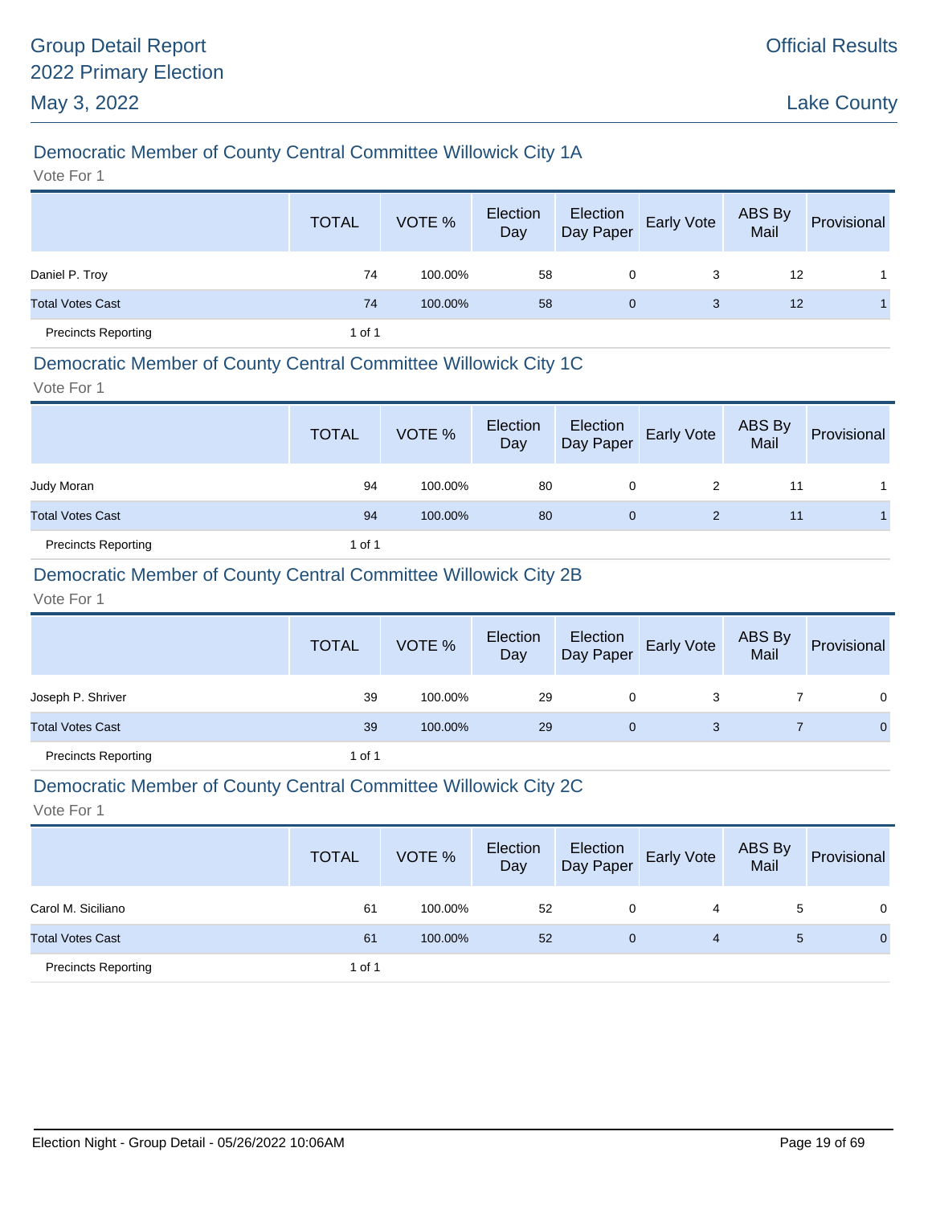## Democratic Member of County Central Committee Willowick City 1A

Vote For 1

| | TOTAL | VOTE % | Election Day | Election Day Paper | Early Vote | ABS By Mail | Provisional |
|---|---|---|---|---|---|---|---|
| Daniel P. Troy | 74 | 100.00% | 58 | 0 | 3 | 12 | 1 |
| Total Votes Cast | 74 | 100.00% | 58 | 0 | 3 | 12 | 1 |
| Precincts Reporting | 1 of 1 | | | | | | |

## Democratic Member of County Central Committee Willowick City 1C

Vote For 1

| | TOTAL | VOTE % | Election Day | Election Day Paper | Early Vote | ABS By Mail | Provisional |
|---|---|---|---|---|---|---|---|
| Judy Moran | 94 | 100.00% | 80 | 0 | 2 | 11 | 1 |
| Total Votes Cast | 94 | 100.00% | 80 | 0 | 2 | 11 | 1 |
| Precincts Reporting | 1 of 1 | | | | | | |

## Democratic Member of County Central Committee Willowick City 2B

Vote For 1

| | TOTAL | VOTE % | Election Day | Election Day Paper | Early Vote | ABS By Mail | Provisional |
|---|---|---|---|---|---|---|---|
| Joseph P. Shriver | 39 | 100.00% | 29 | 0 | 3 | 7 | 0 |
| Total Votes Cast | 39 | 100.00% | 29 | 0 | 3 | 7 | 0 |
| Precincts Reporting | 1 of 1 | | | | | | |

## Democratic Member of County Central Committee Willowick City 2C

Vote For 1

| | TOTAL | VOTE % | Election Day | Election Day Paper | Early Vote | ABS By Mail | Provisional |
|---|---|---|---|---|---|---|---|
| Carol M. Siciliano | 61 | 100.00% | 52 | 0 | 4 | 5 | 0 |
| Total Votes Cast | 61 | 100.00% | 52 | 0 | 4 | 5 | 0 |
| Precincts Reporting | 1 of 1 | | | | | | |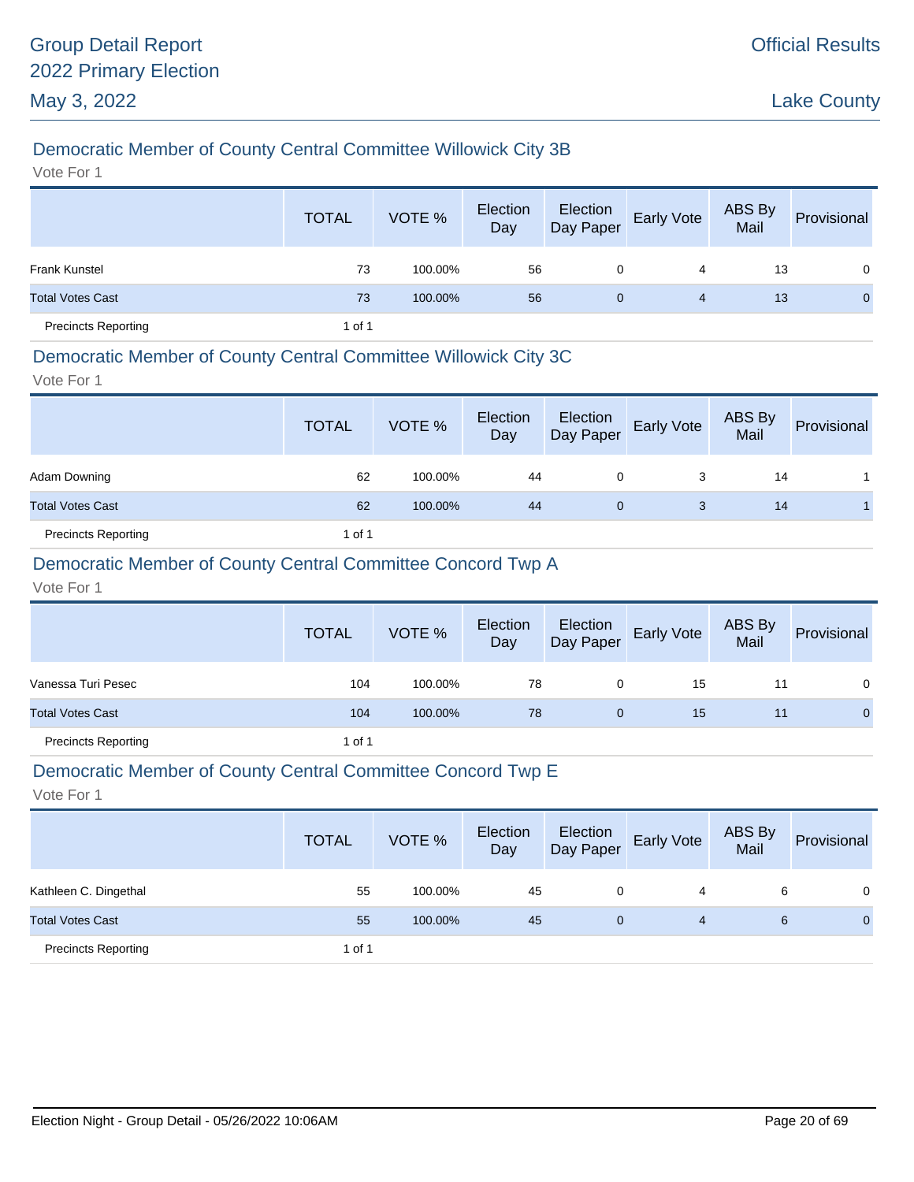# Group Detail Report
## 2022 Primary Election
## May 3, 2022

Official Results

Lake County

### Democratic Member of County Central Committee Willowick City 3B

Vote For 1

| | TOTAL | VOTE % | Election Day | Election Day Paper | Early Vote | ABS By Mail | Provisional |
|---|---|---|---|---|---|---|---|
| Frank Kunstel | 73 | 100.00% | 56 | 0 | 4 | 13 | 0 |
| Total Votes Cast | 73 | 100.00% | 56 | 0 | 4 | 13 | 0 |
| Precincts Reporting | 1 of 1 | | | | | | |

### Democratic Member of County Central Committee Willowick City 3C

Vote For 1

| | TOTAL | VOTE % | Election Day | Election Day Paper | Early Vote | ABS By Mail | Provisional |
|---|---|---|---|---|---|---|---|
| Adam Downing | 62 | 100.00% | 44 | 0 | 3 | 14 | 1 |
| Total Votes Cast | 62 | 100.00% | 44 | 0 | 3 | 14 | 1 |
| Precincts Reporting | 1 of 1 | | | | | | |

### Democratic Member of County Central Committee Concord Twp A

Vote For 1

| | TOTAL | VOTE % | Election Day | Election Day Paper | Early Vote | ABS By Mail | Provisional |
|---|---|---|---|---|---|---|---|
| Vanessa Turi Pesec | 104 | 100.00% | 78 | 0 | 15 | 11 | 0 |
| Total Votes Cast | 104 | 100.00% | 78 | 0 | 15 | 11 | 0 |
| Precincts Reporting | 1 of 1 | | | | | | |

### Democratic Member of County Central Committee Concord Twp E

Vote For 1

| | TOTAL | VOTE % | Election Day | Election Day Paper | Early Vote | ABS By Mail | Provisional |
|---|---|---|---|---|---|---|---|
| Kathleen C. Dingethal | 55 | 100.00% | 45 | 0 | 4 | 6 | 0 |
| Total Votes Cast | 55 | 100.00% | 45 | 0 | 4 | 6 | 0 |
| Precincts Reporting | 1 of 1 | | | | | | |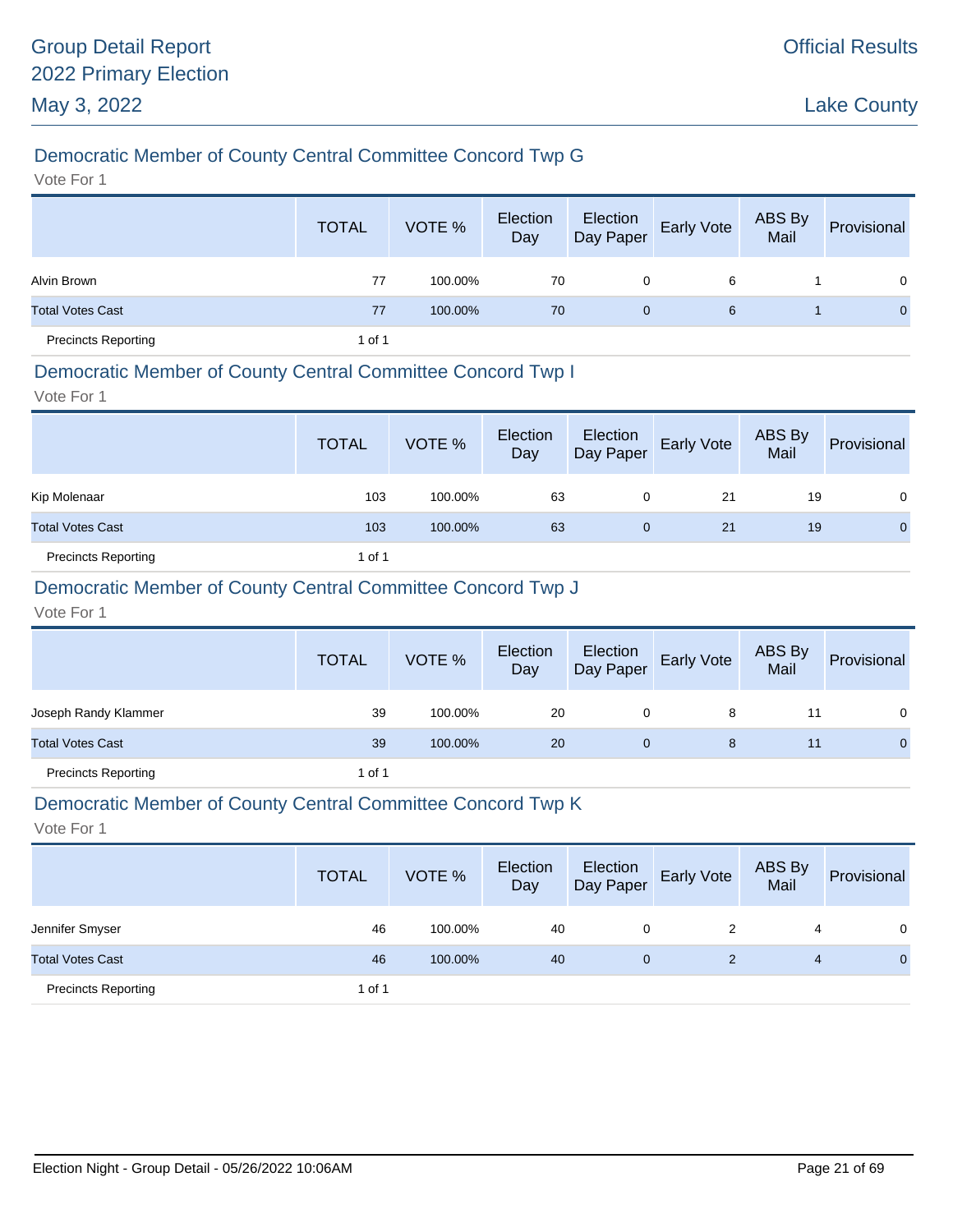## Democratic Member of County Central Committee Concord Twp G

Vote For 1

| | TOTAL | VOTE % | Election Day | Election Day Paper | Early Vote | ABS By Mail | Provisional |
|---|---|---|---|---|---|---|---|
| Alvin Brown | 77 | 100.00% | 70 | 0 | 6 | 1 | 0 |
| Total Votes Cast | 77 | 100.00% | 70 | 0 | 6 | 1 | 0 |
| Precincts Reporting | 1 of 1 | | | | | | |

## Democratic Member of County Central Committee Concord Twp I

Vote For 1

| | TOTAL | VOTE % | Election Day | Election Day Paper | Early Vote | ABS By Mail | Provisional |
|---|---|---|---|---|---|---|---|
| Kip Molenaar | 103 | 100.00% | 63 | 0 | 21 | 19 | 0 |
| Total Votes Cast | 103 | 100.00% | 63 | 0 | 21 | 19 | 0 |
| Precincts Reporting | 1 of 1 | | | | | | |

## Democratic Member of County Central Committee Concord Twp J

Vote For 1

| | TOTAL | VOTE % | Election Day | Election Day Paper | Early Vote | ABS By Mail | Provisional |
|---|---|---|---|---|---|---|---|
| Joseph Randy Klammer | 39 | 100.00% | 20 | 0 | 8 | 11 | 0 |
| Total Votes Cast | 39 | 100.00% | 20 | 0 | 8 | 11 | 0 |
| Precincts Reporting | 1 of 1 | | | | | | |

## Democratic Member of County Central Committee Concord Twp K

Vote For 1

| | TOTAL | VOTE % | Election Day | Election Day Paper | Early Vote | ABS By Mail | Provisional |
|---|---|---|---|---|---|---|---|
| Jennifer Smyser | 46 | 100.00% | 40 | 0 | 2 | 4 | 0 |
| Total Votes Cast | 46 | 100.00% | 40 | 0 | 2 | 4 | 0 |
| Precincts Reporting | 1 of 1 | | | | | | |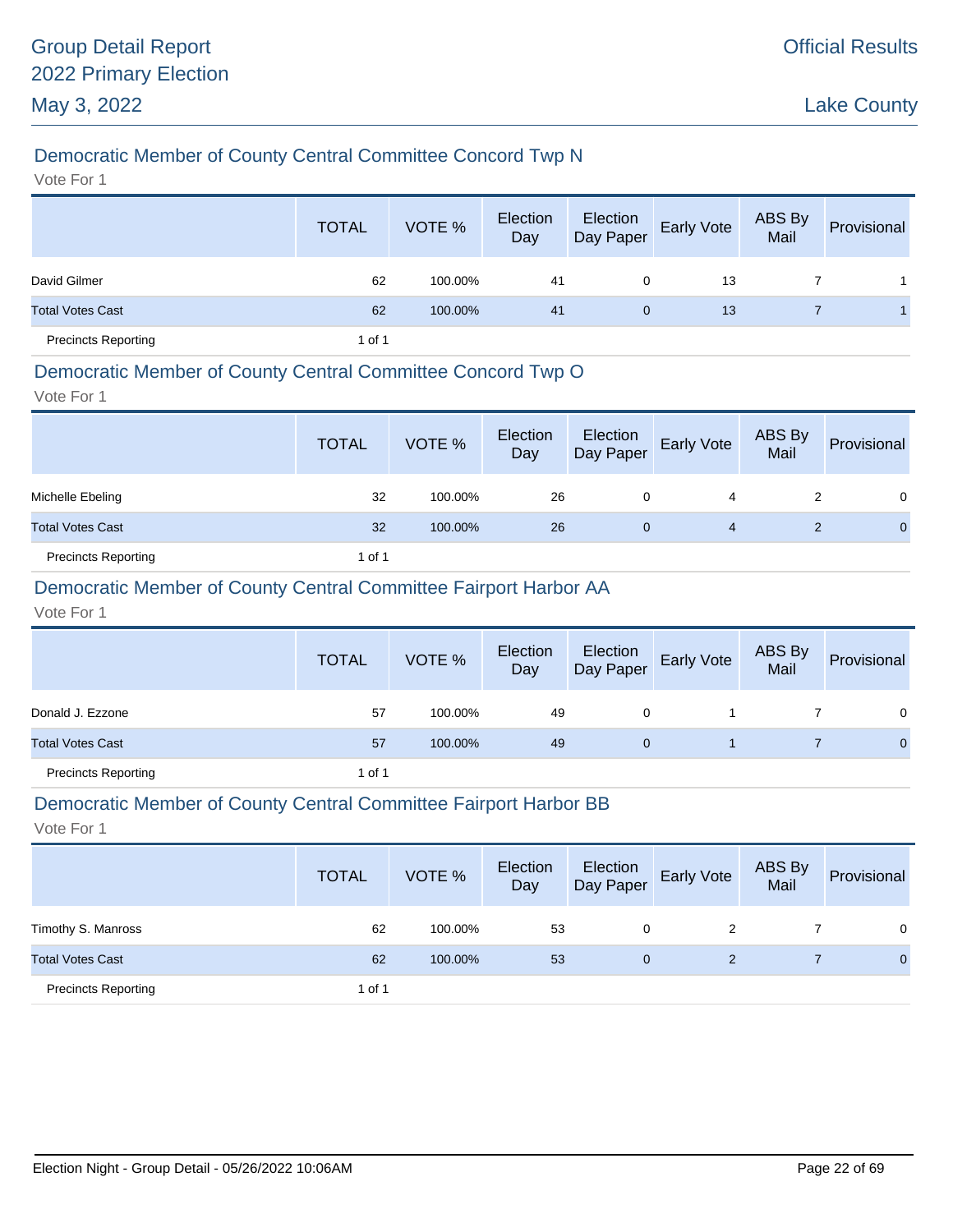## Democratic Member of County Central Committee Concord Twp N

Vote For 1

| | TOTAL | VOTE % | Election Day | Election Day Paper | Early Vote | ABS By Mail | Provisional |
|---|---|---|---|---|---|---|---|
| David Gilmer | 62 | 100.00% | 41 | 0 | 13 | 7 | 1 |
| Total Votes Cast | 62 | 100.00% | 41 | 0 | 13 | 7 | 1 |
| Precincts Reporting | 1 of 1 | | | | | | |

## Democratic Member of County Central Committee Concord Twp O

Vote For 1

| | TOTAL | VOTE % | Election Day | Election Day Paper | Early Vote | ABS By Mail | Provisional |
|---|---|---|---|---|---|---|---|
| Michelle Ebeling | 32 | 100.00% | 26 | 0 | 4 | 2 | 0 |
| Total Votes Cast | 32 | 100.00% | 26 | 0 | 4 | 2 | 0 |
| Precincts Reporting | 1 of 1 | | | | | | |

## Democratic Member of County Central Committee Fairport Harbor AA

Vote For 1

| | TOTAL | VOTE % | Election Day | Election Day Paper | Early Vote | ABS By Mail | Provisional |
|---|---|---|---|---|---|---|---|
| Donald J. Ezzone | 57 | 100.00% | 49 | 0 | 1 | 7 | 0 |
| Total Votes Cast | 57 | 100.00% | 49 | 0 | 1 | 7 | 0 |
| Precincts Reporting | 1 of 1 | | | | | | |

## Democratic Member of County Central Committee Fairport Harbor BB

Vote For 1

| | TOTAL | VOTE % | Election Day | Election Day Paper | Early Vote | ABS By Mail | Provisional |
|---|---|---|---|---|---|---|---|
| Timothy S. Manross | 62 | 100.00% | 53 | 0 | 2 | 7 | 0 |
| Total Votes Cast | 62 | 100.00% | 53 | 0 | 2 | 7 | 0 |
| Precincts Reporting | 1 of 1 | | | | | | |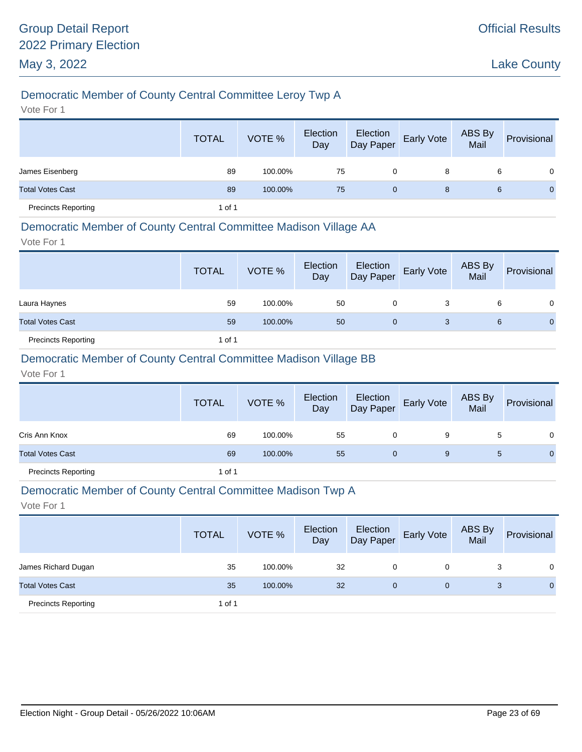# Group Detail Report
# 2022 Primary Election
# May 3, 2022

Official Results

Lake County

## Democratic Member of County Central Committee Leroy Twp A

Vote For 1

| | TOTAL | VOTE % | Election Day | Election Day Paper | Early Vote | ABS By Mail | Provisional |
|---|---|---|---|---|---|---|---|
| James Eisenberg | 89 | 100.00% | 75 | 0 | 8 | 6 | 0 |
| Total Votes Cast | 89 | 100.00% | 75 | 0 | 8 | 6 | 0 |
| Precincts Reporting | 1 of 1 | | | | | | |

## Democratic Member of County Central Committee Madison Village AA

Vote For 1

| | TOTAL | VOTE % | Election Day | Election Day Paper | Early Vote | ABS By Mail | Provisional |
|---|---|---|---|---|---|---|---|
| Laura Haynes | 59 | 100.00% | 50 | 0 | 3 | 6 | 0 |
| Total Votes Cast | 59 | 100.00% | 50 | 0 | 3 | 6 | 0 |
| Precincts Reporting | 1 of 1 | | | | | | |

## Democratic Member of County Central Committee Madison Village BB

Vote For 1

| | TOTAL | VOTE % | Election Day | Election Day Paper | Early Vote | ABS By Mail | Provisional |
|---|---|---|---|---|---|---|---|
| Cris Ann Knox | 69 | 100.00% | 55 | 0 | 9 | 5 | 0 |
| Total Votes Cast | 69 | 100.00% | 55 | 0 | 9 | 5 | 0 |
| Precincts Reporting | 1 of 1 | | | | | | |

## Democratic Member of County Central Committee Madison Twp A

Vote For 1

| | TOTAL | VOTE % | Election Day | Election Day Paper | Early Vote | ABS By Mail | Provisional |
|---|---|---|---|---|---|---|---|
| James Richard Dugan | 35 | 100.00% | 32 | 0 | 0 | 3 | 0 |
| Total Votes Cast | 35 | 100.00% | 32 | 0 | 0 | 3 | 0 |
| Precincts Reporting | 1 of 1 | | | | | | |

Election Night - Group Detail - 05/26/2022 10:06AM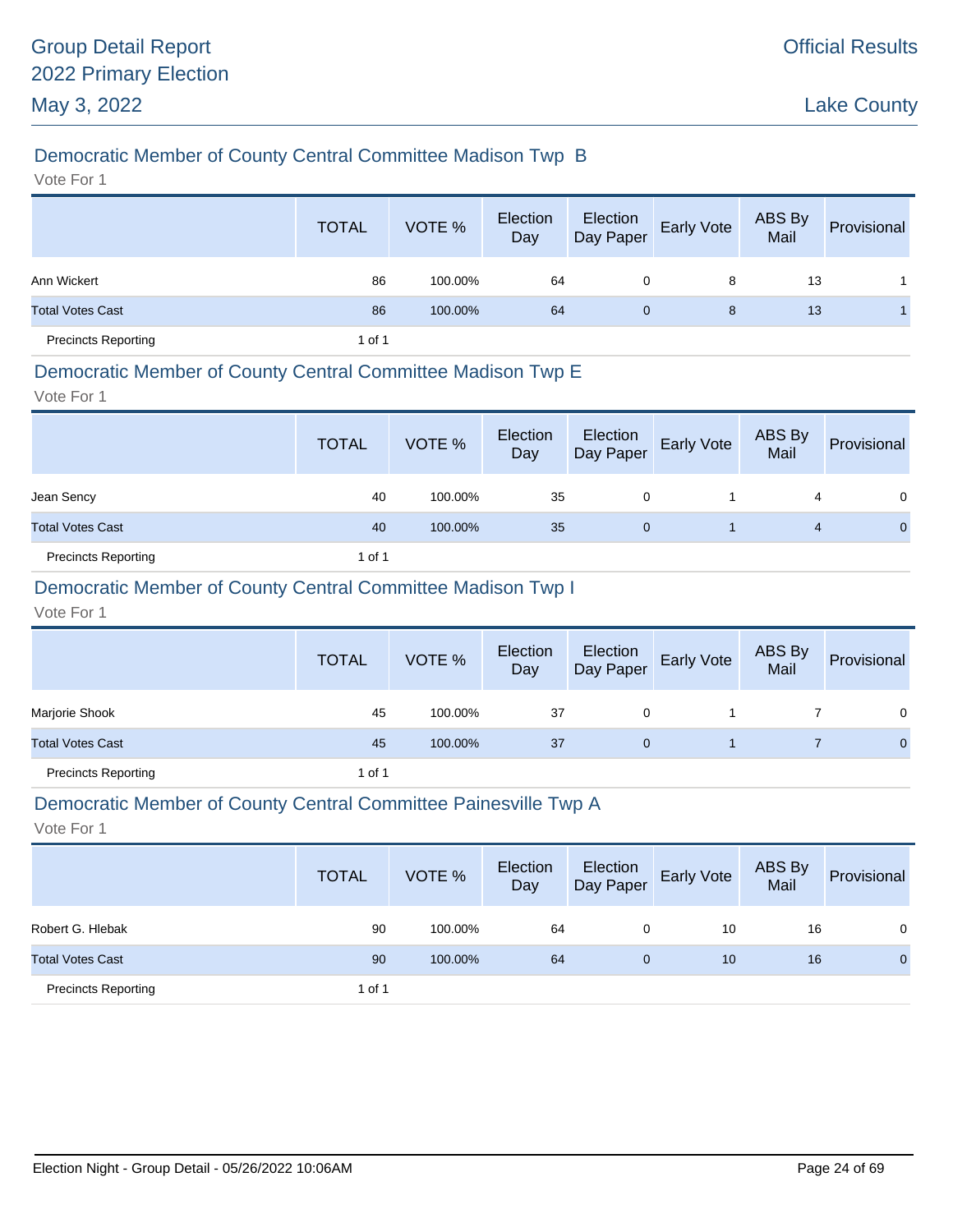## Democratic Member of County Central Committee Madison Twp B

Vote For 1

| | TOTAL | VOTE % | Election Day | Election Day Paper | Early Vote | ABS By Mail | Provisional |
|---|---|---|---|---|---|---|---|
| Ann Wickert | 86 | 100.00% | 64 | 0 | 8 | 13 | 1 |
| Total Votes Cast | 86 | 100.00% | 64 | 0 | 8 | 13 | 1 |
| Precincts Reporting | 1 of 1 | | | | | | |

## Democratic Member of County Central Committee Madison Twp E

Vote For 1

| | TOTAL | VOTE % | Election Day | Election Day Paper | Early Vote | ABS By Mail | Provisional |
|---|---|---|---|---|---|---|---|
| Jean Sency | 40 | 100.00% | 35 | 0 | 1 | 4 | 0 |
| Total Votes Cast | 40 | 100.00% | 35 | 0 | 1 | 4 | 0 |
| Precincts Reporting | 1 of 1 | | | | | | |

## Democratic Member of County Central Committee Madison Twp I

Vote For 1

| | TOTAL | VOTE % | Election Day | Election Day Paper | Early Vote | ABS By Mail | Provisional |
|---|---|---|---|---|---|---|---|
| Marjorie Shook | 45 | 100.00% | 37 | 0 | 1 | 7 | 0 |
| Total Votes Cast | 45 | 100.00% | 37 | 0 | 1 | 7 | 0 |
| Precincts Reporting | 1 of 1 | | | | | | |

## Democratic Member of County Central Committee Painesville Twp A

Vote For 1

| | TOTAL | VOTE % | Election Day | Election Day Paper | Early Vote | ABS By Mail | Provisional |
|---|---|---|---|---|---|---|---|
| Robert G. Hlebak | 90 | 100.00% | 64 | 0 | 10 | 16 | 0 |
| Total Votes Cast | 90 | 100.00% | 64 | 0 | 10 | 16 | 0 |
| Precincts Reporting | 1 of 1 | | | | | | |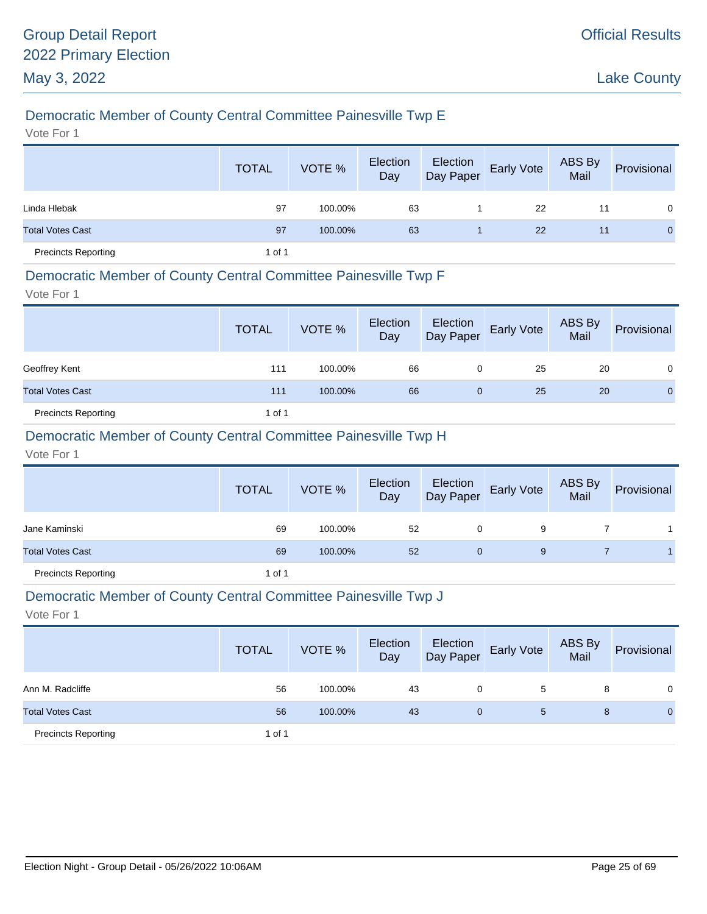## Democratic Member of County Central Committee Painesville Twp E

Vote For 1

| | TOTAL | VOTE % | Election Day | Election Day Paper | Early Vote | ABS By Mail | Provisional |
|---|---|---|---|---|---|---|---|
| Linda Hlebak | 97 | 100.00% | 63 | 1 | 22 | 11 | 0 |
| Total Votes Cast | 97 | 100.00% | 63 | 1 | 22 | 11 | 0 |
| Precincts Reporting | 1 of 1 | | | | | | |

## Democratic Member of County Central Committee Painesville Twp F

Vote For 1

| | TOTAL | VOTE % | Election Day | Election Day Paper | Early Vote | ABS By Mail | Provisional |
|---|---|---|---|---|---|---|---|
| Geoffrey Kent | 111 | 100.00% | 66 | 0 | 25 | 20 | 0 |
| Total Votes Cast | 111 | 100.00% | 66 | 0 | 25 | 20 | 0 |
| Precincts Reporting | 1 of 1 | | | | | | |

## Democratic Member of County Central Committee Painesville Twp H

Vote For 1

| | TOTAL | VOTE % | Election Day | Election Day Paper | Early Vote | ABS By Mail | Provisional |
|---|---|---|---|---|---|---|---|
| Jane Kaminski | 69 | 100.00% | 52 | 0 | 9 | 7 | 1 |
| Total Votes Cast | 69 | 100.00% | 52 | 0 | 9 | 7 | 1 |
| Precincts Reporting | 1 of 1 | | | | | | |

## Democratic Member of County Central Committee Painesville Twp J

Vote For 1

| | TOTAL | VOTE % | Election Day | Election Day Paper | Early Vote | ABS By Mail | Provisional |
|---|---|---|---|---|---|---|---|
| Ann M. Radcliffe | 56 | 100.00% | 43 | 0 | 5 | 8 | 0 |
| Total Votes Cast | 56 | 100.00% | 43 | 0 | 5 | 8 | 0 |
| Precincts Reporting | 1 of 1 | | | | | | |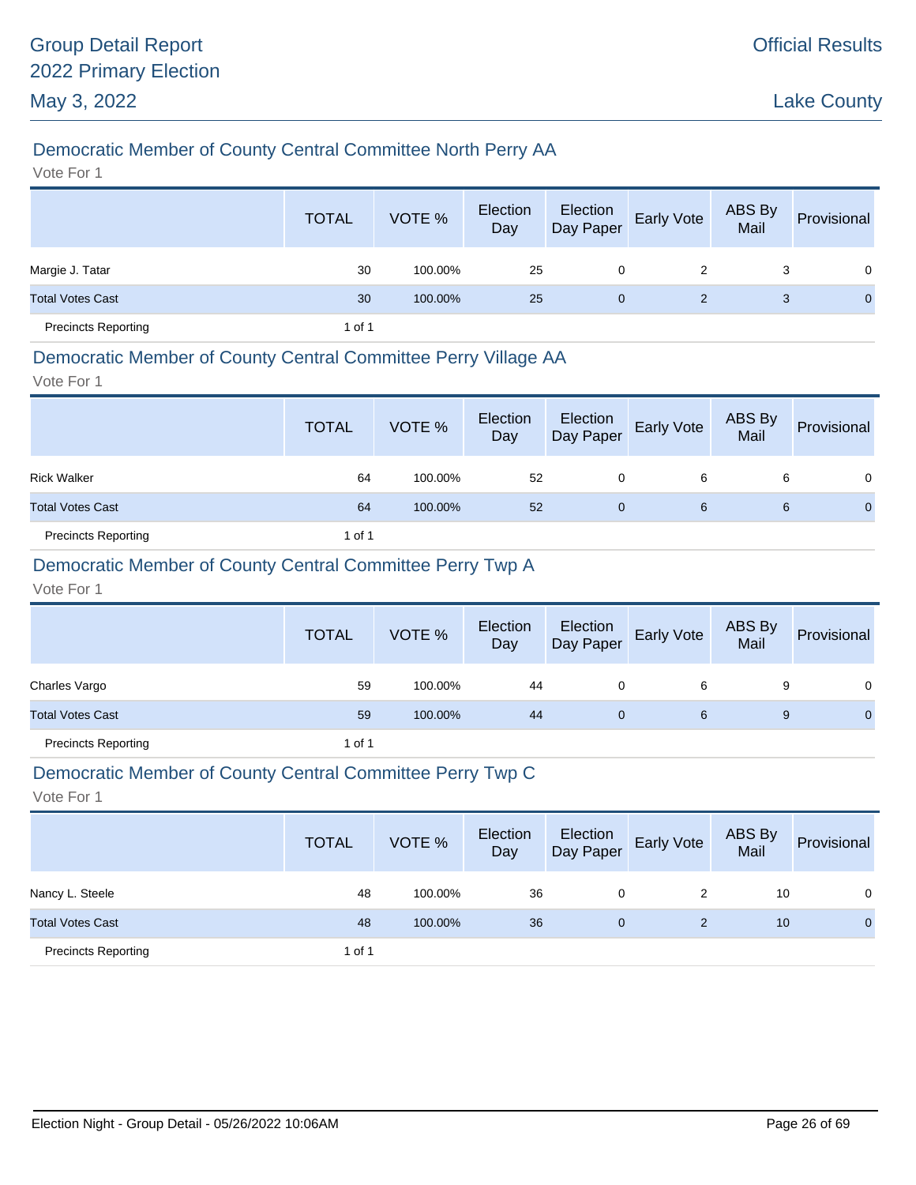## Democratic Member of County Central Committee North Perry AA

Vote For 1

| | TOTAL | VOTE % | Election Day | Election Day Paper | Early Vote | ABS By Mail | Provisional |
|---|---|---|---|---|---|---|---|
| Margie J. Tatar | 30 | 100.00% | 25 | 0 | 2 | 3 | 0 |
| Total Votes Cast | 30 | 100.00% | 25 | 0 | 2 | 3 | 0 |
| Precincts Reporting | 1 of 1 | | | | | | |

## Democratic Member of County Central Committee Perry Village AA

Vote For 1

| | TOTAL | VOTE % | Election Day | Election Day Paper | Early Vote | ABS By Mail | Provisional |
|---|---|---|---|---|---|---|---|
| Rick Walker | 64 | 100.00% | 52 | 0 | 6 | 6 | 0 |
| Total Votes Cast | 64 | 100.00% | 52 | 0 | 6 | 6 | 0 |
| Precincts Reporting | 1 of 1 | | | | | | |

## Democratic Member of County Central Committee Perry Twp A

Vote For 1

| | TOTAL | VOTE % | Election Day | Election Day Paper | Early Vote | ABS By Mail | Provisional |
|---|---|---|---|---|---|---|---|
| Charles Vargo | 59 | 100.00% | 44 | 0 | 6 | 9 | 0 |
| Total Votes Cast | 59 | 100.00% | 44 | 0 | 6 | 9 | 0 |
| Precincts Reporting | 1 of 1 | | | | | | |

## Democratic Member of County Central Committee Perry Twp C

Vote For 1

| | TOTAL | VOTE % | Election Day | Election Day Paper | Early Vote | ABS By Mail | Provisional |
|---|---|---|---|---|---|---|---|
| Nancy L. Steele | 48 | 100.00% | 36 | 0 | 2 | 10 | 0 |
| Total Votes Cast | 48 | 100.00% | 36 | 0 | 2 | 10 | 0 |
| Precincts Reporting | 1 of 1 | | | | | | |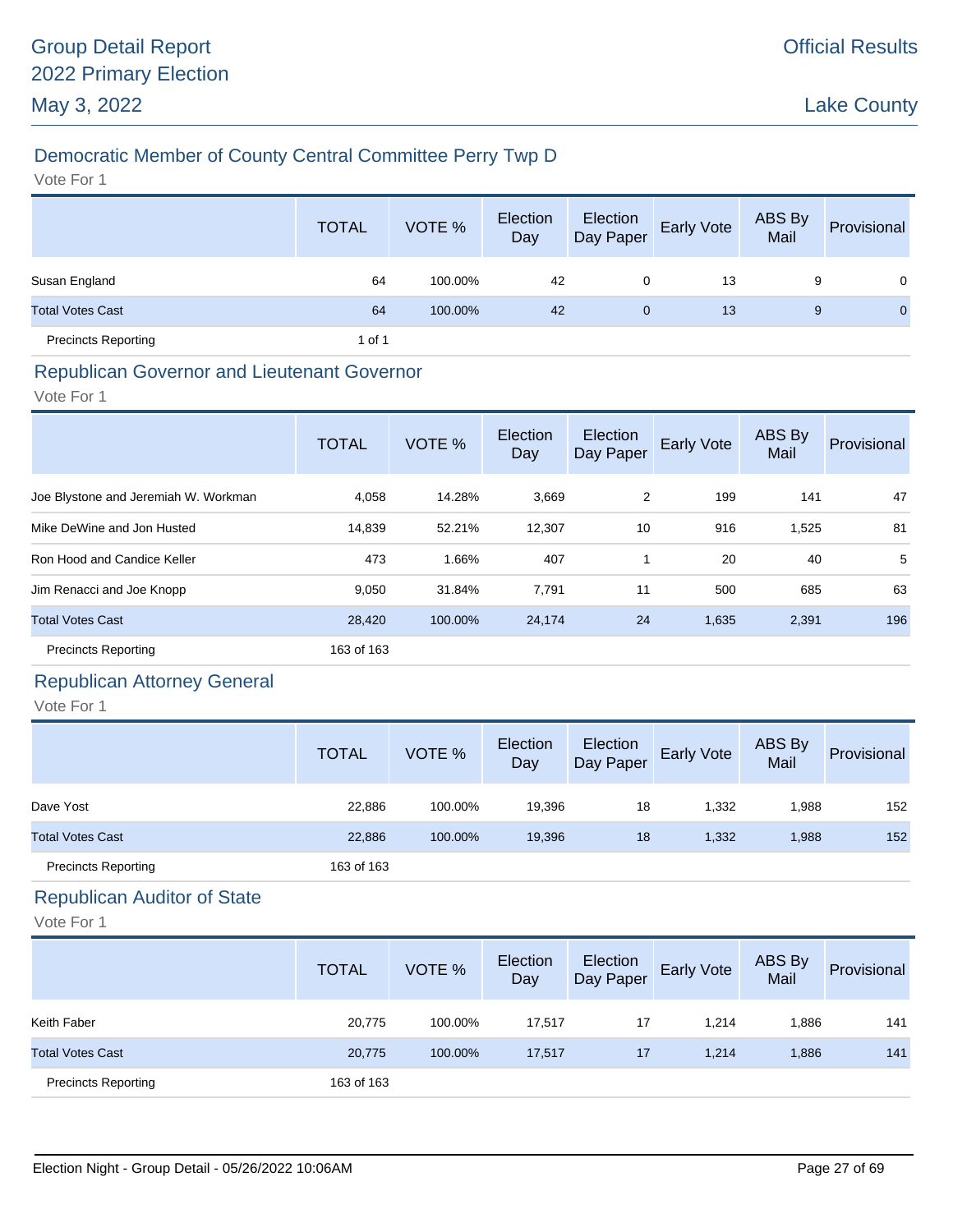# Group Detail Report
# 2022 Primary Election
## May 3, 2022

Official Results

Lake County

## Democratic Member of County Central Committee Perry Twp D

Vote For 1

| | TOTAL | VOTE % | Election Day | Election Day Paper | Early Vote | ABS By Mail | Provisional |
|---|---|---|---|---|---|---|---|
| Susan England | 64 | 100.00% | 42 | 0 | 13 | 9 | 0 |
| Total Votes Cast | 64 | 100.00% | 42 | 0 | 13 | 9 | 0 |
| Precincts Reporting | 1 of 1 | | | | | | |

## Republican Governor and Lieutenant Governor

Vote For 1

| | TOTAL | VOTE % | Election Day | Election Day Paper | Early Vote | ABS By Mail | Provisional |
|---|---|---|---|---|---|---|---|
| Joe Blystone and Jeremiah W. Workman | 4,058 | 14.28% | 3,669 | 2 | 199 | 141 | 47 |
| Mike DeWine and Jon Husted | 14,839 | 52.21% | 12,307 | 10 | 916 | 1,525 | 81 |
| Ron Hood and Candice Keller | 473 | 1.66% | 407 | 1 | 20 | 40 | 5 |
| Jim Renacci and Joe Knopp | 9,050 | 31.84% | 7,791 | 11 | 500 | 685 | 63 |
| Total Votes Cast | 28,420 | 100.00% | 24,174 | 24 | 1,635 | 2,391 | 196 |
| Precincts Reporting | 163 of 163 | | | | | | |

## Republican Attorney General

Vote For 1

| | TOTAL | VOTE % | Election Day | Election Day Paper | Early Vote | ABS By Mail | Provisional |
|---|---|---|---|---|---|---|---|
| Dave Yost | 22,886 | 100.00% | 19,396 | 18 | 1,332 | 1,988 | 152 |
| Total Votes Cast | 22,886 | 100.00% | 19,396 | 18 | 1,332 | 1,988 | 152 |
| Precincts Reporting | 163 of 163 | | | | | | |

## Republican Auditor of State

Vote For 1

| | TOTAL | VOTE % | Election Day | Election Day Paper | Early Vote | ABS By Mail | Provisional |
|---|---|---|---|---|---|---|---|
| Keith Faber | 20,775 | 100.00% | 17,517 | 17 | 1,214 | 1,886 | 141 |
| Total Votes Cast | 20,775 | 100.00% | 17,517 | 17 | 1,214 | 1,886 | 141 |
| Precincts Reporting | 163 of 163 | | | | | | |

Election Night - Group Detail - 05/26/2022 10:06AM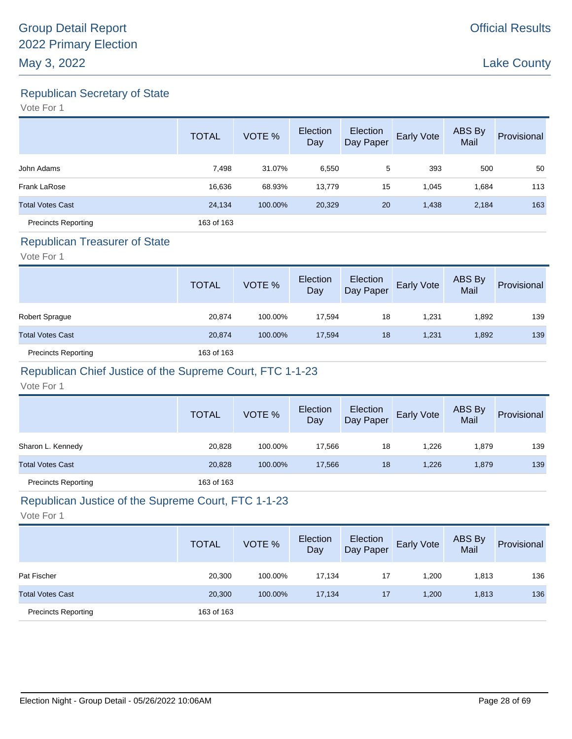# Group Detail Report
# 2022 Primary Election
# May 3, 2022

Official Results

Lake County

## Republican Secretary of State

Vote For 1

| | TOTAL | VOTE % | Election Day | Election Day Paper | Early Vote | ABS By Mail | Provisional |
|---|---|---|---|---|---|---|---|
| John Adams | 7,498 | 31.07% | 6,550 | 5 | 393 | 500 | 50 |
| Frank LaRose | 16,636 | 68.93% | 13,779 | 15 | 1,045 | 1,684 | 113 |
| Total Votes Cast | 24,134 | 100.00% | 20,329 | 20 | 1,438 | 2,184 | 163 |
| Precincts Reporting | 163 of 163 | | | | | | |

## Republican Treasurer of State

Vote For 1

| | TOTAL | VOTE % | Election Day | Election Day Paper | Early Vote | ABS By Mail | Provisional |
|---|---|---|---|---|---|---|---|
| Robert Sprague | 20,874 | 100.00% | 17,594 | 18 | 1,231 | 1,892 | 139 |
| Total Votes Cast | 20,874 | 100.00% | 17,594 | 18 | 1,231 | 1,892 | 139 |
| Precincts Reporting | 163 of 163 | | | | | | |

## Republican Chief Justice of the Supreme Court, FTC 1-1-23

Vote For 1

| | TOTAL | VOTE % | Election Day | Election Day Paper | Early Vote | ABS By Mail | Provisional |
|---|---|---|---|---|---|---|---|
| Sharon L. Kennedy | 20,828 | 100.00% | 17,566 | 18 | 1,226 | 1,879 | 139 |
| Total Votes Cast | 20,828 | 100.00% | 17,566 | 18 | 1,226 | 1,879 | 139 |
| Precincts Reporting | 163 of 163 | | | | | | |

## Republican Justice of the Supreme Court, FTC 1-1-23

Vote For 1

| | TOTAL | VOTE % | Election Day | Election Day Paper | Early Vote | ABS By Mail | Provisional |
|---|---|---|---|---|---|---|---|
| Pat Fischer | 20,300 | 100.00% | 17,134 | 17 | 1,200 | 1,813 | 136 |
| Total Votes Cast | 20,300 | 100.00% | 17,134 | 17 | 1,200 | 1,813 | 136 |
| Precincts Reporting | 163 of 163 | | | | | | |

Election Night - Group Detail - 05/26/2022 10:06AM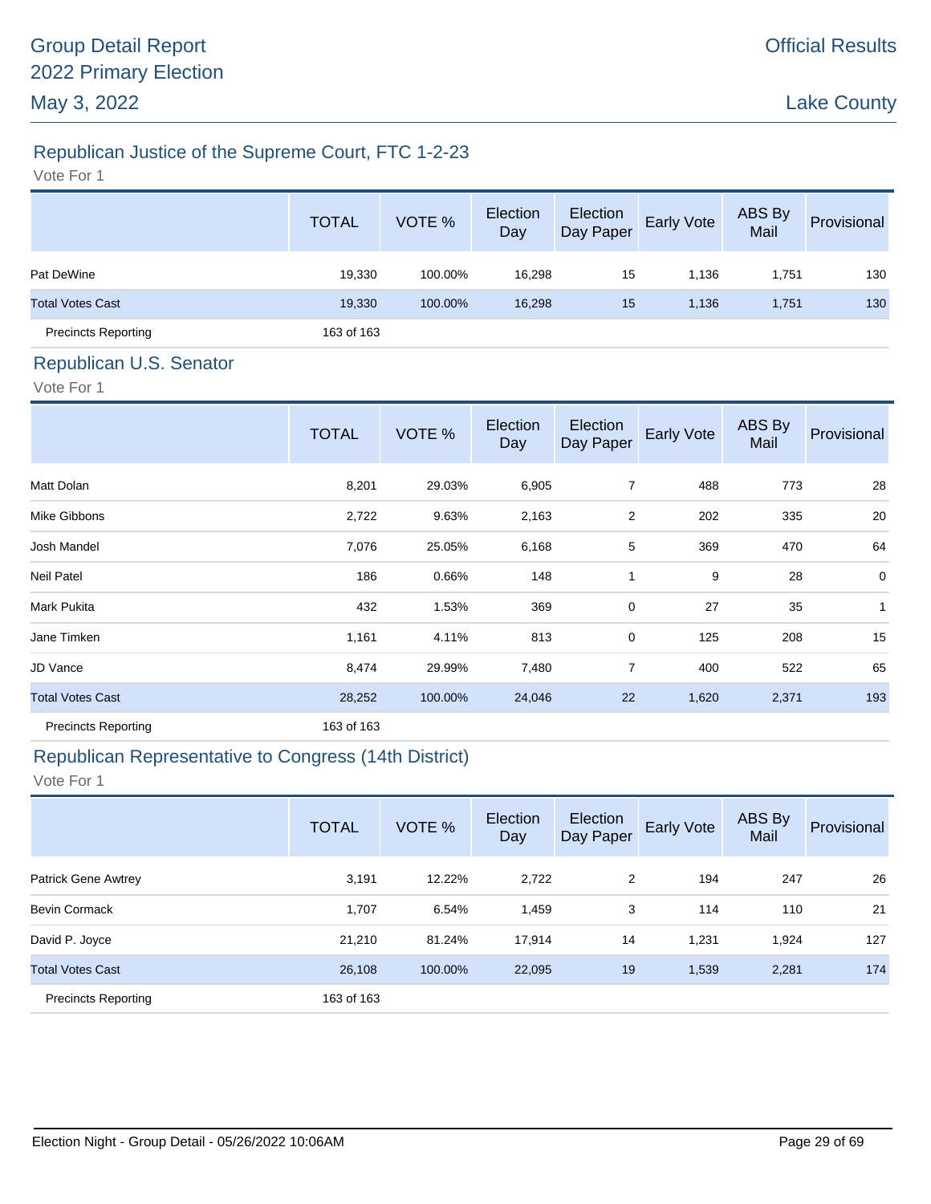# Group Detail Report
## 2022 Primary Election
## May 3, 2022

**Official Results**

**Lake County**

### Republican Justice of the Supreme Court, FTC 1-2-23

Vote For 1

| | TOTAL | VOTE % | Election Day | Election Day Paper | Early Vote | ABS By Mail | Provisional |
|---|---|---|---|---|---|---|---|
| Pat DeWine | 19,330 | 100.00% | 16,298 | 15 | 1,136 | 1,751 | 130 |
| Total Votes Cast | 19,330 | 100.00% | 16,298 | 15 | 1,136 | 1,751 | 130 |
| Precincts Reporting | 163 of 163 | | | | | | |

### Republican U.S. Senator

Vote For 1

| | TOTAL | VOTE % | Election Day | Election Day Paper | Early Vote | ABS By Mail | Provisional |
|---|---|---|---|---|---|---|---|
| Matt Dolan | 8,201 | 29.03% | 6,905 | 7 | 488 | 773 | 28 |
| Mike Gibbons | 2,722 | 9.63% | 2,163 | 2 | 202 | 335 | 20 |
| Josh Mandel | 7,076 | 25.05% | 6,168 | 5 | 369 | 470 | 64 |
| Neil Patel | 186 | 0.66% | 148 | 1 | 9 | 28 | 0 |
| Mark Pukita | 432 | 1.53% | 369 | 0 | 27 | 35 | 1 |
| Jane Timken | 1,161 | 4.11% | 813 | 0 | 125 | 208 | 15 |
| JD Vance | 8,474 | 29.99% | 7,480 | 7 | 400 | 522 | 65 |
| Total Votes Cast | 28,252 | 100.00% | 24,046 | 22 | 1,620 | 2,371 | 193 |
| Precincts Reporting | 163 of 163 | | | | | | |

### Republican Representative to Congress (14th District)

Vote For 1

| | TOTAL | VOTE % | Election Day | Election Day Paper | Early Vote | ABS By Mail | Provisional |
|---|---|---|---|---|---|---|---|
| Patrick Gene Awtrey | 3,191 | 12.22% | 2,722 | 2 | 194 | 247 | 26 |
| Bevin Cormack | 1,707 | 6.54% | 1,459 | 3 | 114 | 110 | 21 |
| David P. Joyce | 21,210 | 81.24% | 17,914 | 14 | 1,231 | 1,924 | 127 |
| Total Votes Cast | 26,108 | 100.00% | 22,095 | 19 | 1,539 | 2,281 | 174 |
| Precincts Reporting | 163 of 163 | | | | | | |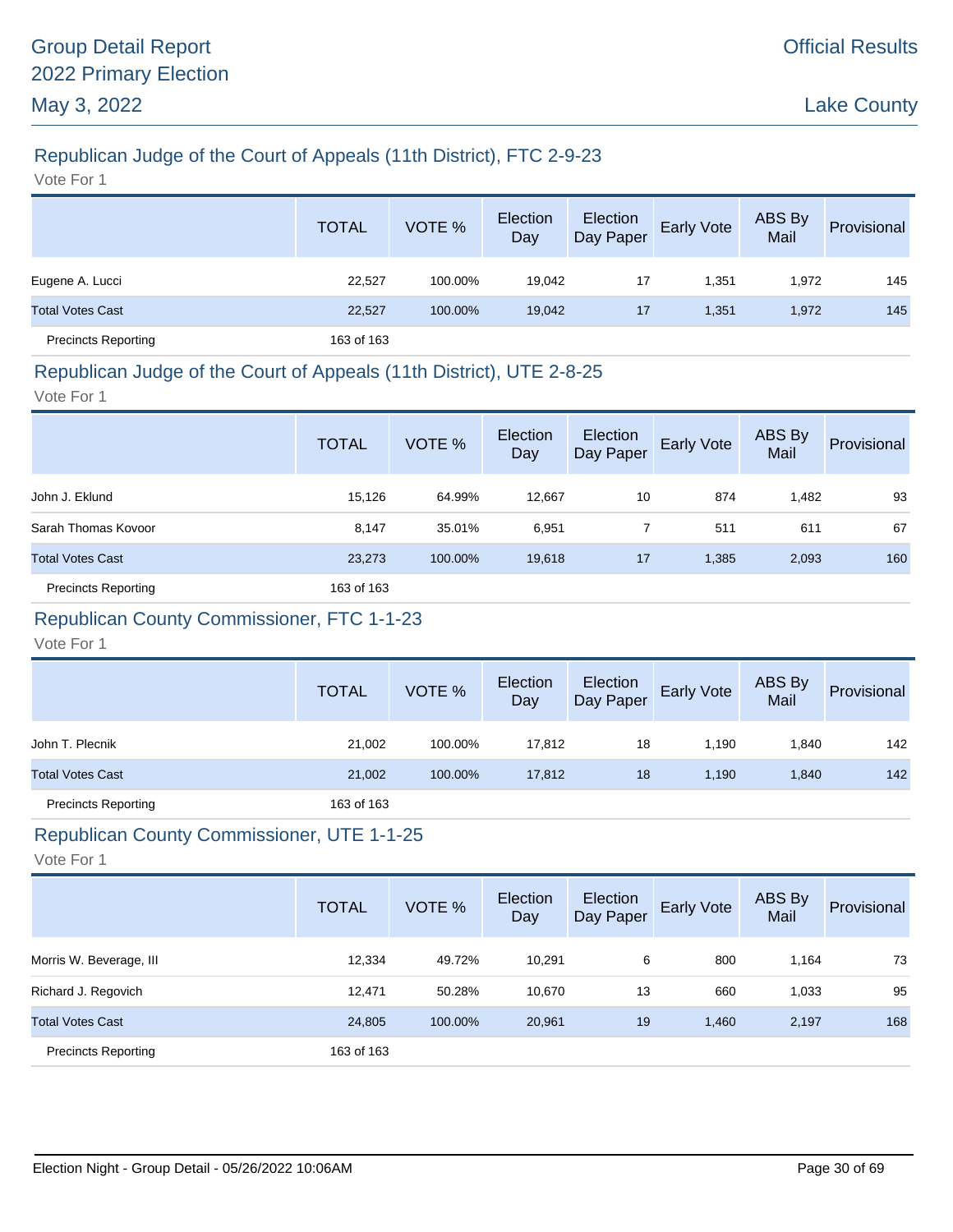## Republican Judge of the Court of Appeals (11th District), FTC 2-9-23

Vote For 1

| | TOTAL | VOTE % | Election Day | Election Day Paper | Early Vote | ABS By Mail | Provisional |
|---|---|---|---|---|---|---|---|
| Eugene A. Lucci | 22,527 | 100.00% | 19,042 | 17 | 1,351 | 1,972 | 145 |
| Total Votes Cast | 22,527 | 100.00% | 19,042 | 17 | 1,351 | 1,972 | 145 |
| Precincts Reporting | 163 of 163 | | | | | | |

## Republican Judge of the Court of Appeals (11th District), UTE 2-8-25

Vote For 1

| | TOTAL | VOTE % | Election Day | Election Day Paper | Early Vote | ABS By Mail | Provisional |
|---|---|---|---|---|---|---|---|
| John J. Eklund | 15,126 | 64.99% | 12,667 | 10 | 874 | 1,482 | 93 |
| Sarah Thomas Kovoor | 8,147 | 35.01% | 6,951 | 7 | 511 | 611 | 67 |
| Total Votes Cast | 23,273 | 100.00% | 19,618 | 17 | 1,385 | 2,093 | 160 |
| Precincts Reporting | 163 of 163 | | | | | | |

## Republican County Commissioner, FTC 1-1-23

Vote For 1

| | TOTAL | VOTE % | Election Day | Election Day Paper | Early Vote | ABS By Mail | Provisional |
|---|---|---|---|---|---|---|---|
| John T. Plecnik | 21,002 | 100.00% | 17,812 | 18 | 1,190 | 1,840 | 142 |
| Total Votes Cast | 21,002 | 100.00% | 17,812 | 18 | 1,190 | 1,840 | 142 |
| Precincts Reporting | 163 of 163 | | | | | | |

## Republican County Commissioner, UTE 1-1-25

Vote For 1

| | TOTAL | VOTE % | Election Day | Election Day Paper | Early Vote | ABS By Mail | Provisional |
|---|---|---|---|---|---|---|---|
| Morris W. Beverage, III | 12,334 | 49.72% | 10,291 | 6 | 800 | 1,164 | 73 |
| Richard J. Regovich | 12,471 | 50.28% | 10,670 | 13 | 660 | 1,033 | 95 |
| Total Votes Cast | 24,805 | 100.00% | 20,961 | 19 | 1,460 | 2,197 | 168 |
| Precincts Reporting | 163 of 163 | | | | | | |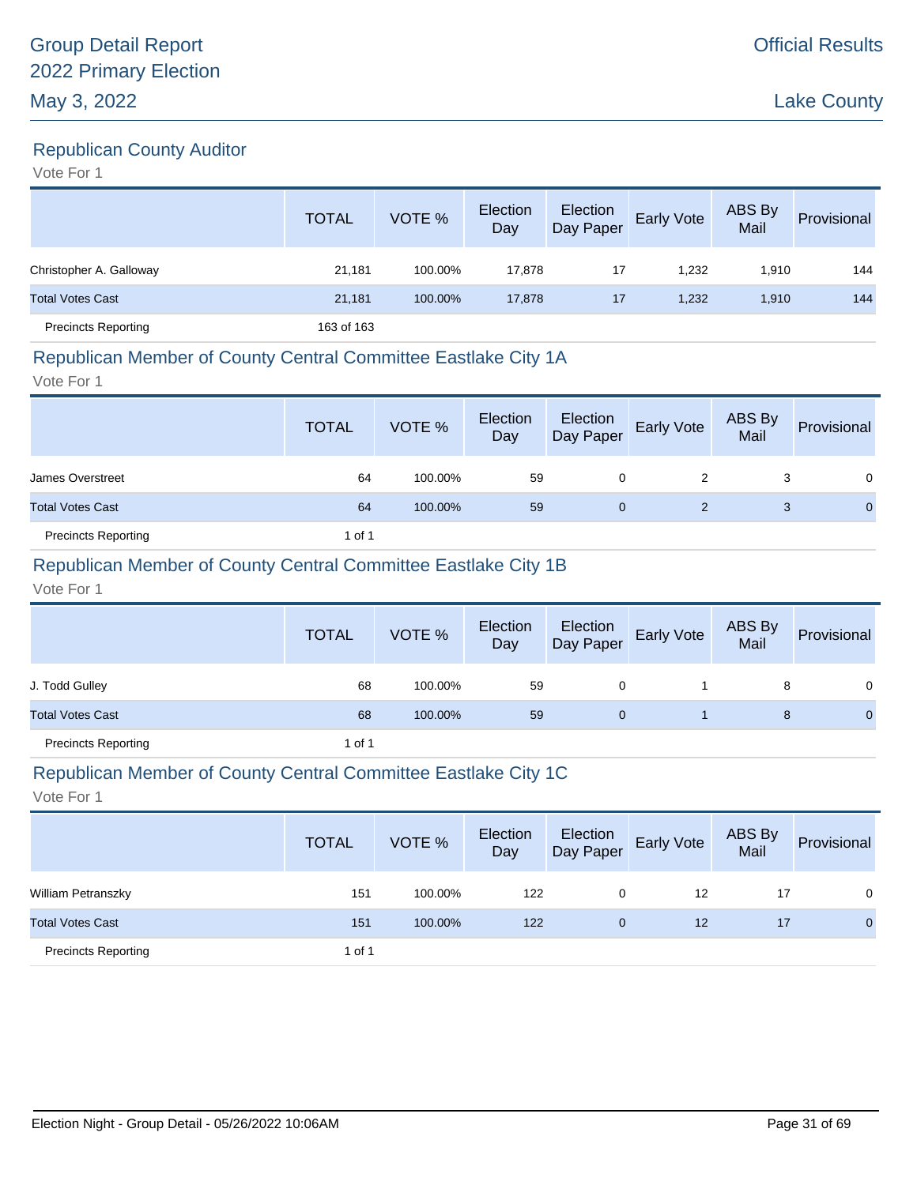Group Detail Report
2022 Primary Election
May 3, 2022

Official Results
Lake County

## Republican County Auditor

Vote For 1

| | TOTAL | VOTE % | Election Day | Election Day Paper | Early Vote | ABS By Mail | Provisional |
|---|---|---|---|---|---|---|---|
| Christopher A. Galloway | 21,181 | 100.00% | 17,878 | 17 | 1,232 | 1,910 | 144 |
| Total Votes Cast | 21,181 | 100.00% | 17,878 | 17 | 1,232 | 1,910 | 144 |
| Precincts Reporting | 163 of 163 | | | | | | |

## Republican Member of County Central Committee Eastlake City 1A

Vote For 1

| | TOTAL | VOTE % | Election Day | Election Day Paper | Early Vote | ABS By Mail | Provisional |
|---|---|---|---|---|---|---|---|
| James Overstreet | 64 | 100.00% | 59 | 0 | 2 | 3 | 0 |
| Total Votes Cast | 64 | 100.00% | 59 | 0 | 2 | 3 | 0 |
| Precincts Reporting | 1 of 1 | | | | | | |

## Republican Member of County Central Committee Eastlake City 1B

Vote For 1

| | TOTAL | VOTE % | Election Day | Election Day Paper | Early Vote | ABS By Mail | Provisional |
|---|---|---|---|---|---|---|---|
| J. Todd Gulley | 68 | 100.00% | 59 | 0 | 1 | 8 | 0 |
| Total Votes Cast | 68 | 100.00% | 59 | 0 | 1 | 8 | 0 |
| Precincts Reporting | 1 of 1 | | | | | | |

## Republican Member of County Central Committee Eastlake City 1C

Vote For 1

| | TOTAL | VOTE % | Election Day | Election Day Paper | Early Vote | ABS By Mail | Provisional |
|---|---|---|---|---|---|---|---|
| William Petranszky | 151 | 100.00% | 122 | 0 | 12 | 17 | 0 |
| Total Votes Cast | 151 | 100.00% | 122 | 0 | 12 | 17 | 0 |
| Precincts Reporting | 1 of 1 | | | | | | |

Election Night - Group Detail - 05/26/2022 10:06AM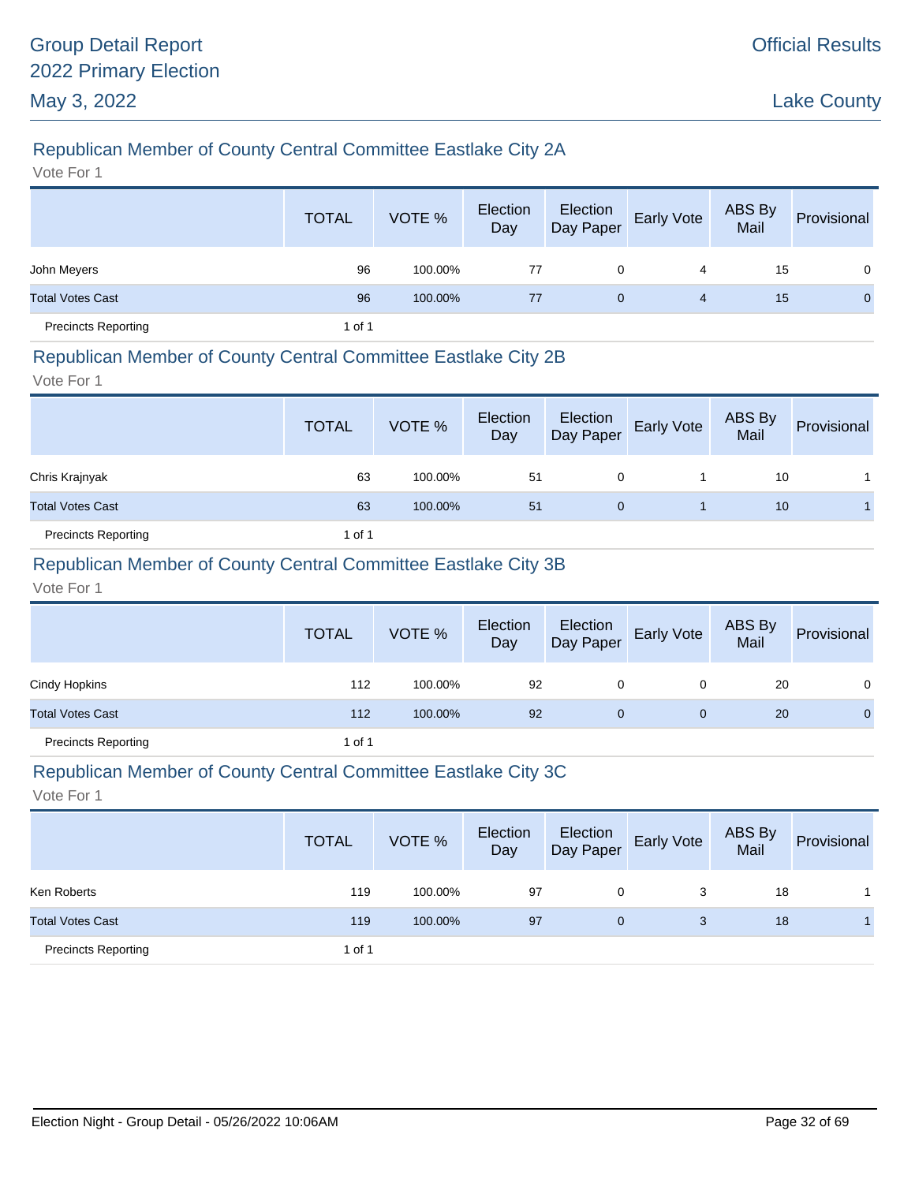## Republican Member of County Central Committee Eastlake City 2A

Vote For 1

| | TOTAL | VOTE % | Election Day | Election Day Paper | Early Vote | ABS By Mail | Provisional |
|---|---|---|---|---|---|---|---|
| John Meyers | 96 | 100.00% | 77 | 0 | 4 | 15 | 0 |
| Total Votes Cast | 96 | 100.00% | 77 | 0 | 4 | 15 | 0 |
| Precincts Reporting | 1 of 1 | | | | | | |

## Republican Member of County Central Committee Eastlake City 2B

Vote For 1

| | TOTAL | VOTE % | Election Day | Election Day Paper | Early Vote | ABS By Mail | Provisional |
|---|---|---|---|---|---|---|---|
| Chris Krajnyak | 63 | 100.00% | 51 | 0 | 1 | 10 | 1 |
| Total Votes Cast | 63 | 100.00% | 51 | 0 | 1 | 10 | 1 |
| Precincts Reporting | 1 of 1 | | | | | | |

## Republican Member of County Central Committee Eastlake City 3B

Vote For 1

| | TOTAL | VOTE % | Election Day | Election Day Paper | Early Vote | ABS By Mail | Provisional |
|---|---|---|---|---|---|---|---|
| Cindy Hopkins | 112 | 100.00% | 92 | 0 | 0 | 20 | 0 |
| Total Votes Cast | 112 | 100.00% | 92 | 0 | 0 | 20 | 0 |
| Precincts Reporting | 1 of 1 | | | | | | |

## Republican Member of County Central Committee Eastlake City 3C

Vote For 1

| | TOTAL | VOTE % | Election Day | Election Day Paper | Early Vote | ABS By Mail | Provisional |
|---|---|---|---|---|---|---|---|
| Ken Roberts | 119 | 100.00% | 97 | 0 | 3 | 18 | 1 |
| Total Votes Cast | 119 | 100.00% | 97 | 0 | 3 | 18 | 1 |
| Precincts Reporting | 1 of 1 | | | | | | |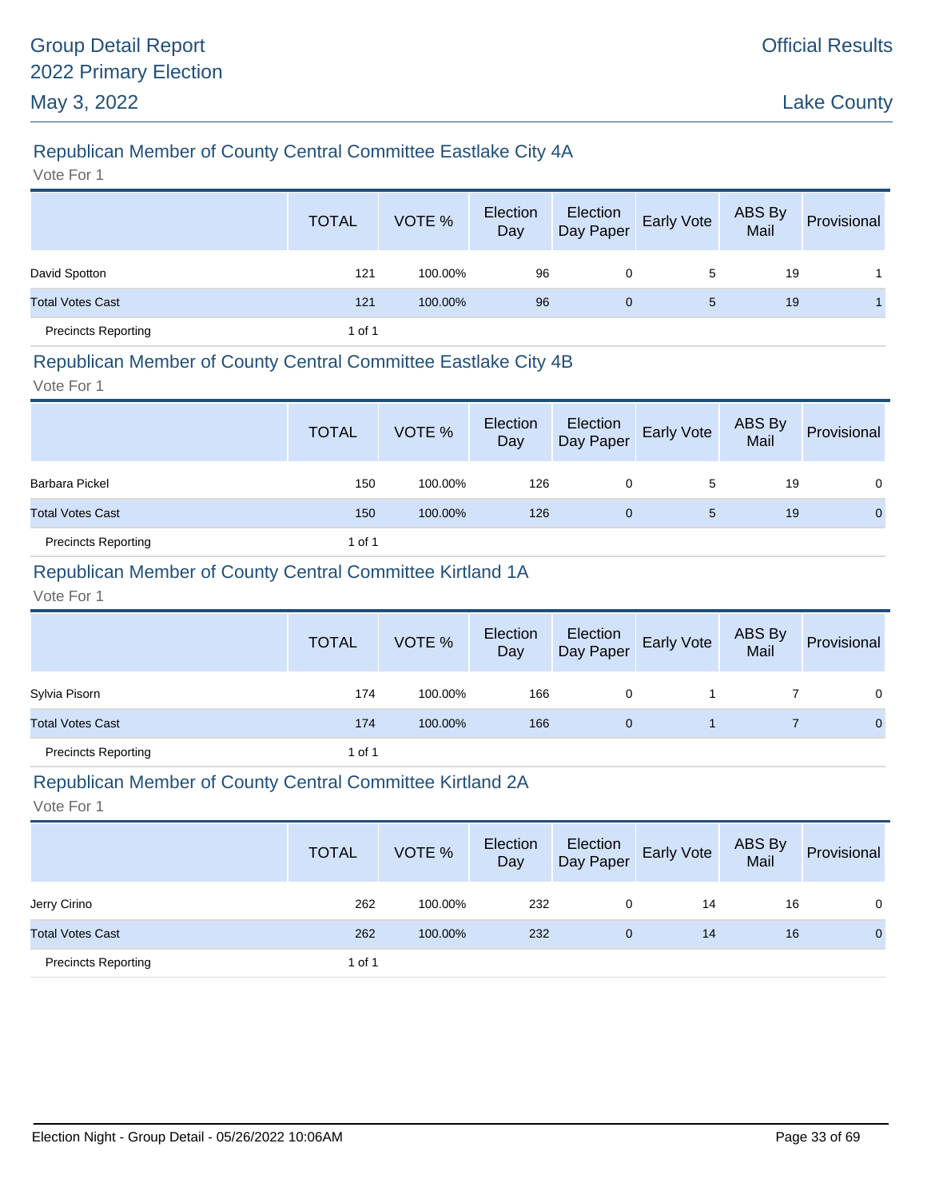## Republican Member of County Central Committee Eastlake City 4A

Vote For 1

| | TOTAL | VOTE % | Election Day | Election Day Paper | Early Vote | ABS By Mail | Provisional |
|---|---|---|---|---|---|---|---|
| David Spotton | 121 | 100.00% | 96 | 0 | 5 | 19 | 1 |
| Total Votes Cast | 121 | 100.00% | 96 | 0 | 5 | 19 | 1 |
| Precincts Reporting | 1 of 1 | | | | | | |

## Republican Member of County Central Committee Eastlake City 4B

Vote For 1

| | TOTAL | VOTE % | Election Day | Election Day Paper | Early Vote | ABS By Mail | Provisional |
|---|---|---|---|---|---|---|---|
| Barbara Pickel | 150 | 100.00% | 126 | 0 | 5 | 19 | 0 |
| Total Votes Cast | 150 | 100.00% | 126 | 0 | 5 | 19 | 0 |
| Precincts Reporting | 1 of 1 | | | | | | |

## Republican Member of County Central Committee Kirtland 1A

Vote For 1

| | TOTAL | VOTE % | Election Day | Election Day Paper | Early Vote | ABS By Mail | Provisional |
|---|---|---|---|---|---|---|---|
| Sylvia Pisorn | 174 | 100.00% | 166 | 0 | 1 | 7 | 0 |
| Total Votes Cast | 174 | 100.00% | 166 | 0 | 1 | 7 | 0 |
| Precincts Reporting | 1 of 1 | | | | | | |

## Republican Member of County Central Committee Kirtland 2A

Vote For 1

| | TOTAL | VOTE % | Election Day | Election Day Paper | Early Vote | ABS By Mail | Provisional |
|---|---|---|---|---|---|---|---|
| Jerry Cirino | 262 | 100.00% | 232 | 0 | 14 | 16 | 0 |
| Total Votes Cast | 262 | 100.00% | 232 | 0 | 14 | 16 | 0 |
| Precincts Reporting | 1 of 1 | | | | | | |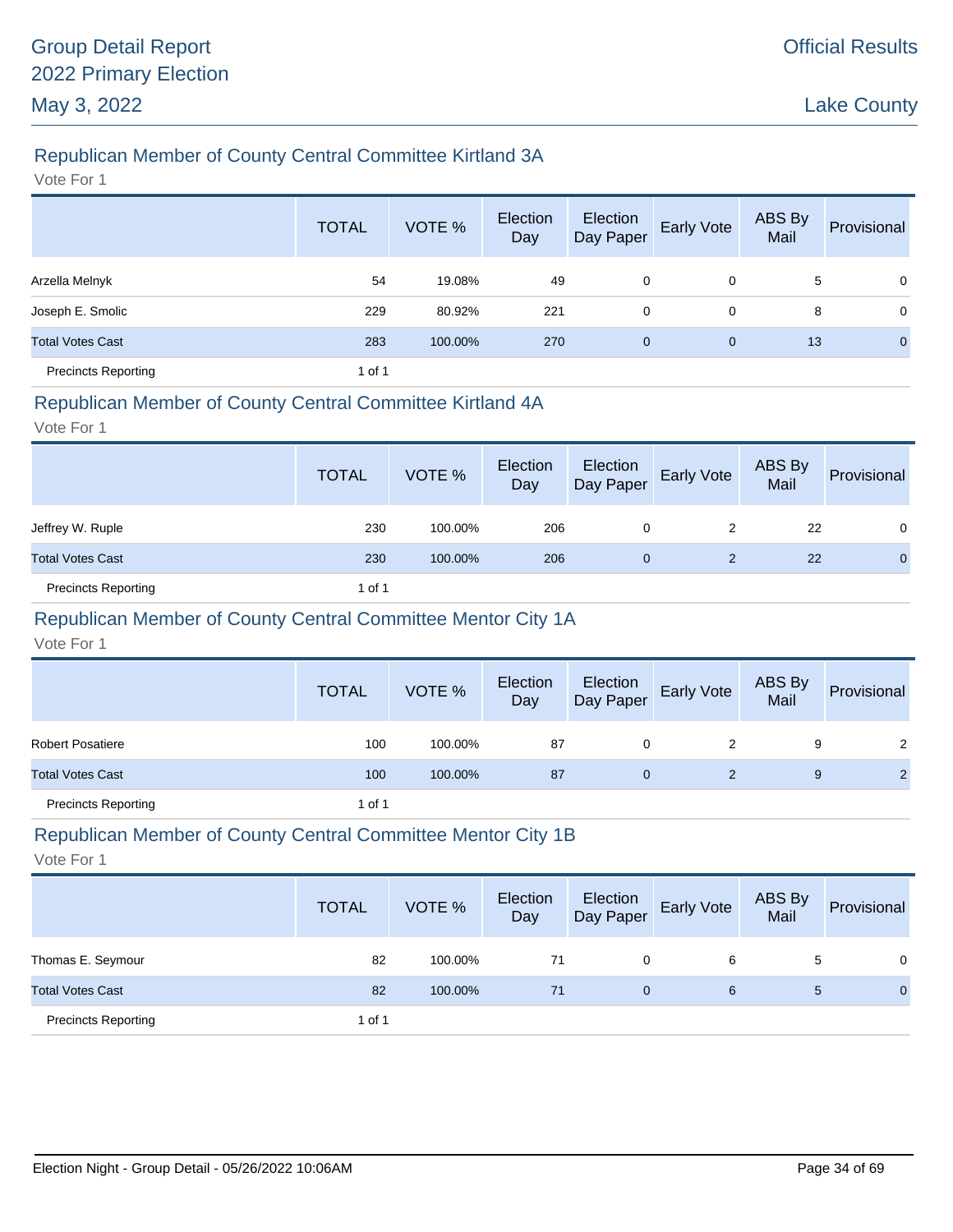## Republican Member of County Central Committee Kirtland 3A

Vote For 1

| | TOTAL | VOTE % | Election Day | Election Day Paper | Early Vote | ABS By Mail | Provisional |
|---|---|---|---|---|---|---|---|
| Arzella Melnyk | 54 | 19.08% | 49 | 0 | 0 | 5 | 0 |
| Joseph E. Smolic | 229 | 80.92% | 221 | 0 | 0 | 8 | 0 |
| Total Votes Cast | 283 | 100.00% | 270 | 0 | 0 | 13 | 0 |
| Precincts Reporting | 1 of 1 | | | | | | |

## Republican Member of County Central Committee Kirtland 4A

Vote For 1

| | TOTAL | VOTE % | Election Day | Election Day Paper | Early Vote | ABS By Mail | Provisional |
|---|---|---|---|---|---|---|---|
| Jeffrey W. Ruple | 230 | 100.00% | 206 | 0 | 2 | 22 | 0 |
| Total Votes Cast | 230 | 100.00% | 206 | 0 | 2 | 22 | 0 |
| Precincts Reporting | 1 of 1 | | | | | | |

## Republican Member of County Central Committee Mentor City 1A

Vote For 1

| | TOTAL | VOTE % | Election Day | Election Day Paper | Early Vote | ABS By Mail | Provisional |
|---|---|---|---|---|---|---|---|
| Robert Posatiere | 100 | 100.00% | 87 | 0 | 2 | 9 | 2 |
| Total Votes Cast | 100 | 100.00% | 87 | 0 | 2 | 9 | 2 |
| Precincts Reporting | 1 of 1 | | | | | | |

## Republican Member of County Central Committee Mentor City 1B

Vote For 1

| | TOTAL | VOTE % | Election Day | Election Day Paper | Early Vote | ABS By Mail | Provisional |
|---|---|---|---|---|---|---|---|
| Thomas E. Seymour | 82 | 100.00% | 71 | 0 | 6 | 5 | 0 |
| Total Votes Cast | 82 | 100.00% | 71 | 0 | 6 | 5 | 0 |
| Precincts Reporting | 1 of 1 | | | | | | |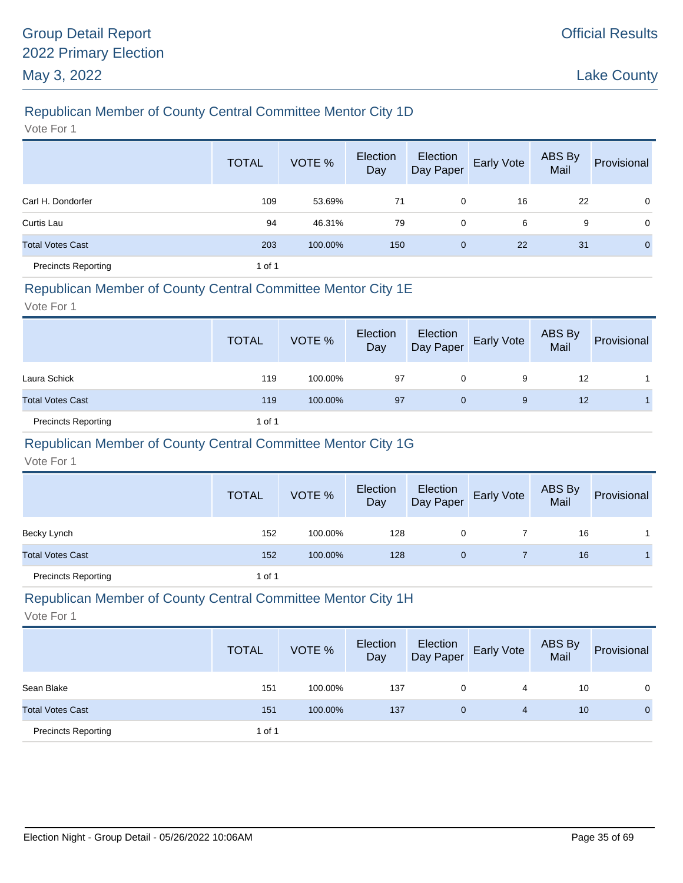## Republican Member of County Central Committee Mentor City 1D

Vote For 1

| | TOTAL | VOTE % | Election Day | Election Day Paper | Early Vote | ABS By Mail | Provisional |
|---|---|---|---|---|---|---|---|
| Carl H. Dondorfer | 109 | 53.69% | 71 | 0 | 16 | 22 | 0 |
| Curtis Lau | 94 | 46.31% | 79 | 0 | 6 | 9 | 0 |
| Total Votes Cast | 203 | 100.00% | 150 | 0 | 22 | 31 | 0 |
| Precincts Reporting | 1 of 1 | | | | | | |

## Republican Member of County Central Committee Mentor City 1E

Vote For 1

| | TOTAL | VOTE % | Election Day | Election Day Paper | Early Vote | ABS By Mail | Provisional |
|---|---|---|---|---|---|---|---|
| Laura Schick | 119 | 100.00% | 97 | 0 | 9 | 12 | 1 |
| Total Votes Cast | 119 | 100.00% | 97 | 0 | 9 | 12 | 1 |
| Precincts Reporting | 1 of 1 | | | | | | |

## Republican Member of County Central Committee Mentor City 1G

Vote For 1

| | TOTAL | VOTE % | Election Day | Election Day Paper | Early Vote | ABS By Mail | Provisional |
|---|---|---|---|---|---|---|---|
| Becky Lynch | 152 | 100.00% | 128 | 0 | 7 | 16 | 1 |
| Total Votes Cast | 152 | 100.00% | 128 | 0 | 7 | 16 | 1 |
| Precincts Reporting | 1 of 1 | | | | | | |

## Republican Member of County Central Committee Mentor City 1H

Vote For 1

| | TOTAL | VOTE % | Election Day | Election Day Paper | Early Vote | ABS By Mail | Provisional |
|---|---|---|---|---|---|---|---|
| Sean Blake | 151 | 100.00% | 137 | 0 | 4 | 10 | 0 |
| Total Votes Cast | 151 | 100.00% | 137 | 0 | 4 | 10 | 0 |
| Precincts Reporting | 1 of 1 | | | | | | |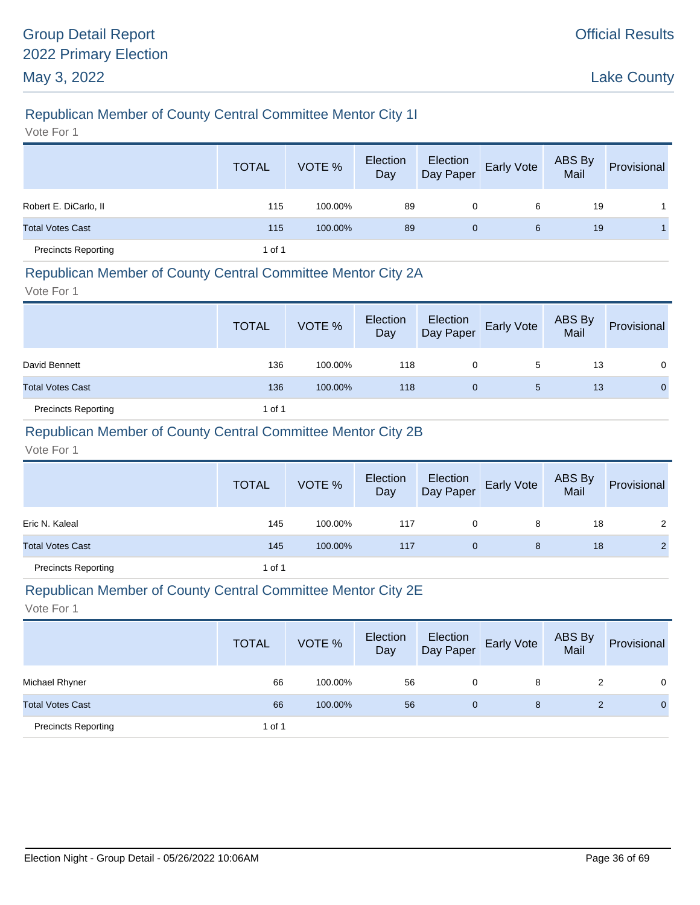## Republican Member of County Central Committee Mentor City 1I

Vote For 1

| | TOTAL | VOTE % | Election Day | Election Day Paper | Early Vote | ABS By Mail | Provisional |
|---|---|---|---|---|---|---|---|
| Robert E. DiCarlo, II | 115 | 100.00% | 89 | 0 | 6 | 19 | 1 |
| Total Votes Cast | 115 | 100.00% | 89 | 0 | 6 | 19 | 1 |
| Precincts Reporting | 1 of 1 | | | | | | |

## Republican Member of County Central Committee Mentor City 2A

Vote For 1

| | TOTAL | VOTE % | Election Day | Election Day Paper | Early Vote | ABS By Mail | Provisional |
|---|---|---|---|---|---|---|---|
| David Bennett | 136 | 100.00% | 118 | 0 | 5 | 13 | 0 |
| Total Votes Cast | 136 | 100.00% | 118 | 0 | 5 | 13 | 0 |
| Precincts Reporting | 1 of 1 | | | | | | |

## Republican Member of County Central Committee Mentor City 2B

Vote For 1

| | TOTAL | VOTE % | Election Day | Election Day Paper | Early Vote | ABS By Mail | Provisional |
|---|---|---|---|---|---|---|---|
| Eric N. Kaleal | 145 | 100.00% | 117 | 0 | 8 | 18 | 2 |
| Total Votes Cast | 145 | 100.00% | 117 | 0 | 8 | 18 | 2 |
| Precincts Reporting | 1 of 1 | | | | | | |

## Republican Member of County Central Committee Mentor City 2E

Vote For 1

| | TOTAL | VOTE % | Election Day | Election Day Paper | Early Vote | ABS By Mail | Provisional |
|---|---|---|---|---|---|---|---|
| Michael Rhyner | 66 | 100.00% | 56 | 0 | 8 | 2 | 0 |
| Total Votes Cast | 66 | 100.00% | 56 | 0 | 8 | 2 | 0 |
| Precincts Reporting | 1 of 1 | | | | | | |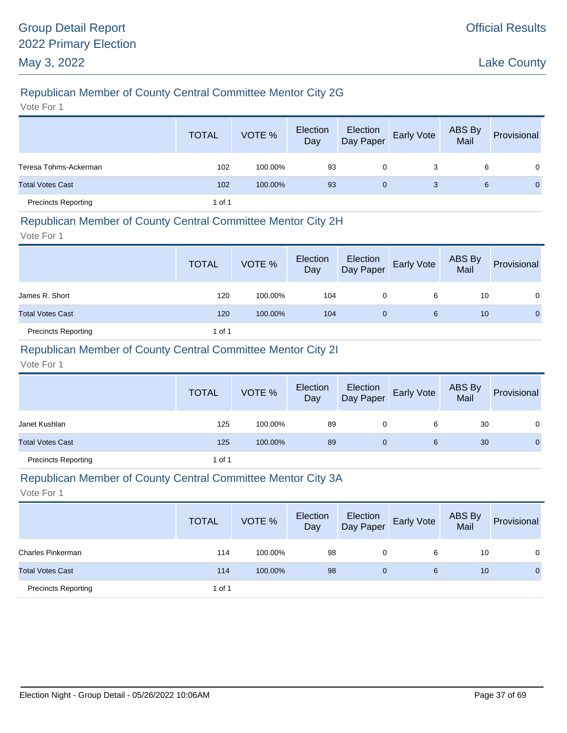# Group Detail Report
# 2022 Primary Election
# May 3, 2022

Official Results

Lake County

## Republican Member of County Central Committee Mentor City 2G

Vote For 1

| | TOTAL | VOTE % | Election Day | Election Day Paper | Early Vote | ABS By Mail | Provisional |
|---|---|---|---|---|---|---|---|
| Teresa Tohms-Ackerman | 102 | 100.00% | 93 | 0 | 3 | 6 | 0 |
| Total Votes Cast | 102 | 100.00% | 93 | 0 | 3 | 6 | 0 |
| Precincts Reporting | 1 of 1 | | | | | | |

## Republican Member of County Central Committee Mentor City 2H

Vote For 1

| | TOTAL | VOTE % | Election Day | Election Day Paper | Early Vote | ABS By Mail | Provisional |
|---|---|---|---|---|---|---|---|
| James R. Short | 120 | 100.00% | 104 | 0 | 6 | 10 | 0 |
| Total Votes Cast | 120 | 100.00% | 104 | 0 | 6 | 10 | 0 |
| Precincts Reporting | 1 of 1 | | | | | | |

## Republican Member of County Central Committee Mentor City 2I

Vote For 1

| | TOTAL | VOTE % | Election Day | Election Day Paper | Early Vote | ABS By Mail | Provisional |
|---|---|---|---|---|---|---|---|
| Janet Kushlan | 125 | 100.00% | 89 | 0 | 6 | 30 | 0 |
| Total Votes Cast | 125 | 100.00% | 89 | 0 | 6 | 30 | 0 |
| Precincts Reporting | 1 of 1 | | | | | | |

## Republican Member of County Central Committee Mentor City 3A

Vote For 1

| | TOTAL | VOTE % | Election Day | Election Day Paper | Early Vote | ABS By Mail | Provisional |
|---|---|---|---|---|---|---|---|
| Charles Pinkerman | 114 | 100.00% | 98 | 0 | 6 | 10 | 0 |
| Total Votes Cast | 114 | 100.00% | 98 | 0 | 6 | 10 | 0 |
| Precincts Reporting | 1 of 1 | | | | | | |

Election Night - Group Detail - 05/26/2022 10:06AM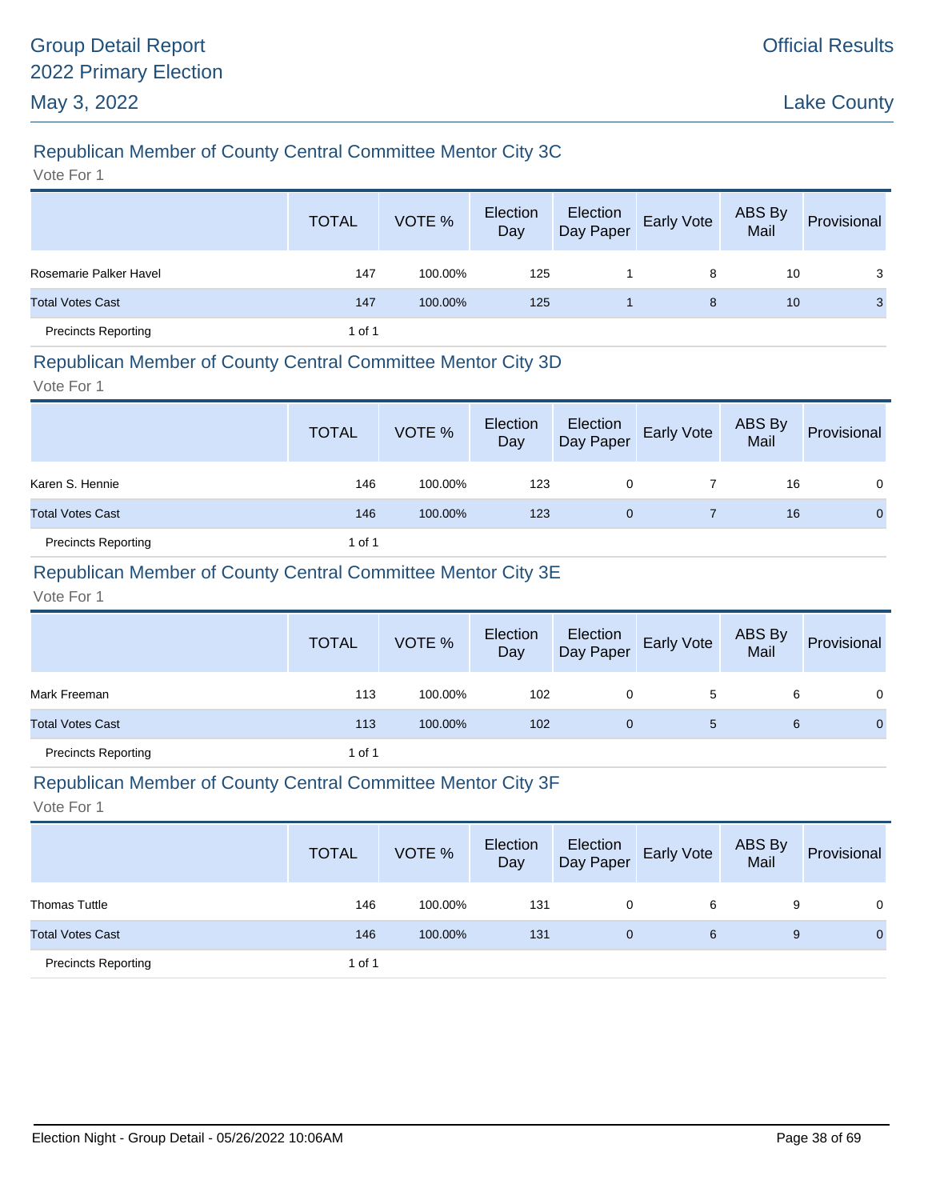## Republican Member of County Central Committee Mentor City 3C

Vote For 1

| | TOTAL | VOTE % | Election Day | Election Day Paper | Early Vote | ABS By Mail | Provisional |
|---|---|---|---|---|---|---|---|
| Rosemarie Palker Havel | 147 | 100.00% | 125 | 1 | 8 | 10 | 3 |
| Total Votes Cast | 147 | 100.00% | 125 | 1 | 8 | 10 | 3 |
| Precincts Reporting | 1 of 1 | | | | | | |

## Republican Member of County Central Committee Mentor City 3D

Vote For 1

| | TOTAL | VOTE % | Election Day | Election Day Paper | Early Vote | ABS By Mail | Provisional |
|---|---|---|---|---|---|---|---|
| Karen S. Hennie | 146 | 100.00% | 123 | 0 | 7 | 16 | 0 |
| Total Votes Cast | 146 | 100.00% | 123 | 0 | 7 | 16 | 0 |
| Precincts Reporting | 1 of 1 | | | | | | |

## Republican Member of County Central Committee Mentor City 3E

Vote For 1

| | TOTAL | VOTE % | Election Day | Election Day Paper | Early Vote | ABS By Mail | Provisional |
|---|---|---|---|---|---|---|---|
| Mark Freeman | 113 | 100.00% | 102 | 0 | 5 | 6 | 0 |
| Total Votes Cast | 113 | 100.00% | 102 | 0 | 5 | 6 | 0 |
| Precincts Reporting | 1 of 1 | | | | | | |

## Republican Member of County Central Committee Mentor City 3F

Vote For 1

| | TOTAL | VOTE % | Election Day | Election Day Paper | Early Vote | ABS By Mail | Provisional |
|---|---|---|---|---|---|---|---|
| Thomas Tuttle | 146 | 100.00% | 131 | 0 | 6 | 9 | 0 |
| Total Votes Cast | 146 | 100.00% | 131 | 0 | 6 | 9 | 0 |
| Precincts Reporting | 1 of 1 | | | | | | |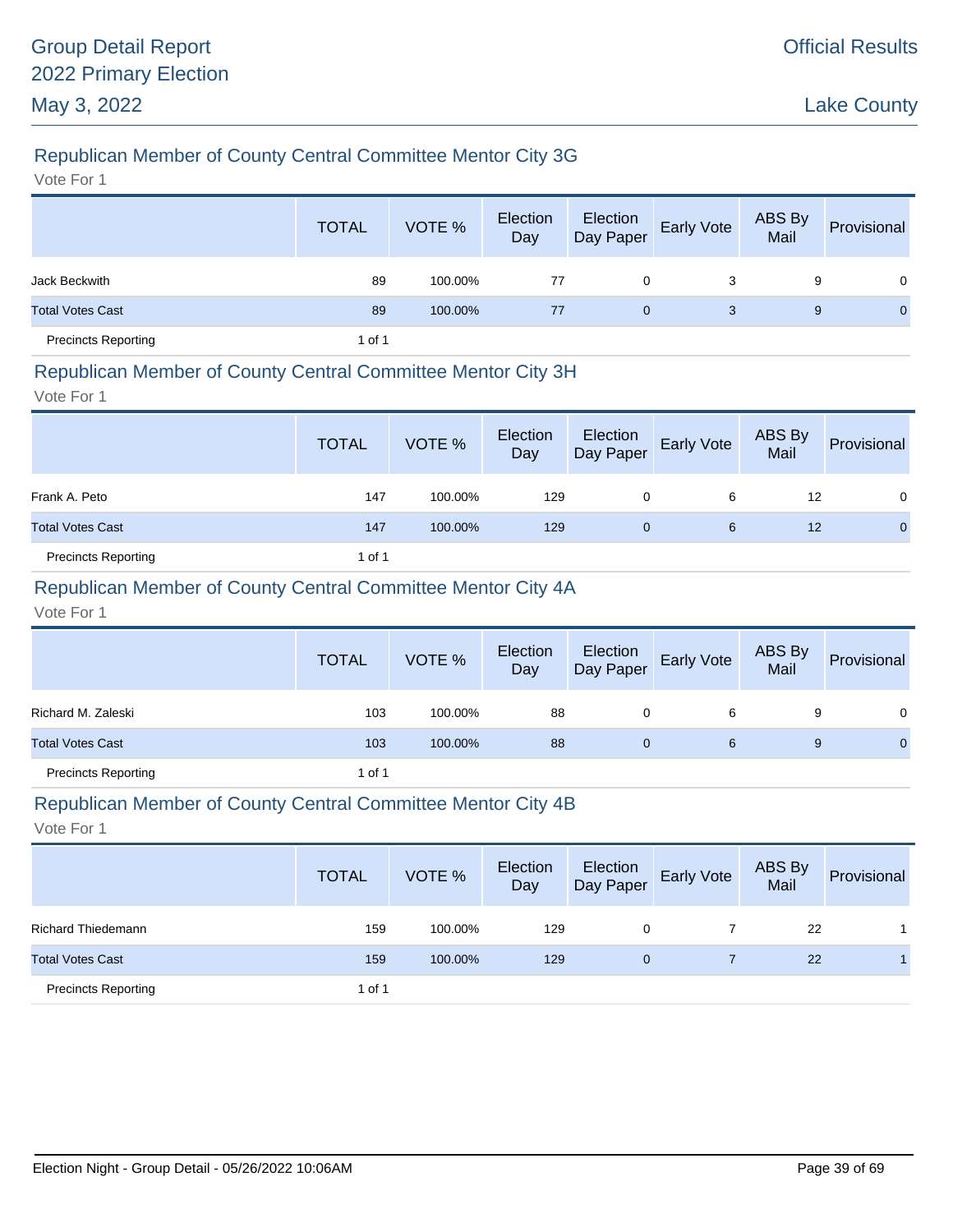## Republican Member of County Central Committee Mentor City 3G

Vote For 1

| | TOTAL | VOTE % | Election Day | Election Day Paper | Early Vote | ABS By Mail | Provisional |
|---|---|---|---|---|---|---|---|
| Jack Beckwith | 89 | 100.00% | 77 | 0 | 3 | 9 | 0 |
| Total Votes Cast | 89 | 100.00% | 77 | 0 | 3 | 9 | 0 |
| Precincts Reporting | 1 of 1 | | | | | | |

## Republican Member of County Central Committee Mentor City 3H

Vote For 1

| | TOTAL | VOTE % | Election Day | Election Day Paper | Early Vote | ABS By Mail | Provisional |
|---|---|---|---|---|---|---|---|
| Frank A. Peto | 147 | 100.00% | 129 | 0 | 6 | 12 | 0 |
| Total Votes Cast | 147 | 100.00% | 129 | 0 | 6 | 12 | 0 |
| Precincts Reporting | 1 of 1 | | | | | | |

## Republican Member of County Central Committee Mentor City 4A

Vote For 1

| | TOTAL | VOTE % | Election Day | Election Day Paper | Early Vote | ABS By Mail | Provisional |
|---|---|---|---|---|---|---|---|
| Richard M. Zaleski | 103 | 100.00% | 88 | 0 | 6 | 9 | 0 |
| Total Votes Cast | 103 | 100.00% | 88 | 0 | 6 | 9 | 0 |
| Precincts Reporting | 1 of 1 | | | | | | |

## Republican Member of County Central Committee Mentor City 4B

Vote For 1

| | TOTAL | VOTE % | Election Day | Election Day Paper | Early Vote | ABS By Mail | Provisional |
|---|---|---|---|---|---|---|---|
| Richard Thiedemann | 159 | 100.00% | 129 | 0 | 7 | 22 | 1 |
| Total Votes Cast | 159 | 100.00% | 129 | 0 | 7 | 22 | 1 |
| Precincts Reporting | 1 of 1 | | | | | | |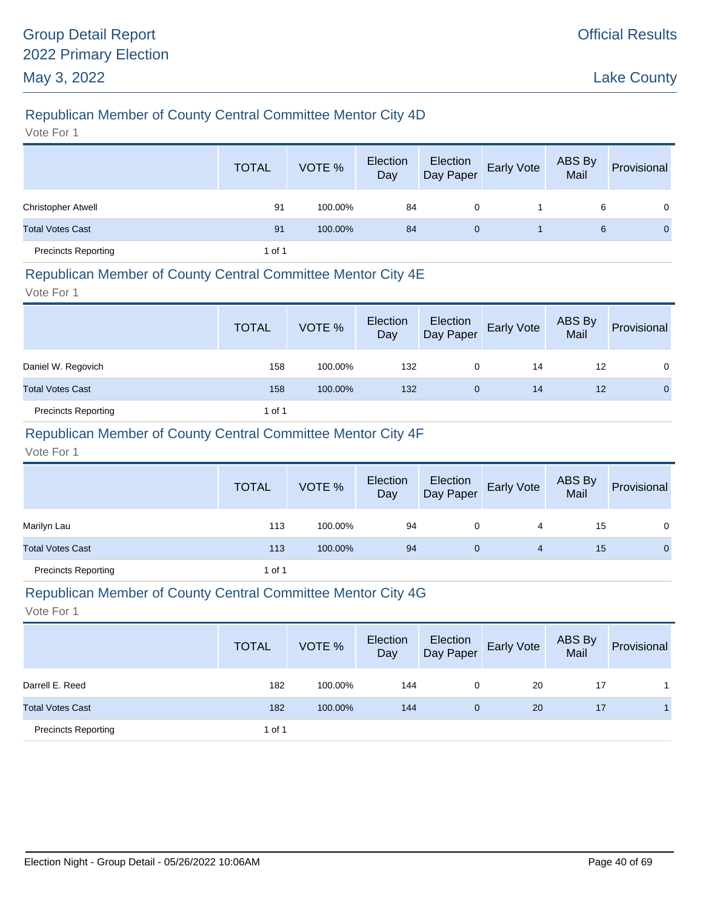## Republican Member of County Central Committee Mentor City 4D

Vote For 1

| | TOTAL | VOTE % | Election Day | Election Day Paper | Early Vote | ABS By Mail | Provisional |
|---|---|---|---|---|---|---|---|
| Christopher Atwell | 91 | 100.00% | 84 | 0 | 1 | 6 | 0 |
| Total Votes Cast | 91 | 100.00% | 84 | 0 | 1 | 6 | 0 |
| Precincts Reporting | 1 of 1 | | | | | | |

## Republican Member of County Central Committee Mentor City 4E

Vote For 1

| | TOTAL | VOTE % | Election Day | Election Day Paper | Early Vote | ABS By Mail | Provisional |
|---|---|---|---|---|---|---|---|
| Daniel W. Regovich | 158 | 100.00% | 132 | 0 | 14 | 12 | 0 |
| Total Votes Cast | 158 | 100.00% | 132 | 0 | 14 | 12 | 0 |
| Precincts Reporting | 1 of 1 | | | | | | |

## Republican Member of County Central Committee Mentor City 4F

Vote For 1

| | TOTAL | VOTE % | Election Day | Election Day Paper | Early Vote | ABS By Mail | Provisional |
|---|---|---|---|---|---|---|---|
| Marilyn Lau | 113 | 100.00% | 94 | 0 | 4 | 15 | 0 |
| Total Votes Cast | 113 | 100.00% | 94 | 0 | 4 | 15 | 0 |
| Precincts Reporting | 1 of 1 | | | | | | |

## Republican Member of County Central Committee Mentor City 4G

Vote For 1

| | TOTAL | VOTE % | Election Day | Election Day Paper | Early Vote | ABS By Mail | Provisional |
|---|---|---|---|---|---|---|---|
| Darrell E. Reed | 182 | 100.00% | 144 | 0 | 20 | 17 | 1 |
| Total Votes Cast | 182 | 100.00% | 144 | 0 | 20 | 17 | 1 |
| Precincts Reporting | 1 of 1 | | | | | | |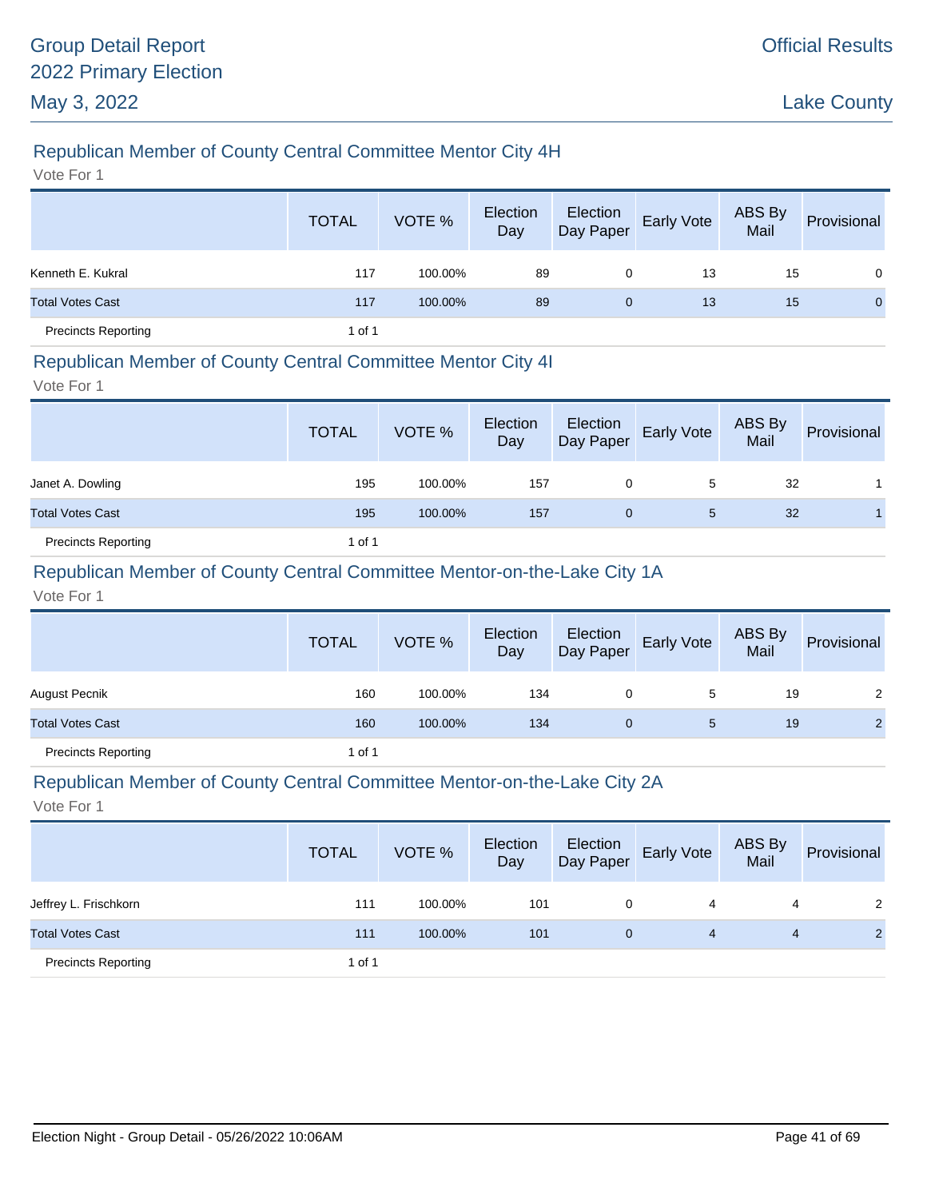## Republican Member of County Central Committee Mentor City 4H

Vote For 1

| | TOTAL | VOTE % | Election Day | Election Day Paper | Early Vote | ABS By Mail | Provisional |
|---|---|---|---|---|---|---|---|
| Kenneth E. Kukral | 117 | 100.00% | 89 | 0 | 13 | 15 | 0 |
| Total Votes Cast | 117 | 100.00% | 89 | 0 | 13 | 15 | 0 |
| Precincts Reporting | 1 of 1 | | | | | | |

## Republican Member of County Central Committee Mentor City 4I

Vote For 1

| | TOTAL | VOTE % | Election Day | Election Day Paper | Early Vote | ABS By Mail | Provisional |
|---|---|---|---|---|---|---|---|
| Janet A. Dowling | 195 | 100.00% | 157 | 0 | 5 | 32 | 1 |
| Total Votes Cast | 195 | 100.00% | 157 | 0 | 5 | 32 | 1 |
| Precincts Reporting | 1 of 1 | | | | | | |

## Republican Member of County Central Committee Mentor-on-the-Lake City 1A

Vote For 1

| | TOTAL | VOTE % | Election Day | Election Day Paper | Early Vote | ABS By Mail | Provisional |
|---|---|---|---|---|---|---|---|
| August Pecnik | 160 | 100.00% | 134 | 0 | 5 | 19 | 2 |
| Total Votes Cast | 160 | 100.00% | 134 | 0 | 5 | 19 | 2 |
| Precincts Reporting | 1 of 1 | | | | | | |

## Republican Member of County Central Committee Mentor-on-the-Lake City 2A

Vote For 1

| | TOTAL | VOTE % | Election Day | Election Day Paper | Early Vote | ABS By Mail | Provisional |
|---|---|---|---|---|---|---|---|
| Jeffrey L. Frischkorn | 111 | 100.00% | 101 | 0 | 4 | 4 | 2 |
| Total Votes Cast | 111 | 100.00% | 101 | 0 | 4 | 4 | 2 |
| Precincts Reporting | 1 of 1 | | | | | | |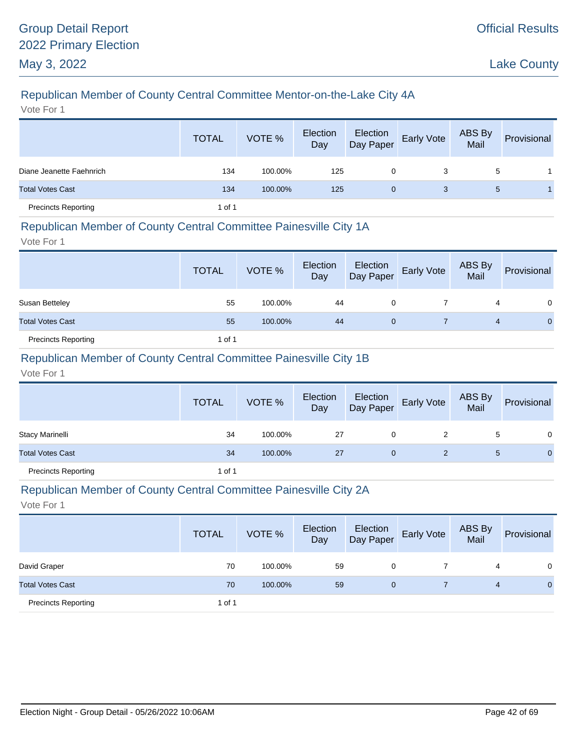## Republican Member of County Central Committee Mentor-on-the-Lake City 4A

Vote For 1

| | TOTAL | VOTE % | Election Day | Election Day Paper | Early Vote | ABS By Mail | Provisional |
|---|---|---|---|---|---|---|---|
| Diane Jeanette Faehnrich | 134 | 100.00% | 125 | 0 | 3 | 5 | 1 |
| Total Votes Cast | 134 | 100.00% | 125 | 0 | 3 | 5 | 1 |
| Precincts Reporting | 1 of 1 | | | | | | |

## Republican Member of County Central Committee Painesville City 1A

Vote For 1

| | TOTAL | VOTE % | Election Day | Election Day Paper | Early Vote | ABS By Mail | Provisional |
|---|---|---|---|---|---|---|---|
| Susan Betteley | 55 | 100.00% | 44 | 0 | 7 | 4 | 0 |
| Total Votes Cast | 55 | 100.00% | 44 | 0 | 7 | 4 | 0 |
| Precincts Reporting | 1 of 1 | | | | | | |

## Republican Member of County Central Committee Painesville City 1B

Vote For 1

| | TOTAL | VOTE % | Election Day | Election Day Paper | Early Vote | ABS By Mail | Provisional |
|---|---|---|---|---|---|---|---|
| Stacy Marinelli | 34 | 100.00% | 27 | 0 | 2 | 5 | 0 |
| Total Votes Cast | 34 | 100.00% | 27 | 0 | 2 | 5 | 0 |
| Precincts Reporting | 1 of 1 | | | | | | |

## Republican Member of County Central Committee Painesville City 2A

Vote For 1

| | TOTAL | VOTE % | Election Day | Election Day Paper | Early Vote | ABS By Mail | Provisional |
|---|---|---|---|---|---|---|---|
| David Graper | 70 | 100.00% | 59 | 0 | 7 | 4 | 0 |
| Total Votes Cast | 70 | 100.00% | 59 | 0 | 7 | 4 | 0 |
| Precincts Reporting | 1 of 1 | | | | | | |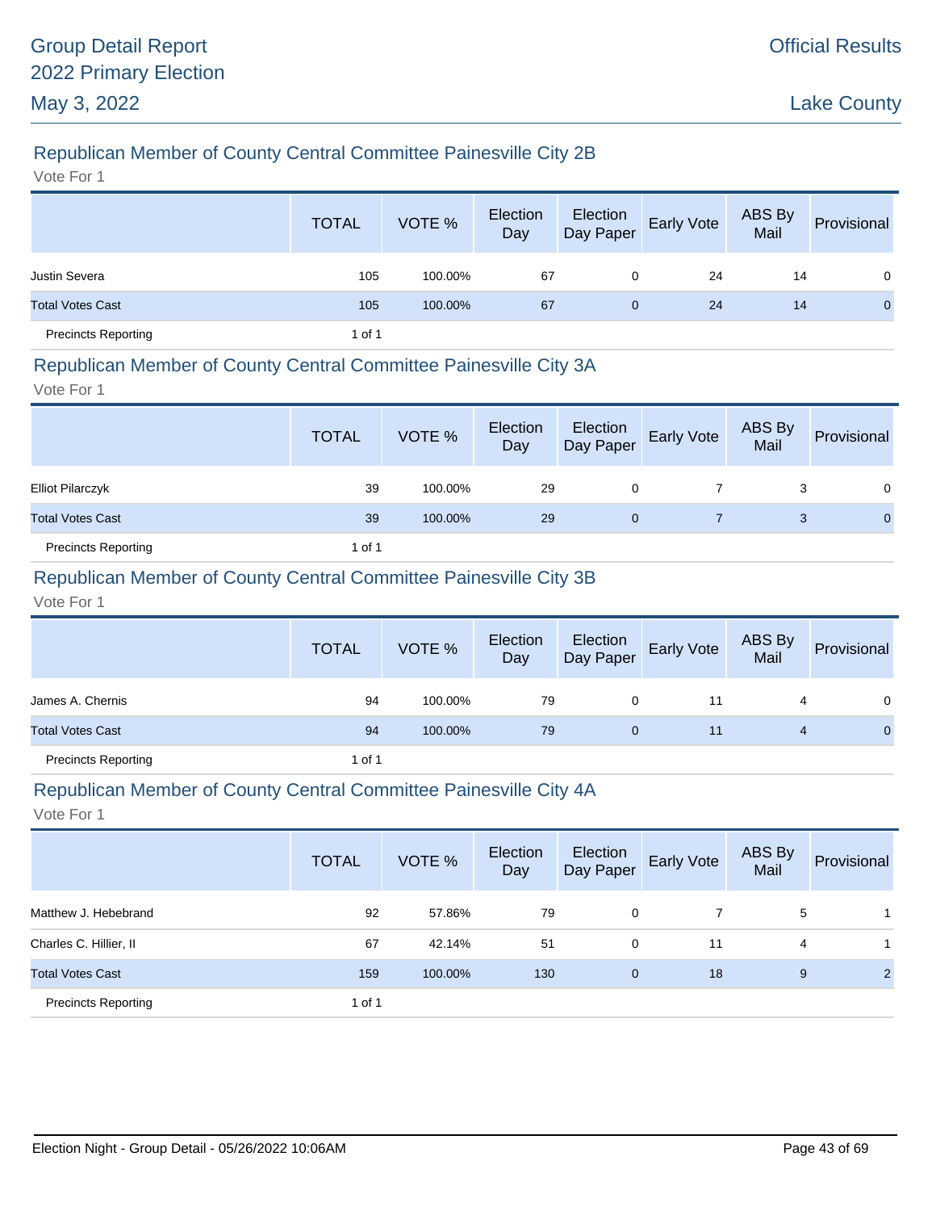## Republican Member of County Central Committee Painesville City 2B

Vote For 1

| | TOTAL | VOTE % | Election Day | Election Day Paper | Early Vote | ABS By Mail | Provisional |
|---|---|---|---|---|---|---|---|
| Justin Severa | 105 | 100.00% | 67 | 0 | 24 | 14 | 0 |
| Total Votes Cast | 105 | 100.00% | 67 | 0 | 24 | 14 | 0 |
| Precincts Reporting | 1 of 1 | | | | | | |

## Republican Member of County Central Committee Painesville City 3A

Vote For 1

| | TOTAL | VOTE % | Election Day | Election Day Paper | Early Vote | ABS By Mail | Provisional |
|---|---|---|---|---|---|---|---|
| Elliot Pilarczyk | 39 | 100.00% | 29 | 0 | 7 | 3 | 0 |
| Total Votes Cast | 39 | 100.00% | 29 | 0 | 7 | 3 | 0 |
| Precincts Reporting | 1 of 1 | | | | | | |

## Republican Member of County Central Committee Painesville City 3B

Vote For 1

| | TOTAL | VOTE % | Election Day | Election Day Paper | Early Vote | ABS By Mail | Provisional |
|---|---|---|---|---|---|---|---|
| James A. Chernis | 94 | 100.00% | 79 | 0 | 11 | 4 | 0 |
| Total Votes Cast | 94 | 100.00% | 79 | 0 | 11 | 4 | 0 |
| Precincts Reporting | 1 of 1 | | | | | | |

## Republican Member of County Central Committee Painesville City 4A

Vote For 1

| | TOTAL | VOTE % | Election Day | Election Day Paper | Early Vote | ABS By Mail | Provisional |
|---|---|---|---|---|---|---|---|
| Matthew J. Hebebrand | 92 | 57.86% | 79 | 0 | 7 | 5 | 1 |
| Charles C. Hillier, II | 67 | 42.14% | 51 | 0 | 11 | 4 | 1 |
| Total Votes Cast | 159 | 100.00% | 130 | 0 | 18 | 9 | 2 |
| Precincts Reporting | 1 of 1 | | | | | | |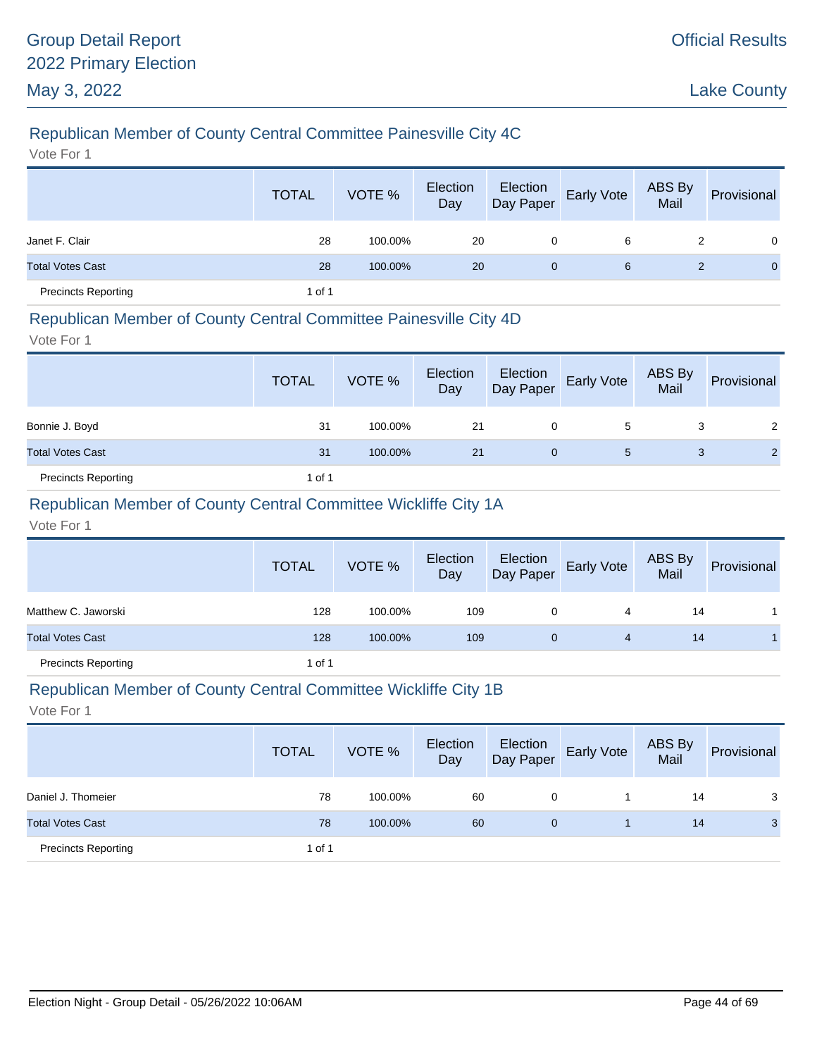## Republican Member of County Central Committee Painesville City 4C

Vote For 1

| | TOTAL | VOTE % | Election Day | Election Day Paper | Early Vote | ABS By Mail | Provisional |
|---|---|---|---|---|---|---|---|
| Janet F. Clair | 28 | 100.00% | 20 | 0 | 6 | 2 | 0 |
| Total Votes Cast | 28 | 100.00% | 20 | 0 | 6 | 2 | 0 |
| Precincts Reporting | 1 of 1 | | | | | | |

## Republican Member of County Central Committee Painesville City 4D

Vote For 1

| | TOTAL | VOTE % | Election Day | Election Day Paper | Early Vote | ABS By Mail | Provisional |
|---|---|---|---|---|---|---|---|
| Bonnie J. Boyd | 31 | 100.00% | 21 | 0 | 5 | 3 | 2 |
| Total Votes Cast | 31 | 100.00% | 21 | 0 | 5 | 3 | 2 |
| Precincts Reporting | 1 of 1 | | | | | | |

## Republican Member of County Central Committee Wickliffe City 1A

Vote For 1

| | TOTAL | VOTE % | Election Day | Election Day Paper | Early Vote | ABS By Mail | Provisional |
|---|---|---|---|---|---|---|---|
| Matthew C. Jaworski | 128 | 100.00% | 109 | 0 | 4 | 14 | 1 |
| Total Votes Cast | 128 | 100.00% | 109 | 0 | 4 | 14 | 1 |
| Precincts Reporting | 1 of 1 | | | | | | |

## Republican Member of County Central Committee Wickliffe City 1B

Vote For 1

| | TOTAL | VOTE % | Election Day | Election Day Paper | Early Vote | ABS By Mail | Provisional |
|---|---|---|---|---|---|---|---|
| Daniel J. Thomeier | 78 | 100.00% | 60 | 0 | 1 | 14 | 3 |
| Total Votes Cast | 78 | 100.00% | 60 | 0 | 1 | 14 | 3 |
| Precincts Reporting | 1 of 1 | | | | | | |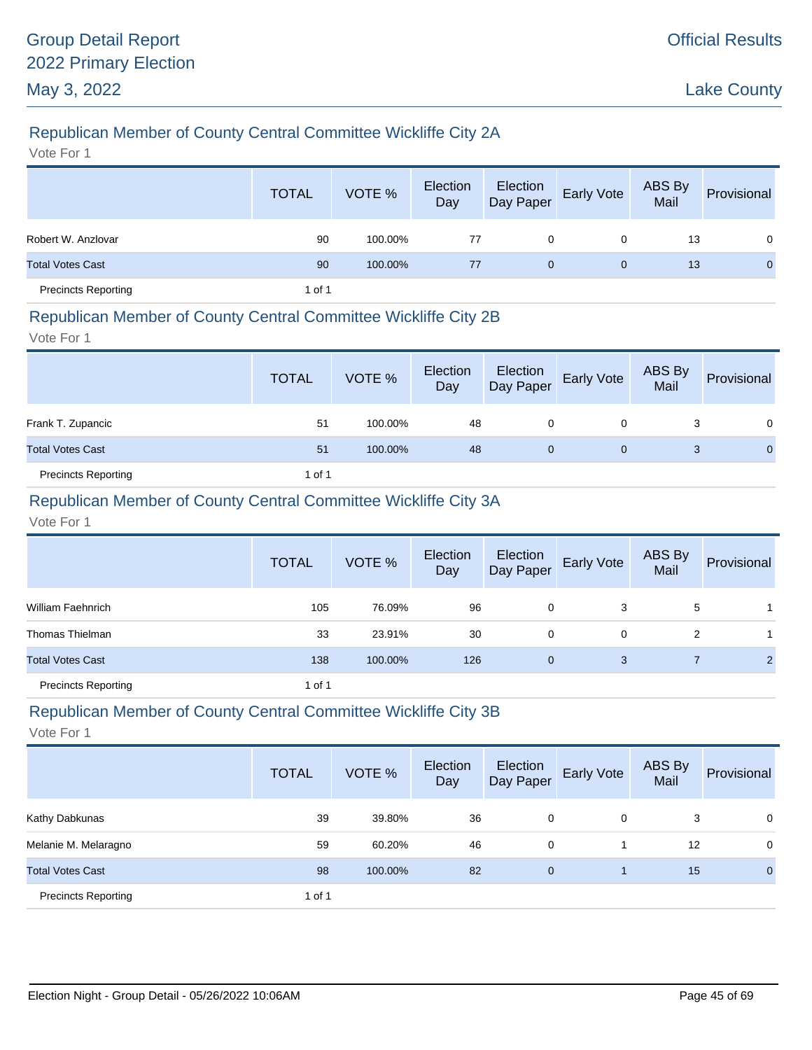## Republican Member of County Central Committee Wickliffe City 2A

Vote For 1

| | TOTAL | VOTE % | Election Day | Election Day Paper | Early Vote | ABS By Mail | Provisional |
|---|---|---|---|---|---|---|---|
| Robert W. Anzlovar | 90 | 100.00% | 77 | 0 | 0 | 13 | 0 |
| Total Votes Cast | 90 | 100.00% | 77 | 0 | 0 | 13 | 0 |
| Precincts Reporting | 1 of 1 | | | | | | |

## Republican Member of County Central Committee Wickliffe City 2B

Vote For 1

| | TOTAL | VOTE % | Election Day | Election Day Paper | Early Vote | ABS By Mail | Provisional |
|---|---|---|---|---|---|---|---|
| Frank T. Zupancic | 51 | 100.00% | 48 | 0 | 0 | 3 | 0 |
| Total Votes Cast | 51 | 100.00% | 48 | 0 | 0 | 3 | 0 |
| Precincts Reporting | 1 of 1 | | | | | | |

## Republican Member of County Central Committee Wickliffe City 3A

Vote For 1

| | TOTAL | VOTE % | Election Day | Election Day Paper | Early Vote | ABS By Mail | Provisional |
|---|---|---|---|---|---|---|---|
| William Faehnrich | 105 | 76.09% | 96 | 0 | 3 | 5 | 1 |
| Thomas Thielman | 33 | 23.91% | 30 | 0 | 0 | 2 | 1 |
| Total Votes Cast | 138 | 100.00% | 126 | 0 | 3 | 7 | 2 |
| Precincts Reporting | 1 of 1 | | | | | | |

## Republican Member of County Central Committee Wickliffe City 3B

Vote For 1

| | TOTAL | VOTE % | Election Day | Election Day Paper | Early Vote | ABS By Mail | Provisional |
|---|---|---|---|---|---|---|---|
| Kathy Dabkunas | 39 | 39.80% | 36 | 0 | 0 | 3 | 0 |
| Melanie M. Melaragno | 59 | 60.20% | 46 | 0 | 1 | 12 | 0 |
| Total Votes Cast | 98 | 100.00% | 82 | 0 | 1 | 15 | 0 |
| Precincts Reporting | 1 of 1 | | | | | | |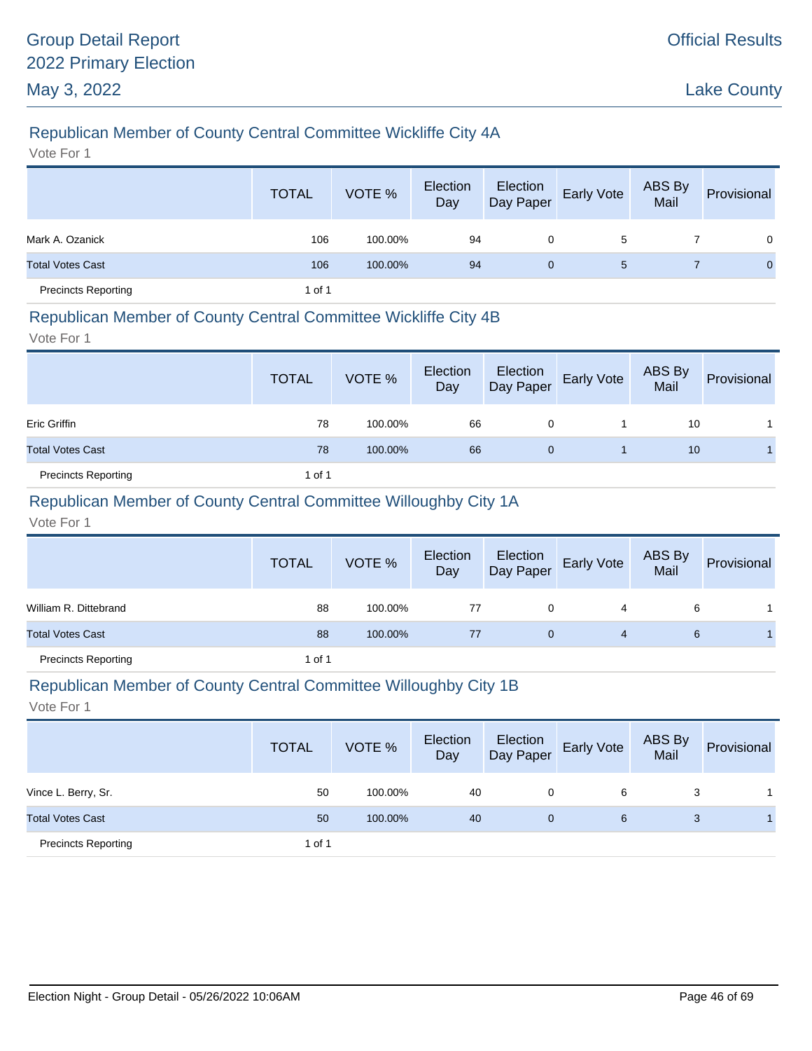## Republican Member of County Central Committee Wickliffe City 4A

Vote For 1

| | TOTAL | VOTE % | Election Day | Election Day Paper | Early Vote | ABS By Mail | Provisional |
|---|---|---|---|---|---|---|---|
| Mark A. Ozanick | 106 | 100.00% | 94 | 0 | 5 | 7 | 0 |
| Total Votes Cast | 106 | 100.00% | 94 | 0 | 5 | 7 | 0 |
| Precincts Reporting | 1 of 1 | | | | | | |

## Republican Member of County Central Committee Wickliffe City 4B

Vote For 1

| | TOTAL | VOTE % | Election Day | Election Day Paper | Early Vote | ABS By Mail | Provisional |
|---|---|---|---|---|---|---|---|
| Eric Griffin | 78 | 100.00% | 66 | 0 | 1 | 10 | 1 |
| Total Votes Cast | 78 | 100.00% | 66 | 0 | 1 | 10 | 1 |
| Precincts Reporting | 1 of 1 | | | | | | |

## Republican Member of County Central Committee Willoughby City 1A

Vote For 1

| | TOTAL | VOTE % | Election Day | Election Day Paper | Early Vote | ABS By Mail | Provisional |
|---|---|---|---|---|---|---|---|
| William R. Dittebrand | 88 | 100.00% | 77 | 0 | 4 | 6 | 1 |
| Total Votes Cast | 88 | 100.00% | 77 | 0 | 4 | 6 | 1 |
| Precincts Reporting | 1 of 1 | | | | | | |

## Republican Member of County Central Committee Willoughby City 1B

Vote For 1

| | TOTAL | VOTE % | Election Day | Election Day Paper | Early Vote | ABS By Mail | Provisional |
|---|---|---|---|---|---|---|---|
| Vince L. Berry, Sr. | 50 | 100.00% | 40 | 0 | 6 | 3 | 1 |
| Total Votes Cast | 50 | 100.00% | 40 | 0 | 6 | 3 | 1 |
| Precincts Reporting | 1 of 1 | | | | | | |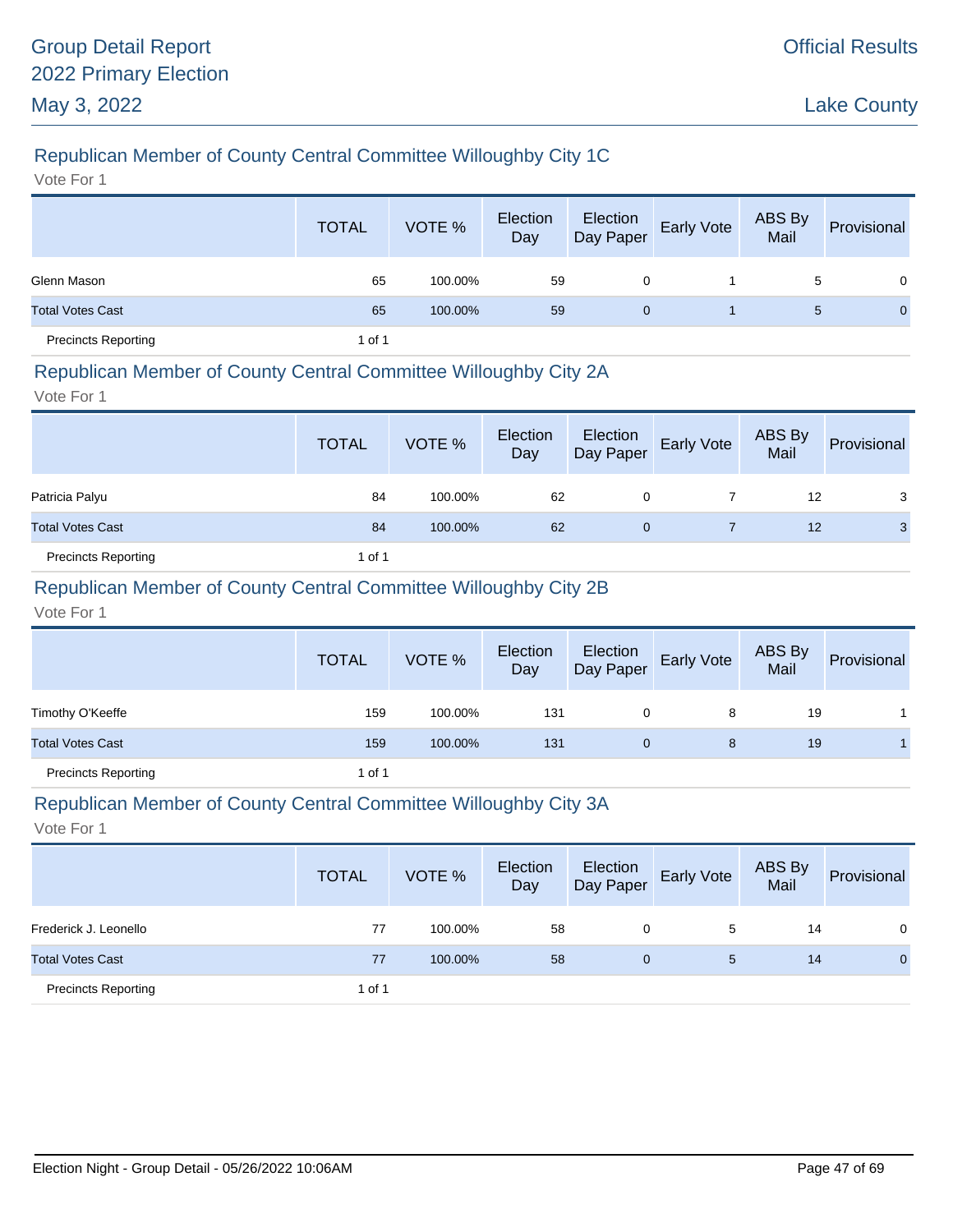## Republican Member of County Central Committee Willoughby City 1C

Vote For 1

| | TOTAL | VOTE % | Election Day | Election Day Paper | Early Vote | ABS By Mail | Provisional |
|---|---|---|---|---|---|---|---|
| Glenn Mason | 65 | 100.00% | 59 | 0 | 1 | 5 | 0 |
| Total Votes Cast | 65 | 100.00% | 59 | 0 | 1 | 5 | 0 |
| Precincts Reporting | 1 of 1 | | | | | | |

## Republican Member of County Central Committee Willoughby City 2A

Vote For 1

| | TOTAL | VOTE % | Election Day | Election Day Paper | Early Vote | ABS By Mail | Provisional |
|---|---|---|---|---|---|---|---|
| Patricia Palyu | 84 | 100.00% | 62 | 0 | 7 | 12 | 3 |
| Total Votes Cast | 84 | 100.00% | 62 | 0 | 7 | 12 | 3 |
| Precincts Reporting | 1 of 1 | | | | | | |

## Republican Member of County Central Committee Willoughby City 2B

Vote For 1

| | TOTAL | VOTE % | Election Day | Election Day Paper | Early Vote | ABS By Mail | Provisional |
|---|---|---|---|---|---|---|---|
| Timothy O'Keeffe | 159 | 100.00% | 131 | 0 | 8 | 19 | 1 |
| Total Votes Cast | 159 | 100.00% | 131 | 0 | 8 | 19 | 1 |
| Precincts Reporting | 1 of 1 | | | | | | |

## Republican Member of County Central Committee Willoughby City 3A

Vote For 1

| | TOTAL | VOTE % | Election Day | Election Day Paper | Early Vote | ABS By Mail | Provisional |
|---|---|---|---|---|---|---|---|
| Frederick J. Leonello | 77 | 100.00% | 58 | 0 | 5 | 14 | 0 |
| Total Votes Cast | 77 | 100.00% | 58 | 0 | 5 | 14 | 0 |
| Precincts Reporting | 1 of 1 | | | | | | |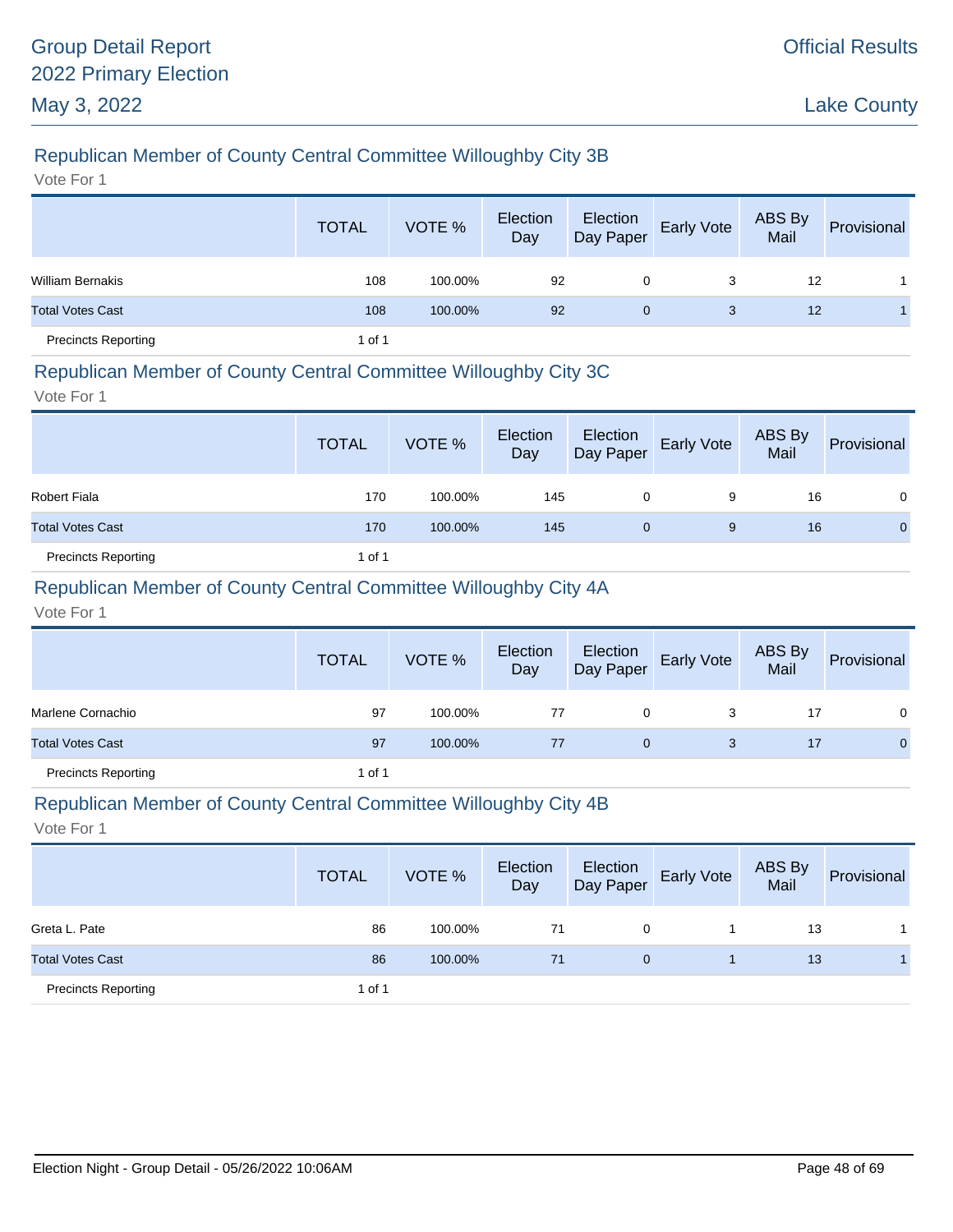# Group Detail Report
# 2022 Primary Election
# May 3, 2022

Official Results

Lake County

## Republican Member of County Central Committee Willoughby City 3B

Vote For 1

| | TOTAL | VOTE % | Election Day | Election Day Paper | Early Vote | ABS By Mail | Provisional |
|---|---|---|---|---|---|---|---|
| William Bernakis | 108 | 100.00% | 92 | 0 | 3 | 12 | 1 |
| Total Votes Cast | 108 | 100.00% | 92 | 0 | 3 | 12 | 1 |
| Precincts Reporting | 1 of 1 | | | | | | |

## Republican Member of County Central Committee Willoughby City 3C

Vote For 1

| | TOTAL | VOTE % | Election Day | Election Day Paper | Early Vote | ABS By Mail | Provisional |
|---|---|---|---|---|---|---|---|
| Robert Fiala | 170 | 100.00% | 145 | 0 | 9 | 16 | 0 |
| Total Votes Cast | 170 | 100.00% | 145 | 0 | 9 | 16 | 0 |
| Precincts Reporting | 1 of 1 | | | | | | |

## Republican Member of County Central Committee Willoughby City 4A

Vote For 1

| | TOTAL | VOTE % | Election Day | Election Day Paper | Early Vote | ABS By Mail | Provisional |
|---|---|---|---|---|---|---|---|
| Marlene Cornachio | 97 | 100.00% | 77 | 0 | 3 | 17 | 0 |
| Total Votes Cast | 97 | 100.00% | 77 | 0 | 3 | 17 | 0 |
| Precincts Reporting | 1 of 1 | | | | | | |

## Republican Member of County Central Committee Willoughby City 4B

Vote For 1

| | TOTAL | VOTE % | Election Day | Election Day Paper | Early Vote | ABS By Mail | Provisional |
|---|---|---|---|---|---|---|---|
| Greta L. Pate | 86 | 100.00% | 71 | 0 | 1 | 13 | 1 |
| Total Votes Cast | 86 | 100.00% | 71 | 0 | 1 | 13 | 1 |
| Precincts Reporting | 1 of 1 | | | | | | |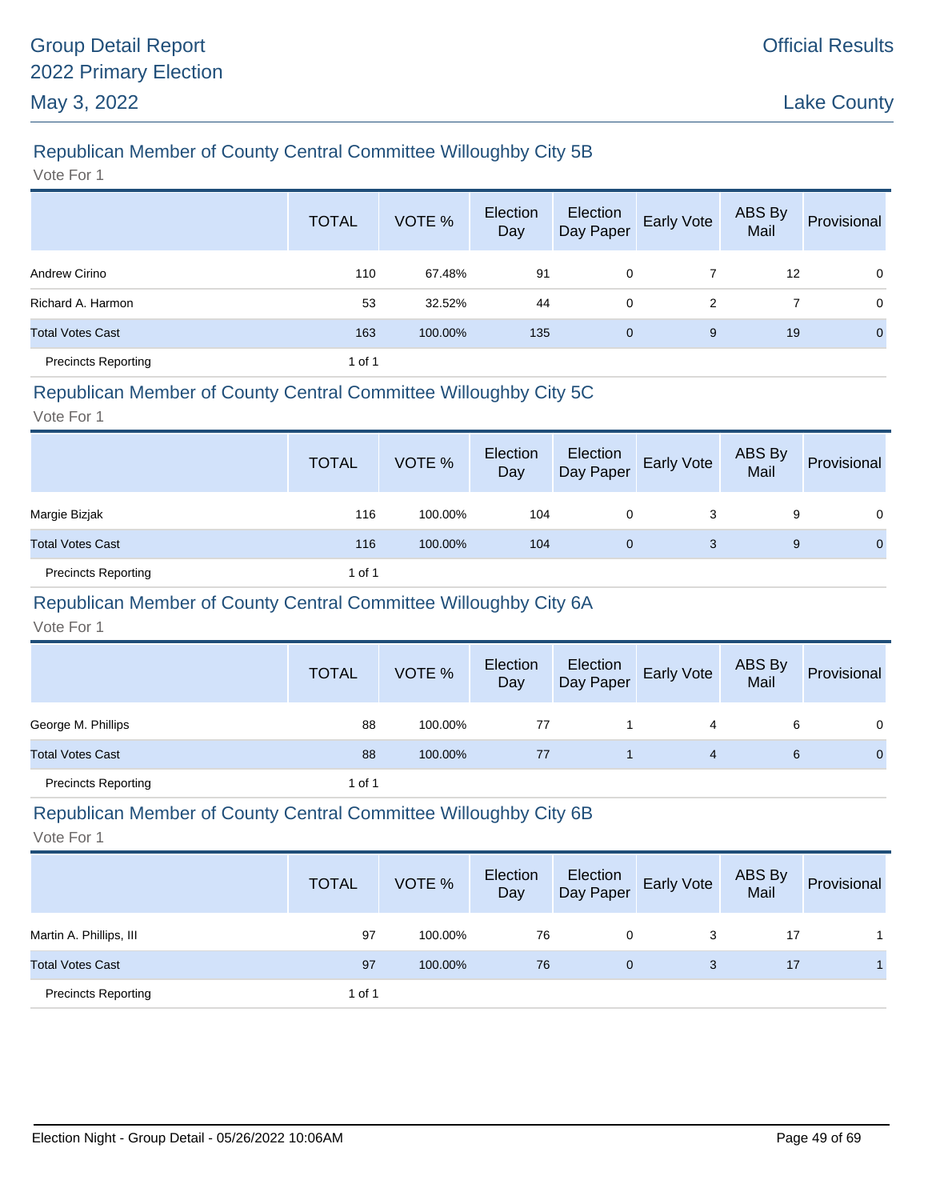## Republican Member of County Central Committee Willoughby City 5B

Vote For 1

| | TOTAL | VOTE % | Election Day | Election Day Paper | Early Vote | ABS By Mail | Provisional |
|---|---|---|---|---|---|---|---|
| Andrew Cirino | 110 | 67.48% | 91 | 0 | 7 | 12 | 0 |
| Richard A. Harmon | 53 | 32.52% | 44 | 0 | 2 | 7 | 0 |
| Total Votes Cast | 163 | 100.00% | 135 | 0 | 9 | 19 | 0 |
| Precincts Reporting | 1 of 1 | | | | | | |

## Republican Member of County Central Committee Willoughby City 5C

Vote For 1

| | TOTAL | VOTE % | Election Day | Election Day Paper | Early Vote | ABS By Mail | Provisional |
|---|---|---|---|---|---|---|---|
| Margie Bizjak | 116 | 100.00% | 104 | 0 | 3 | 9 | 0 |
| Total Votes Cast | 116 | 100.00% | 104 | 0 | 3 | 9 | 0 |
| Precincts Reporting | 1 of 1 | | | | | | |

## Republican Member of County Central Committee Willoughby City 6A

Vote For 1

| | TOTAL | VOTE % | Election Day | Election Day Paper | Early Vote | ABS By Mail | Provisional |
|---|---|---|---|---|---|---|---|
| George M. Phillips | 88 | 100.00% | 77 | 1 | 4 | 6 | 0 |
| Total Votes Cast | 88 | 100.00% | 77 | 1 | 4 | 6 | 0 |
| Precincts Reporting | 1 of 1 | | | | | | |

## Republican Member of County Central Committee Willoughby City 6B

Vote For 1

| | TOTAL | VOTE % | Election Day | Election Day Paper | Early Vote | ABS By Mail | Provisional |
|---|---|---|---|---|---|---|---|
| Martin A. Phillips, III | 97 | 100.00% | 76 | 0 | 3 | 17 | 1 |
| Total Votes Cast | 97 | 100.00% | 76 | 0 | 3 | 17 | 1 |
| Precincts Reporting | 1 of 1 | | | | | | |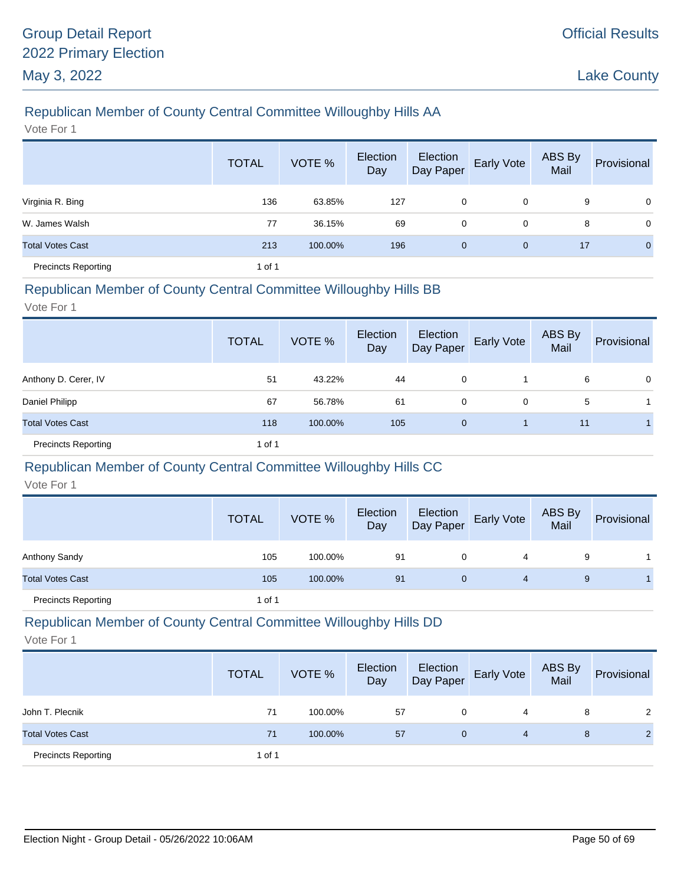## Republican Member of County Central Committee Willoughby Hills AA

Vote For 1

| | TOTAL | VOTE % | Election Day | Election Day Paper | Early Vote | ABS By Mail | Provisional |
|---|---|---|---|---|---|---|---|
| Virginia R. Bing | 136 | 63.85% | 127 | 0 | 0 | 9 | 0 |
| W. James Walsh | 77 | 36.15% | 69 | 0 | 0 | 8 | 0 |
| Total Votes Cast | 213 | 100.00% | 196 | 0 | 0 | 17 | 0 |
| Precincts Reporting | 1 of 1 | | | | | | |

## Republican Member of County Central Committee Willoughby Hills BB

Vote For 1

| | TOTAL | VOTE % | Election Day | Election Day Paper | Early Vote | ABS By Mail | Provisional |
|---|---|---|---|---|---|---|---|
| Anthony D. Cerer, IV | 51 | 43.22% | 44 | 0 | 1 | 6 | 0 |
| Daniel Philipp | 67 | 56.78% | 61 | 0 | 0 | 5 | 1 |
| Total Votes Cast | 118 | 100.00% | 105 | 0 | 1 | 11 | 1 |
| Precincts Reporting | 1 of 1 | | | | | | |

## Republican Member of County Central Committee Willoughby Hills CC

Vote For 1

| | TOTAL | VOTE % | Election Day | Election Day Paper | Early Vote | ABS By Mail | Provisional |
|---|---|---|---|---|---|---|---|
| Anthony Sandy | 105 | 100.00% | 91 | 0 | 4 | 9 | 1 |
| Total Votes Cast | 105 | 100.00% | 91 | 0 | 4 | 9 | 1 |
| Precincts Reporting | 1 of 1 | | | | | | |

## Republican Member of County Central Committee Willoughby Hills DD

Vote For 1

| | TOTAL | VOTE % | Election Day | Election Day Paper | Early Vote | ABS By Mail | Provisional |
|---|---|---|---|---|---|---|---|
| John T. Plecnik | 71 | 100.00% | 57 | 0 | 4 | 8 | 2 |
| Total Votes Cast | 71 | 100.00% | 57 | 0 | 4 | 8 | 2 |
| Precincts Reporting | 1 of 1 | | | | | | |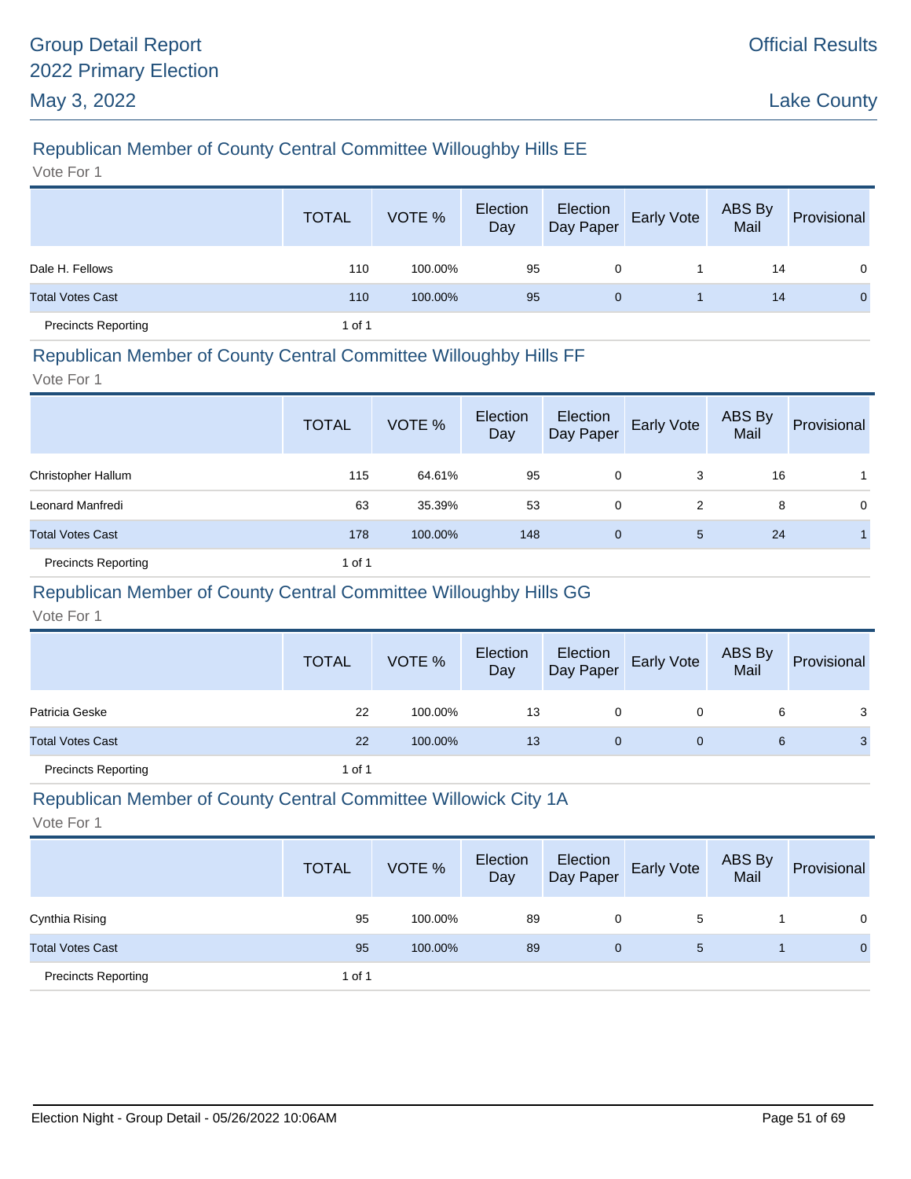## Republican Member of County Central Committee Willoughby Hills EE

Vote For 1

| | TOTAL | VOTE % | Election Day | Election Day Paper | Early Vote | ABS By Mail | Provisional |
|---|---|---|---|---|---|---|---|
| Dale H. Fellows | 110 | 100.00% | 95 | 0 | 1 | 14 | 0 |
| Total Votes Cast | 110 | 100.00% | 95 | 0 | 1 | 14 | 0 |
| Precincts Reporting | 1 of 1 | | | | | | |

## Republican Member of County Central Committee Willoughby Hills FF

Vote For 1

| | TOTAL | VOTE % | Election Day | Election Day Paper | Early Vote | ABS By Mail | Provisional |
|---|---|---|---|---|---|---|---|
| Christopher Hallum | 115 | 64.61% | 95 | 0 | 3 | 16 | 1 |
| Leonard Manfredi | 63 | 35.39% | 53 | 0 | 2 | 8 | 0 |
| Total Votes Cast | 178 | 100.00% | 148 | 0 | 5 | 24 | 1 |
| Precincts Reporting | 1 of 1 | | | | | | |

## Republican Member of County Central Committee Willoughby Hills GG

Vote For 1

| | TOTAL | VOTE % | Election Day | Election Day Paper | Early Vote | ABS By Mail | Provisional |
|---|---|---|---|---|---|---|---|
| Patricia Geske | 22 | 100.00% | 13 | 0 | 0 | 6 | 3 |
| Total Votes Cast | 22 | 100.00% | 13 | 0 | 0 | 6 | 3 |
| Precincts Reporting | 1 of 1 | | | | | | |

## Republican Member of County Central Committee Willowick City 1A

Vote For 1

| | TOTAL | VOTE % | Election Day | Election Day Paper | Early Vote | ABS By Mail | Provisional |
|---|---|---|---|---|---|---|---|
| Cynthia Rising | 95 | 100.00% | 89 | 0 | 5 | 1 | 0 |
| Total Votes Cast | 95 | 100.00% | 89 | 0 | 5 | 1 | 0 |
| Precincts Reporting | 1 of 1 | | | | | | |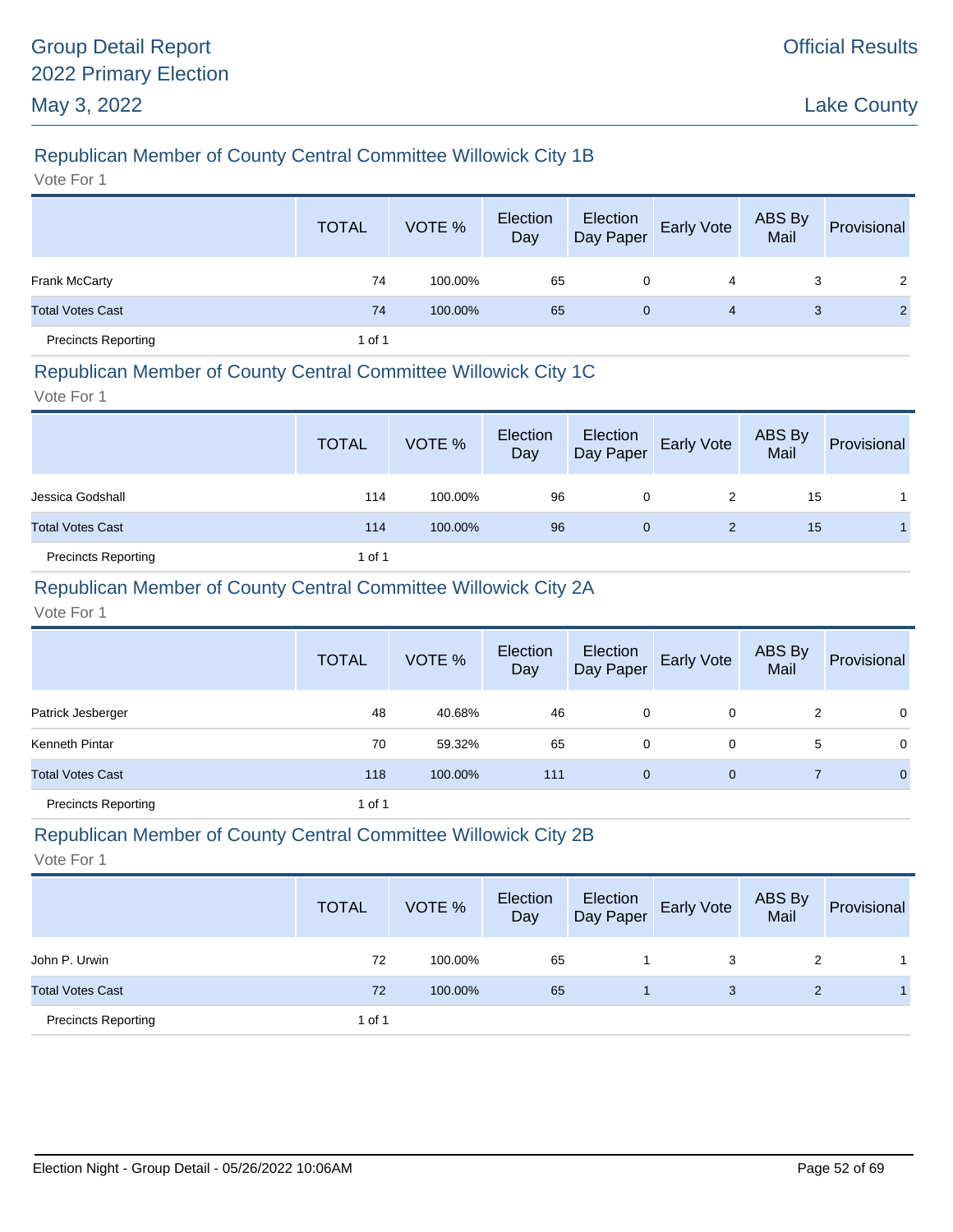## Republican Member of County Central Committee Willowick City 1B

Vote For 1

| | TOTAL | VOTE % | Election Day | Election Day Paper | Early Vote | ABS By Mail | Provisional |
|---|---|---|---|---|---|---|---|
| Frank McCarty | 74 | 100.00% | 65 | 0 | 4 | 3 | 2 |
| Total Votes Cast | 74 | 100.00% | 65 | 0 | 4 | 3 | 2 |
| Precincts Reporting | 1 of 1 | | | | | | |

## Republican Member of County Central Committee Willowick City 1C

Vote For 1

| | TOTAL | VOTE % | Election Day | Election Day Paper | Early Vote | ABS By Mail | Provisional |
|---|---|---|---|---|---|---|---|
| Jessica Godshall | 114 | 100.00% | 96 | 0 | 2 | 15 | 1 |
| Total Votes Cast | 114 | 100.00% | 96 | 0 | 2 | 15 | 1 |
| Precincts Reporting | 1 of 1 | | | | | | |

## Republican Member of County Central Committee Willowick City 2A

Vote For 1

| | TOTAL | VOTE % | Election Day | Election Day Paper | Early Vote | ABS By Mail | Provisional |
|---|---|---|---|---|---|---|---|
| Patrick Jesberger | 48 | 40.68% | 46 | 0 | 0 | 2 | 0 |
| Kenneth Pintar | 70 | 59.32% | 65 | 0 | 0 | 5 | 0 |
| Total Votes Cast | 118 | 100.00% | 111 | 0 | 0 | 7 | 0 |
| Precincts Reporting | 1 of 1 | | | | | | |

## Republican Member of County Central Committee Willowick City 2B

Vote For 1

| | TOTAL | VOTE % | Election Day | Election Day Paper | Early Vote | ABS By Mail | Provisional |
|---|---|---|---|---|---|---|---|
| John P. Urwin | 72 | 100.00% | 65 | 1 | 3 | 2 | 1 |
| Total Votes Cast | 72 | 100.00% | 65 | 1 | 3 | 2 | 1 |
| Precincts Reporting | 1 of 1 | | | | | | |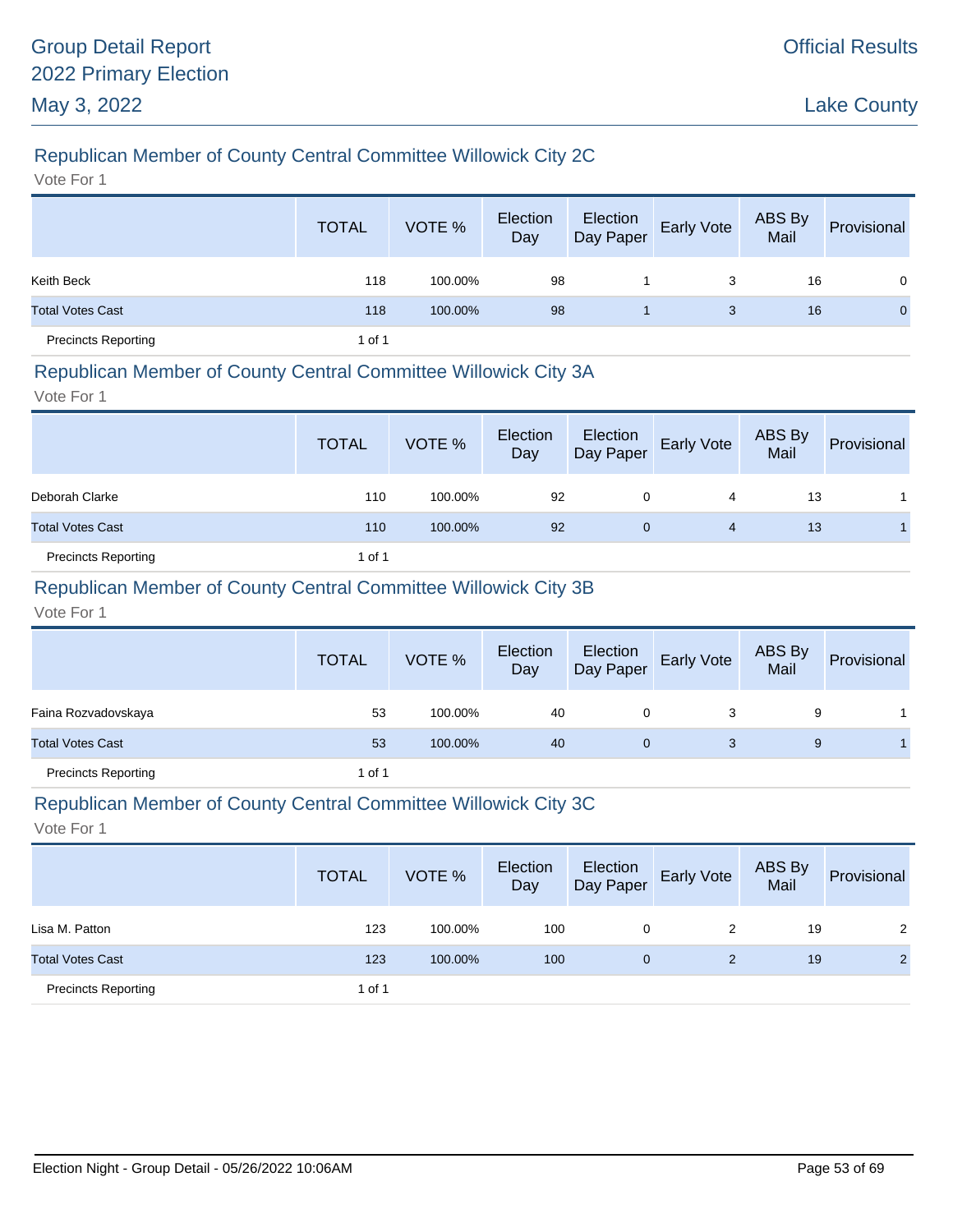## Republican Member of County Central Committee Willowick City 2C

Vote For 1

| | TOTAL | VOTE % | Election Day | Election Day Paper | Early Vote | ABS By Mail | Provisional |
|---|---|---|---|---|---|---|---|
| Keith Beck | 118 | 100.00% | 98 | 1 | 3 | 16 | 0 |
| Total Votes Cast | 118 | 100.00% | 98 | 1 | 3 | 16 | 0 |
| Precincts Reporting | 1 of 1 | | | | | | |

## Republican Member of County Central Committee Willowick City 3A

Vote For 1

| | TOTAL | VOTE % | Election Day | Election Day Paper | Early Vote | ABS By Mail | Provisional |
|---|---|---|---|---|---|---|---|
| Deborah Clarke | 110 | 100.00% | 92 | 0 | 4 | 13 | 1 |
| Total Votes Cast | 110 | 100.00% | 92 | 0 | 4 | 13 | 1 |
| Precincts Reporting | 1 of 1 | | | | | | |

## Republican Member of County Central Committee Willowick City 3B

Vote For 1

| | TOTAL | VOTE % | Election Day | Election Day Paper | Early Vote | ABS By Mail | Provisional |
|---|---|---|---|---|---|---|---|
| Faina Rozvadovskaya | 53 | 100.00% | 40 | 0 | 3 | 9 | 1 |
| Total Votes Cast | 53 | 100.00% | 40 | 0 | 3 | 9 | 1 |
| Precincts Reporting | 1 of 1 | | | | | | |

## Republican Member of County Central Committee Willowick City 3C

Vote For 1

| | TOTAL | VOTE % | Election Day | Election Day Paper | Early Vote | ABS By Mail | Provisional |
|---|---|---|---|---|---|---|---|
| Lisa M. Patton | 123 | 100.00% | 100 | 0 | 2 | 19 | 2 |
| Total Votes Cast | 123 | 100.00% | 100 | 0 | 2 | 19 | 2 |
| Precincts Reporting | 1 of 1 | | | | | | |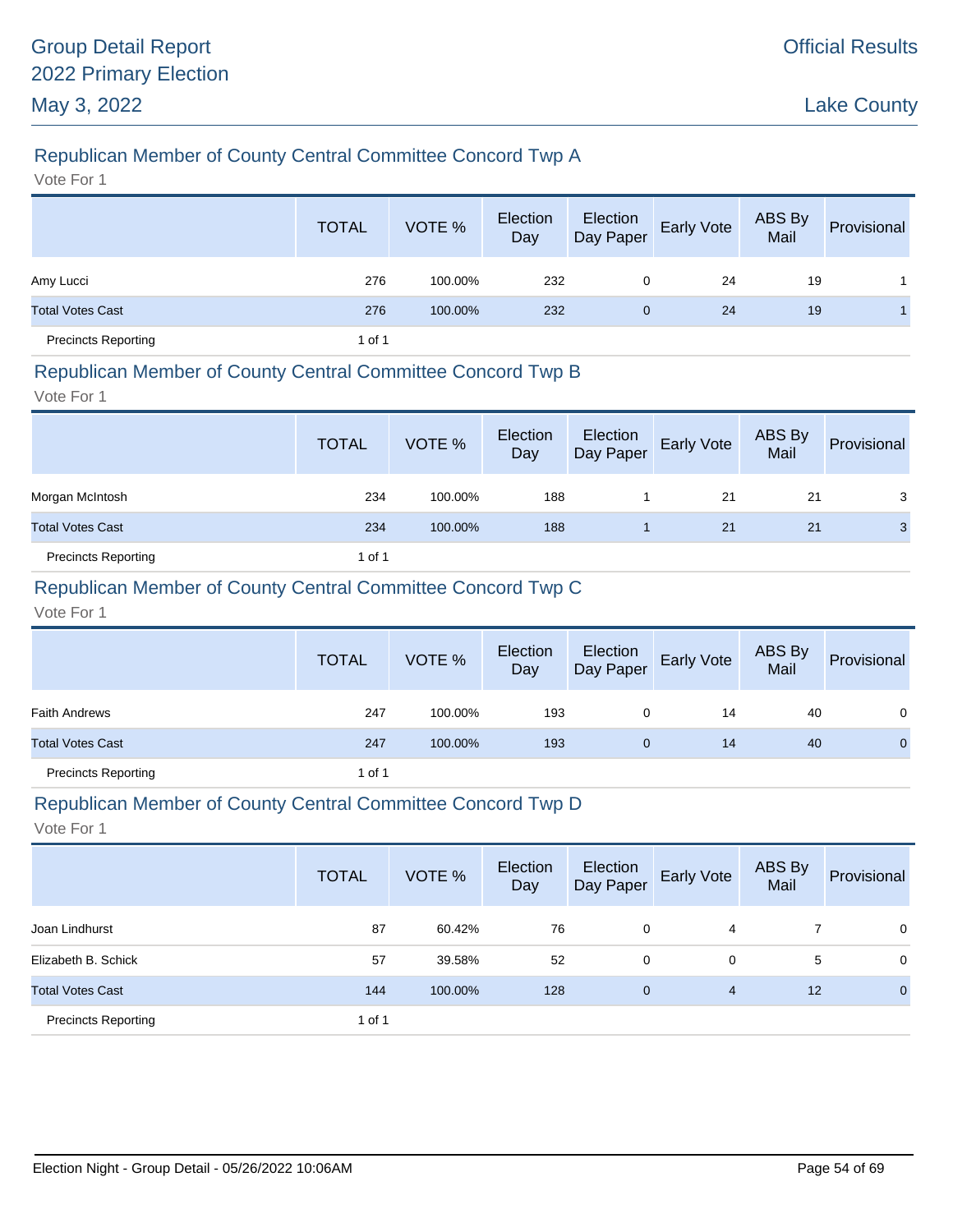# Group Detail Report
# 2022 Primary Election
# May 3, 2022

Official Results

Lake County

## Republican Member of County Central Committee Concord Twp A

Vote For 1

| | TOTAL | VOTE % | Election Day | Election Day Paper | Early Vote | ABS By Mail | Provisional |
|---|---|---|---|---|---|---|---|
| Amy Lucci | 276 | 100.00% | 232 | 0 | 24 | 19 | 1 |
| Total Votes Cast | 276 | 100.00% | 232 | 0 | 24 | 19 | 1 |
| Precincts Reporting | 1 of 1 | | | | | | |

## Republican Member of County Central Committee Concord Twp B

Vote For 1

| | TOTAL | VOTE % | Election Day | Election Day Paper | Early Vote | ABS By Mail | Provisional |
|---|---|---|---|---|---|---|---|
| Morgan McIntosh | 234 | 100.00% | 188 | 1 | 21 | 21 | 3 |
| Total Votes Cast | 234 | 100.00% | 188 | 1 | 21 | 21 | 3 |
| Precincts Reporting | 1 of 1 | | | | | | |

## Republican Member of County Central Committee Concord Twp C

Vote For 1

| | TOTAL | VOTE % | Election Day | Election Day Paper | Early Vote | ABS By Mail | Provisional |
|---|---|---|---|---|---|---|---|
| Faith Andrews | 247 | 100.00% | 193 | 0 | 14 | 40 | 0 |
| Total Votes Cast | 247 | 100.00% | 193 | 0 | 14 | 40 | 0 |
| Precincts Reporting | 1 of 1 | | | | | | |

## Republican Member of County Central Committee Concord Twp D

Vote For 1

| | TOTAL | VOTE % | Election Day | Election Day Paper | Early Vote | ABS By Mail | Provisional |
|---|---|---|---|---|---|---|---|
| Joan Lindhurst | 87 | 60.42% | 76 | 0 | 4 | 7 | 0 |
| Elizabeth B. Schick | 57 | 39.58% | 52 | 0 | 0 | 5 | 0 |
| Total Votes Cast | 144 | 100.00% | 128 | 0 | 4 | 12 | 0 |
| Precincts Reporting | 1 of 1 | | | | | | |

Election Night - Group Detail - 05/26/2022 10:06AM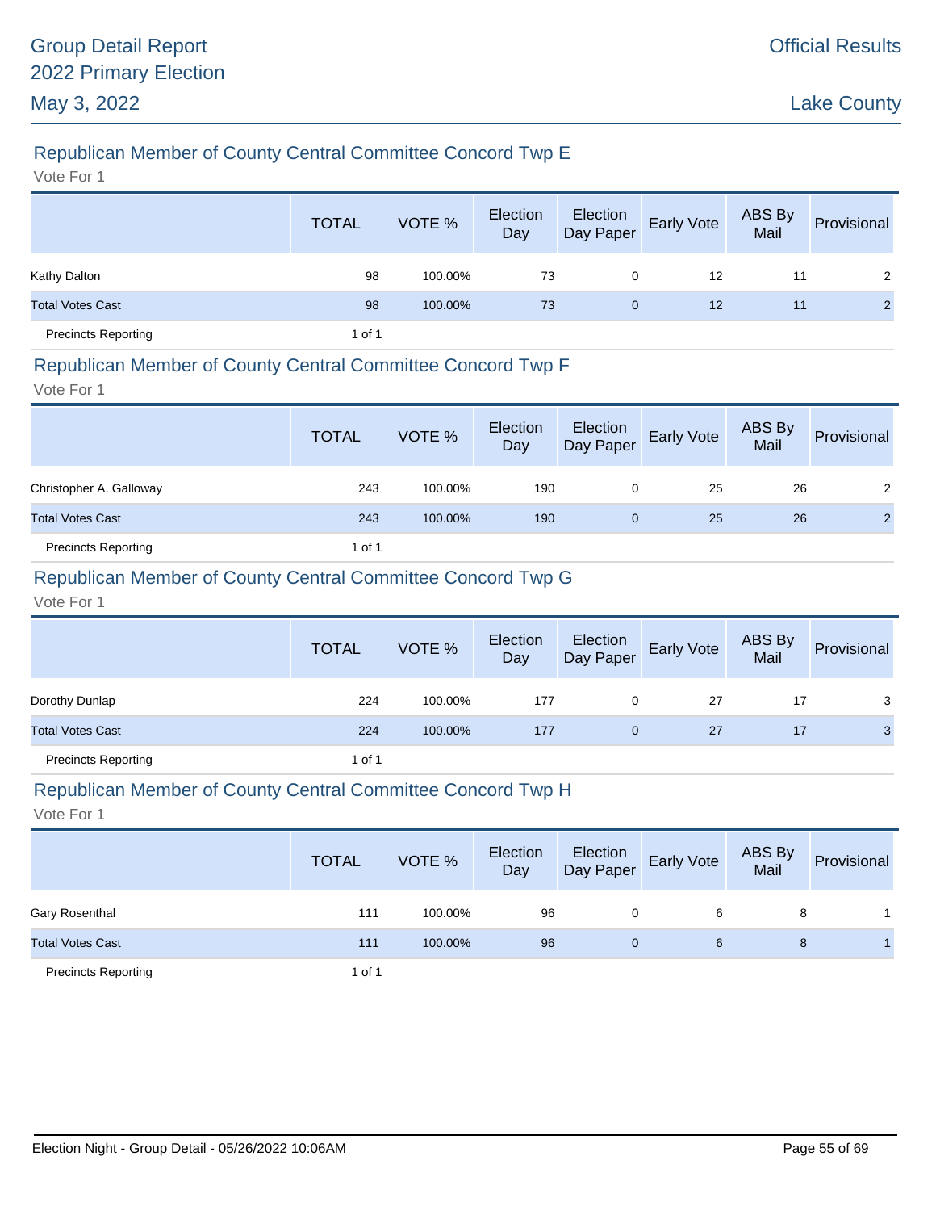## Republican Member of County Central Committee Concord Twp E

Vote For 1

| | TOTAL | VOTE % | Election Day | Election Day Paper | Early Vote | ABS By Mail | Provisional |
|---|---|---|---|---|---|---|---|
| Kathy Dalton | 98 | 100.00% | 73 | 0 | 12 | 11 | 2 |
| Total Votes Cast | 98 | 100.00% | 73 | 0 | 12 | 11 | 2 |
| Precincts Reporting | 1 of 1 | | | | | | |

## Republican Member of County Central Committee Concord Twp F

Vote For 1

| | TOTAL | VOTE % | Election Day | Election Day Paper | Early Vote | ABS By Mail | Provisional |
|---|---|---|---|---|---|---|---|
| Christopher A. Galloway | 243 | 100.00% | 190 | 0 | 25 | 26 | 2 |
| Total Votes Cast | 243 | 100.00% | 190 | 0 | 25 | 26 | 2 |
| Precincts Reporting | 1 of 1 | | | | | | |

## Republican Member of County Central Committee Concord Twp G

Vote For 1

| | TOTAL | VOTE % | Election Day | Election Day Paper | Early Vote | ABS By Mail | Provisional |
|---|---|---|---|---|---|---|---|
| Dorothy Dunlap | 224 | 100.00% | 177 | 0 | 27 | 17 | 3 |
| Total Votes Cast | 224 | 100.00% | 177 | 0 | 27 | 17 | 3 |
| Precincts Reporting | 1 of 1 | | | | | | |

## Republican Member of County Central Committee Concord Twp H

Vote For 1

| | TOTAL | VOTE % | Election Day | Election Day Paper | Early Vote | ABS By Mail | Provisional |
|---|---|---|---|---|---|---|---|
| Gary Rosenthal | 111 | 100.00% | 96 | 0 | 6 | 8 | 1 |
| Total Votes Cast | 111 | 100.00% | 96 | 0 | 6 | 8 | 1 |
| Precincts Reporting | 1 of 1 | | | | | | |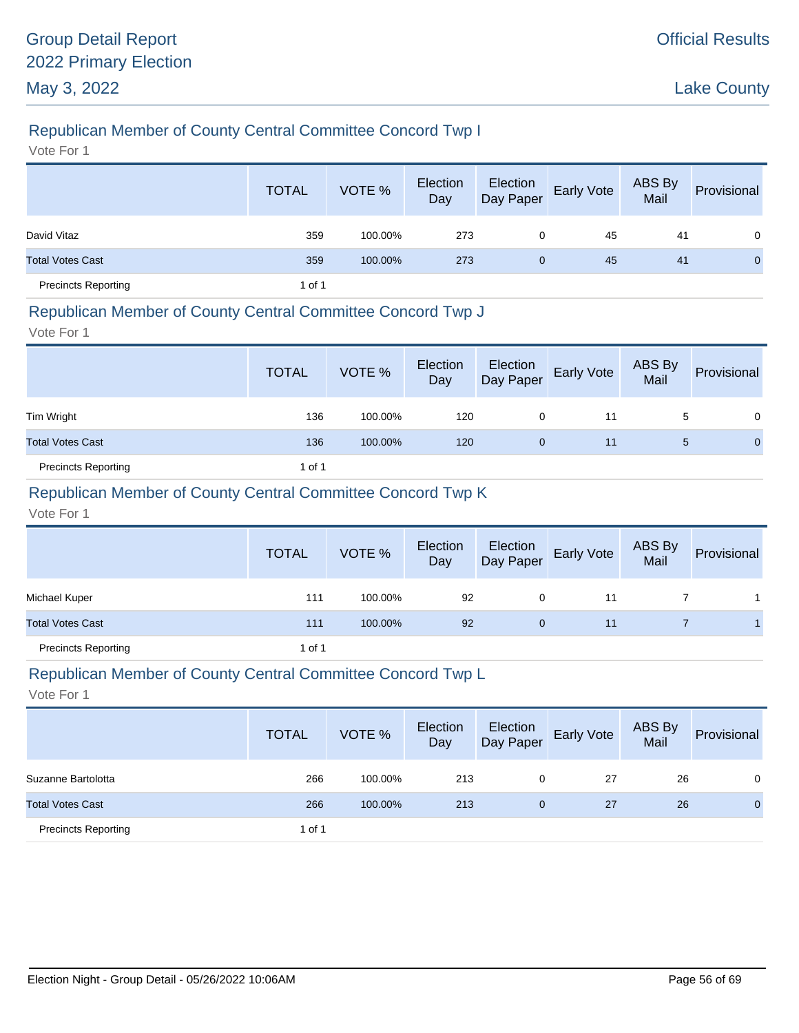## Republican Member of County Central Committee Concord Twp I

Vote For 1

| | TOTAL | VOTE % | Election Day | Election Day Paper | Early Vote | ABS By Mail | Provisional |
|---|---|---|---|---|---|---|---|
| David Vitaz | 359 | 100.00% | 273 | 0 | 45 | 41 | 0 |
| Total Votes Cast | 359 | 100.00% | 273 | 0 | 45 | 41 | 0 |
| Precincts Reporting | 1 of 1 | | | | | | |

## Republican Member of County Central Committee Concord Twp J

Vote For 1

| | TOTAL | VOTE % | Election Day | Election Day Paper | Early Vote | ABS By Mail | Provisional |
|---|---|---|---|---|---|---|---|
| Tim Wright | 136 | 100.00% | 120 | 0 | 11 | 5 | 0 |
| Total Votes Cast | 136 | 100.00% | 120 | 0 | 11 | 5 | 0 |
| Precincts Reporting | 1 of 1 | | | | | | |

## Republican Member of County Central Committee Concord Twp K

Vote For 1

| | TOTAL | VOTE % | Election Day | Election Day Paper | Early Vote | ABS By Mail | Provisional |
|---|---|---|---|---|---|---|---|
| Michael Kuper | 111 | 100.00% | 92 | 0 | 11 | 7 | 1 |
| Total Votes Cast | 111 | 100.00% | 92 | 0 | 11 | 7 | 1 |
| Precincts Reporting | 1 of 1 | | | | | | |

## Republican Member of County Central Committee Concord Twp L

Vote For 1

| | TOTAL | VOTE % | Election Day | Election Day Paper | Early Vote | ABS By Mail | Provisional |
|---|---|---|---|---|---|---|---|
| Suzanne Bartolotta | 266 | 100.00% | 213 | 0 | 27 | 26 | 0 |
| Total Votes Cast | 266 | 100.00% | 213 | 0 | 27 | 26 | 0 |
| Precincts Reporting | 1 of 1 | | | | | | |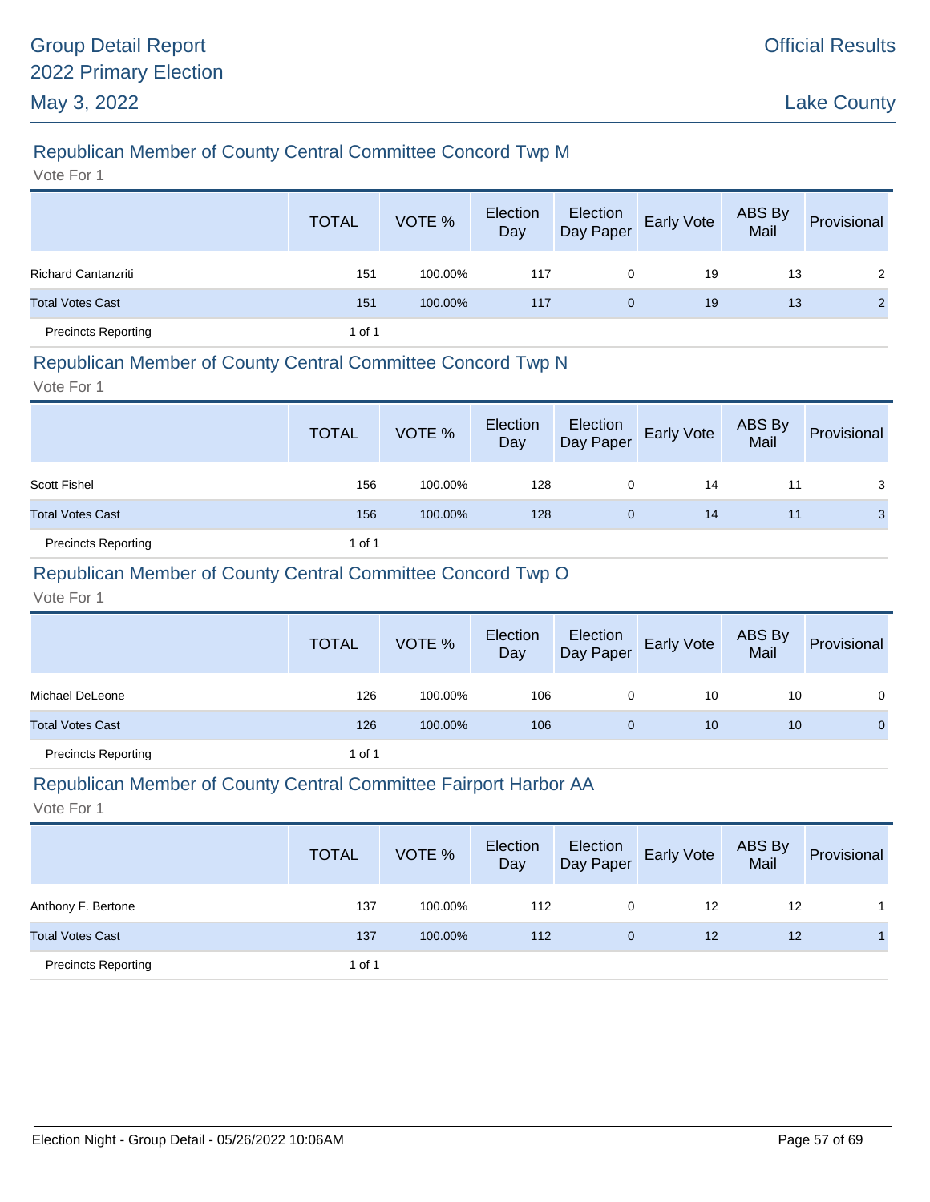## Republican Member of County Central Committee Concord Twp M

Vote For 1

| | TOTAL | VOTE % | Election Day | Election Day Paper | Early Vote | ABS By Mail | Provisional |
|---|---|---|---|---|---|---|---|
| Richard Cantanzriti | 151 | 100.00% | 117 | 0 | 19 | 13 | 2 |
| Total Votes Cast | 151 | 100.00% | 117 | 0 | 19 | 13 | 2 |
| Precincts Reporting | 1 of 1 | | | | | | |

## Republican Member of County Central Committee Concord Twp N

Vote For 1

| | TOTAL | VOTE % | Election Day | Election Day Paper | Early Vote | ABS By Mail | Provisional |
|---|---|---|---|---|---|---|---|
| Scott Fishel | 156 | 100.00% | 128 | 0 | 14 | 11 | 3 |
| Total Votes Cast | 156 | 100.00% | 128 | 0 | 14 | 11 | 3 |
| Precincts Reporting | 1 of 1 | | | | | | |

## Republican Member of County Central Committee Concord Twp O

Vote For 1

| | TOTAL | VOTE % | Election Day | Election Day Paper | Early Vote | ABS By Mail | Provisional |
|---|---|---|---|---|---|---|---|
| Michael DeLeone | 126 | 100.00% | 106 | 0 | 10 | 10 | 0 |
| Total Votes Cast | 126 | 100.00% | 106 | 0 | 10 | 10 | 0 |
| Precincts Reporting | 1 of 1 | | | | | | |

## Republican Member of County Central Committee Fairport Harbor AA

Vote For 1

| | TOTAL | VOTE % | Election Day | Election Day Paper | Early Vote | ABS By Mail | Provisional |
|---|---|---|---|---|---|---|---|
| Anthony F. Bertone | 137 | 100.00% | 112 | 0 | 12 | 12 | 1 |
| Total Votes Cast | 137 | 100.00% | 112 | 0 | 12 | 12 | 1 |
| Precincts Reporting | 1 of 1 | | | | | | |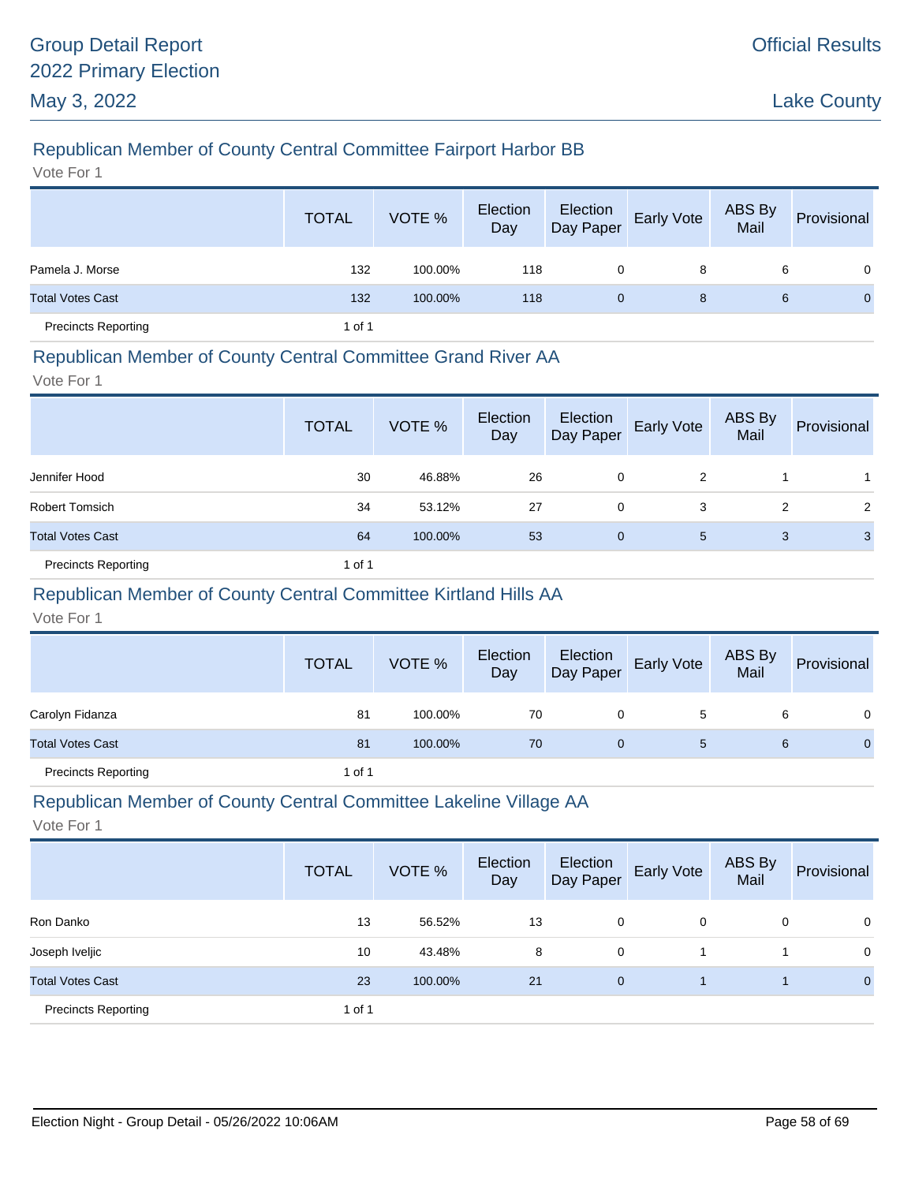## Republican Member of County Central Committee Fairport Harbor BB

Vote For 1

| | TOTAL | VOTE % | Election Day | Election Day Paper | Early Vote | ABS By Mail | Provisional |
|---|---|---|---|---|---|---|---|
| Pamela J. Morse | 132 | 100.00% | 118 | 0 | 8 | 6 | 0 |
| Total Votes Cast | 132 | 100.00% | 118 | 0 | 8 | 6 | 0 |
| Precincts Reporting | 1 of 1 | | | | | | |

## Republican Member of County Central Committee Grand River AA

Vote For 1

| | TOTAL | VOTE % | Election Day | Election Day Paper | Early Vote | ABS By Mail | Provisional |
|---|---|---|---|---|---|---|---|
| Jennifer Hood | 30 | 46.88% | 26 | 0 | 2 | 1 | 1 |
| Robert Tomsich | 34 | 53.12% | 27 | 0 | 3 | 2 | 2 |
| Total Votes Cast | 64 | 100.00% | 53 | 0 | 5 | 3 | 3 |
| Precincts Reporting | 1 of 1 | | | | | | |

## Republican Member of County Central Committee Kirtland Hills AA

Vote For 1

| | TOTAL | VOTE % | Election Day | Election Day Paper | Early Vote | ABS By Mail | Provisional |
|---|---|---|---|---|---|---|---|
| Carolyn Fidanza | 81 | 100.00% | 70 | 0 | 5 | 6 | 0 |
| Total Votes Cast | 81 | 100.00% | 70 | 0 | 5 | 6 | 0 |
| Precincts Reporting | 1 of 1 | | | | | | |

## Republican Member of County Central Committee Lakeline Village AA

Vote For 1

| | TOTAL | VOTE % | Election Day | Election Day Paper | Early Vote | ABS By Mail | Provisional |
|---|---|---|---|---|---|---|---|
| Ron Danko | 13 | 56.52% | 13 | 0 | 0 | 0 | 0 |
| Joseph Iveljic | 10 | 43.48% | 8 | 0 | 1 | 1 | 0 |
| Total Votes Cast | 23 | 100.00% | 21 | 0 | 1 | 1 | 0 |
| Precincts Reporting | 1 of 1 | | | | | | |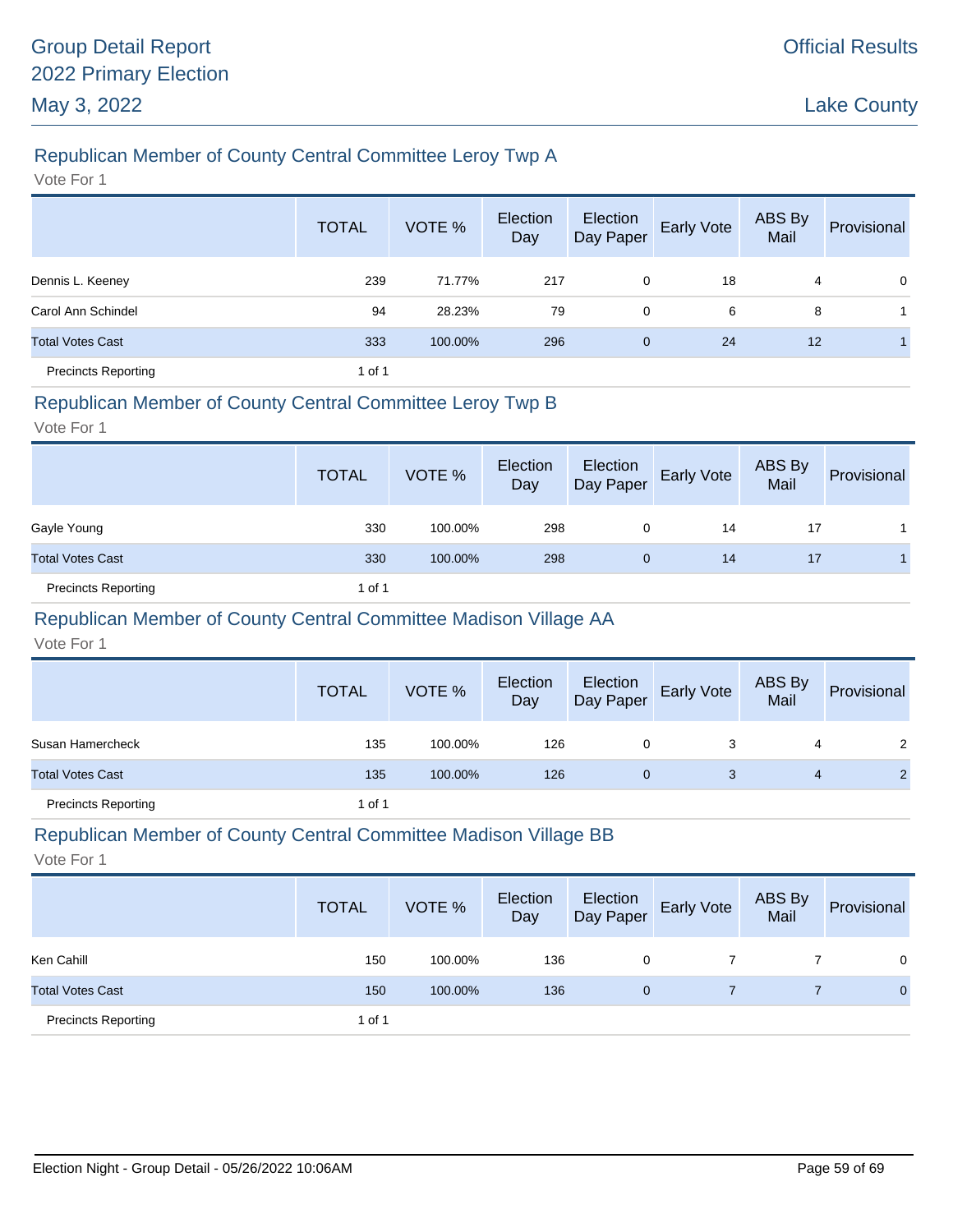## Republican Member of County Central Committee Leroy Twp A

Vote For 1

| | TOTAL | VOTE % | Election Day | Election Day Paper | Early Vote | ABS By Mail | Provisional |
|---|---|---|---|---|---|---|---|
| Dennis L. Keeney | 239 | 71.77% | 217 | 0 | 18 | 4 | 0 |
| Carol Ann Schindel | 94 | 28.23% | 79 | 0 | 6 | 8 | 1 |
| Total Votes Cast | 333 | 100.00% | 296 | 0 | 24 | 12 | 1 |
| Precincts Reporting | 1 of 1 | | | | | | |

## Republican Member of County Central Committee Leroy Twp B

Vote For 1

| | TOTAL | VOTE % | Election Day | Election Day Paper | Early Vote | ABS By Mail | Provisional |
|---|---|---|---|---|---|---|---|
| Gayle Young | 330 | 100.00% | 298 | 0 | 14 | 17 | 1 |
| Total Votes Cast | 330 | 100.00% | 298 | 0 | 14 | 17 | 1 |
| Precincts Reporting | 1 of 1 | | | | | | |

## Republican Member of County Central Committee Madison Village AA

Vote For 1

| | TOTAL | VOTE % | Election Day | Election Day Paper | Early Vote | ABS By Mail | Provisional |
|---|---|---|---|---|---|---|---|
| Susan Hamercheck | 135 | 100.00% | 126 | 0 | 3 | 4 | 2 |
| Total Votes Cast | 135 | 100.00% | 126 | 0 | 3 | 4 | 2 |
| Precincts Reporting | 1 of 1 | | | | | | |

## Republican Member of County Central Committee Madison Village BB

Vote For 1

| | TOTAL | VOTE % | Election Day | Election Day Paper | Early Vote | ABS By Mail | Provisional |
|---|---|---|---|---|---|---|---|
| Ken Cahill | 150 | 100.00% | 136 | 0 | 7 | 7 | 0 |
| Total Votes Cast | 150 | 100.00% | 136 | 0 | 7 | 7 | 0 |
| Precincts Reporting | 1 of 1 | | | | | | |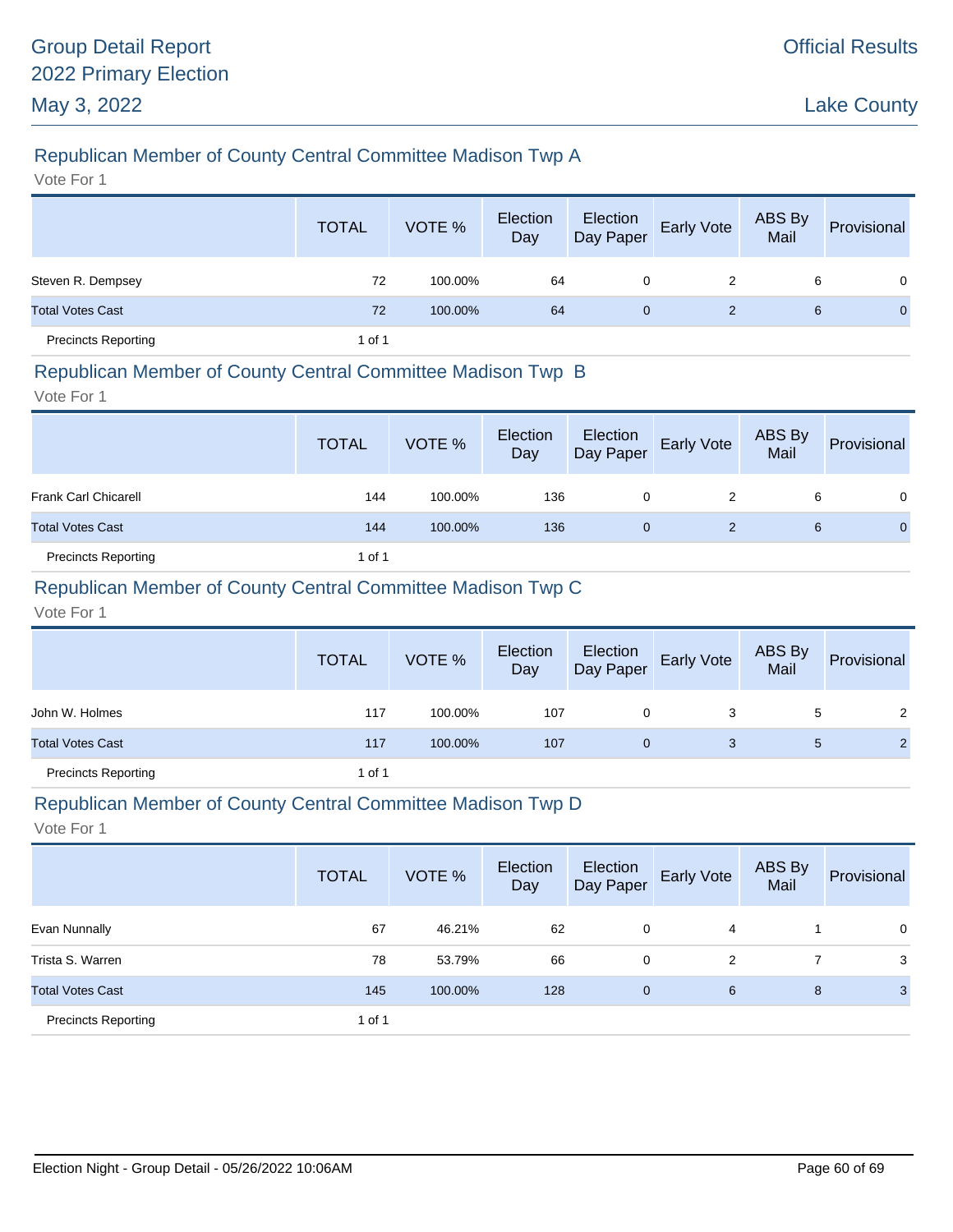## Republican Member of County Central Committee Madison Twp A

Vote For 1

| | TOTAL | VOTE % | Election Day | Election Day Paper | Early Vote | ABS By Mail | Provisional |
|---|---|---|---|---|---|---|---|
| Steven R. Dempsey | 72 | 100.00% | 64 | 0 | 2 | 6 | 0 |
| Total Votes Cast | 72 | 100.00% | 64 | 0 | 2 | 6 | 0 |
| Precincts Reporting | 1 of 1 | | | | | | |

## Republican Member of County Central Committee Madison Twp B

Vote For 1

| | TOTAL | VOTE % | Election Day | Election Day Paper | Early Vote | ABS By Mail | Provisional |
|---|---|---|---|---|---|---|---|
| Frank Carl Chicarell | 144 | 100.00% | 136 | 0 | 2 | 6 | 0 |
| Total Votes Cast | 144 | 100.00% | 136 | 0 | 2 | 6 | 0 |
| Precincts Reporting | 1 of 1 | | | | | | |

## Republican Member of County Central Committee Madison Twp C

Vote For 1

| | TOTAL | VOTE % | Election Day | Election Day Paper | Early Vote | ABS By Mail | Provisional |
|---|---|---|---|---|---|---|---|
| John W. Holmes | 117 | 100.00% | 107 | 0 | 3 | 5 | 2 |
| Total Votes Cast | 117 | 100.00% | 107 | 0 | 3 | 5 | 2 |
| Precincts Reporting | 1 of 1 | | | | | | |

## Republican Member of County Central Committee Madison Twp D

Vote For 1

| | TOTAL | VOTE % | Election Day | Election Day Paper | Early Vote | ABS By Mail | Provisional |
|---|---|---|---|---|---|---|---|
| Evan Nunnally | 67 | 46.21% | 62 | 0 | 4 | 1 | 0 |
| Trista S. Warren | 78 | 53.79% | 66 | 0 | 2 | 7 | 3 |
| Total Votes Cast | 145 | 100.00% | 128 | 0 | 6 | 8 | 3 |
| Precincts Reporting | 1 of 1 | | | | | | |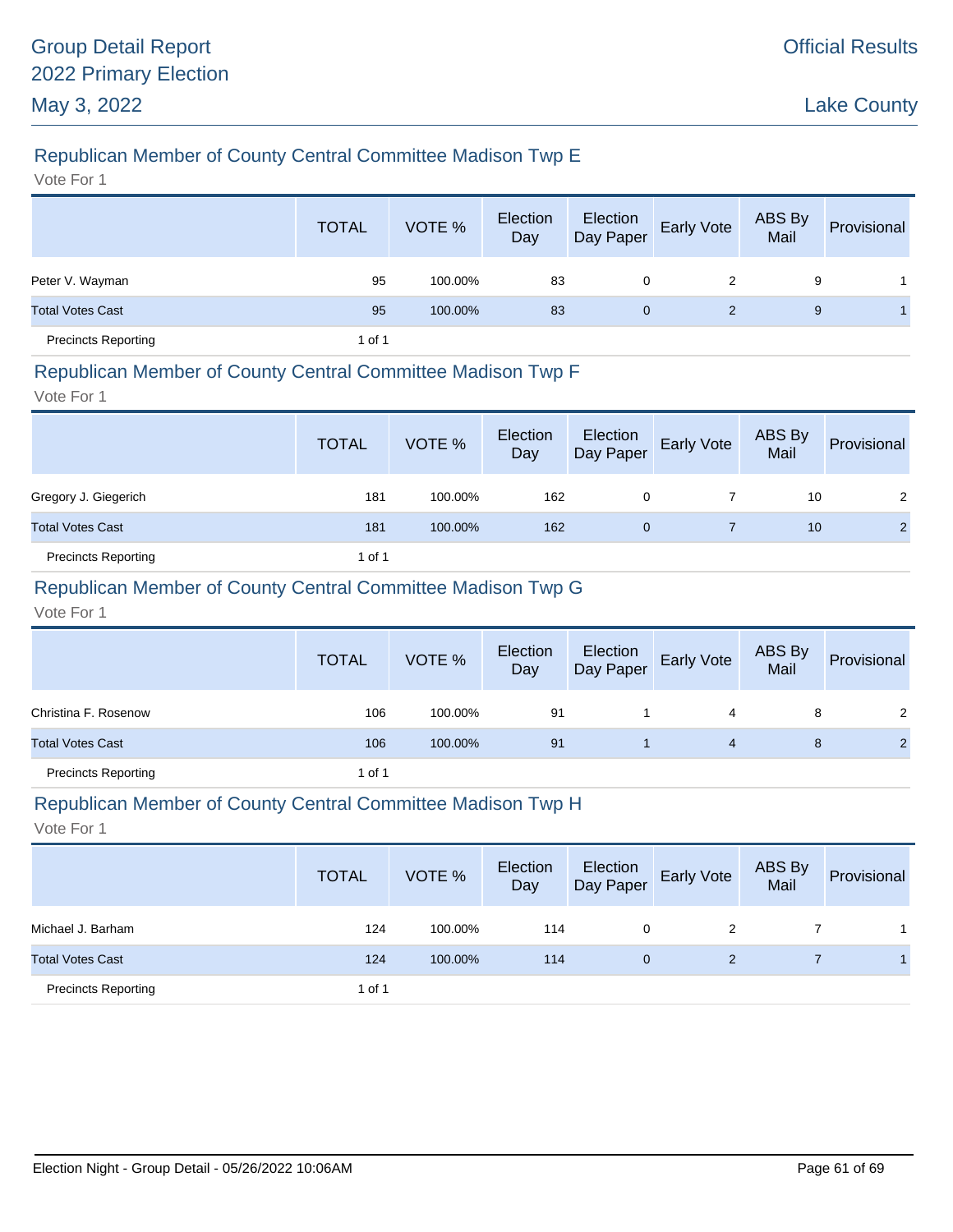## Republican Member of County Central Committee Madison Twp E

Vote For 1

| | TOTAL | VOTE % | Election Day | Election Day Paper | Early Vote | ABS By Mail | Provisional |
|---|---|---|---|---|---|---|---|
| Peter V. Wayman | 95 | 100.00% | 83 | 0 | 2 | 9 | 1 |
| Total Votes Cast | 95 | 100.00% | 83 | 0 | 2 | 9 | 1 |
| Precincts Reporting | 1 of 1 | | | | | | |

## Republican Member of County Central Committee Madison Twp F

Vote For 1

| | TOTAL | VOTE % | Election Day | Election Day Paper | Early Vote | ABS By Mail | Provisional |
|---|---|---|---|---|---|---|---|
| Gregory J. Giegerich | 181 | 100.00% | 162 | 0 | 7 | 10 | 2 |
| Total Votes Cast | 181 | 100.00% | 162 | 0 | 7 | 10 | 2 |
| Precincts Reporting | 1 of 1 | | | | | | |

## Republican Member of County Central Committee Madison Twp G

Vote For 1

| | TOTAL | VOTE % | Election Day | Election Day Paper | Early Vote | ABS By Mail | Provisional |
|---|---|---|---|---|---|---|---|
| Christina F. Rosenow | 106 | 100.00% | 91 | 1 | 4 | 8 | 2 |
| Total Votes Cast | 106 | 100.00% | 91 | 1 | 4 | 8 | 2 |
| Precincts Reporting | 1 of 1 | | | | | | |

## Republican Member of County Central Committee Madison Twp H

Vote For 1

| | TOTAL | VOTE % | Election Day | Election Day Paper | Early Vote | ABS By Mail | Provisional |
|---|---|---|---|---|---|---|---|
| Michael J. Barham | 124 | 100.00% | 114 | 0 | 2 | 7 | 1 |
| Total Votes Cast | 124 | 100.00% | 114 | 0 | 2 | 7 | 1 |
| Precincts Reporting | 1 of 1 | | | | | | |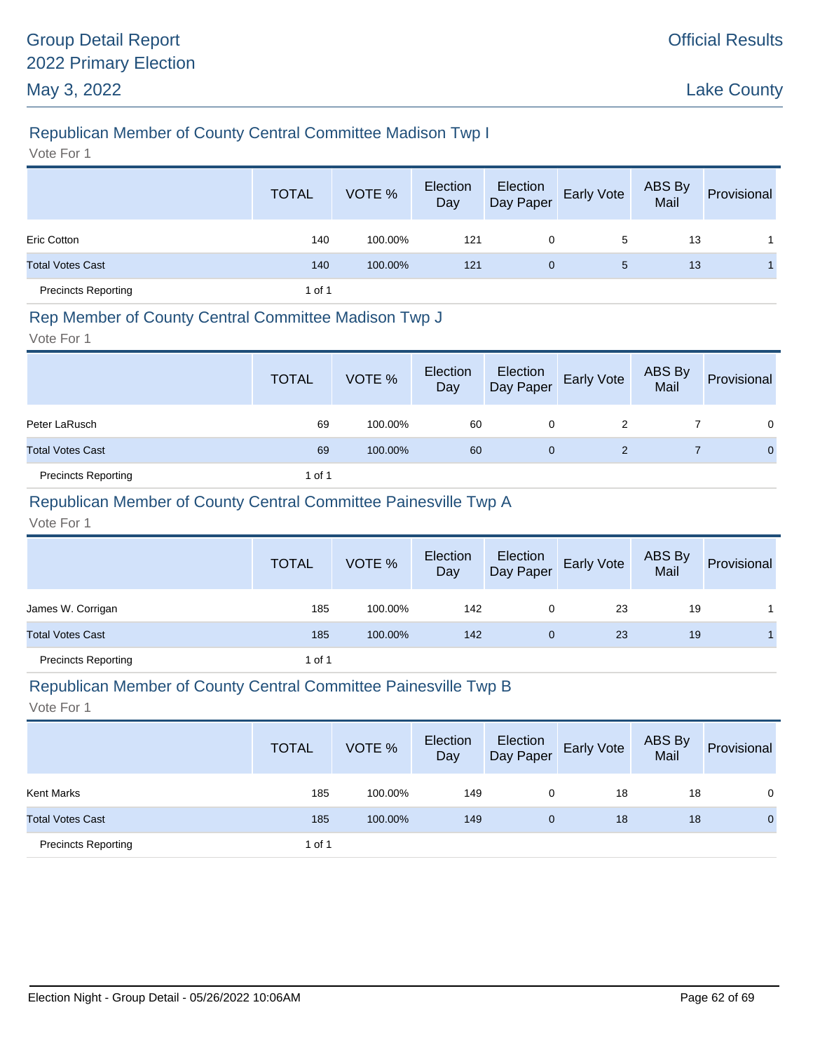## Republican Member of County Central Committee Madison Twp I

Vote For 1

| | TOTAL | VOTE % | Election Day | Election Day Paper | Early Vote | ABS By Mail | Provisional |
|---|---|---|---|---|---|---|---|
| Eric Cotton | 140 | 100.00% | 121 | 0 | 5 | 13 | 1 |
| Total Votes Cast | 140 | 100.00% | 121 | 0 | 5 | 13 | 1 |
| Precincts Reporting | 1 of 1 | | | | | | |

## Rep Member of County Central Committee Madison Twp J

Vote For 1

| | TOTAL | VOTE % | Election Day | Election Day Paper | Early Vote | ABS By Mail | Provisional |
|---|---|---|---|---|---|---|---|
| Peter LaRusch | 69 | 100.00% | 60 | 0 | 2 | 7 | 0 |
| Total Votes Cast | 69 | 100.00% | 60 | 0 | 2 | 7 | 0 |
| Precincts Reporting | 1 of 1 | | | | | | |

## Republican Member of County Central Committee Painesville Twp A

Vote For 1

| | TOTAL | VOTE % | Election Day | Election Day Paper | Early Vote | ABS By Mail | Provisional |
|---|---|---|---|---|---|---|---|
| James W. Corrigan | 185 | 100.00% | 142 | 0 | 23 | 19 | 1 |
| Total Votes Cast | 185 | 100.00% | 142 | 0 | 23 | 19 | 1 |
| Precincts Reporting | 1 of 1 | | | | | | |

## Republican Member of County Central Committee Painesville Twp B

Vote For 1

| | TOTAL | VOTE % | Election Day | Election Day Paper | Early Vote | ABS By Mail | Provisional |
|---|---|---|---|---|---|---|---|
| Kent Marks | 185 | 100.00% | 149 | 0 | 18 | 18 | 0 |
| Total Votes Cast | 185 | 100.00% | 149 | 0 | 18 | 18 | 0 |
| Precincts Reporting | 1 of 1 | | | | | | |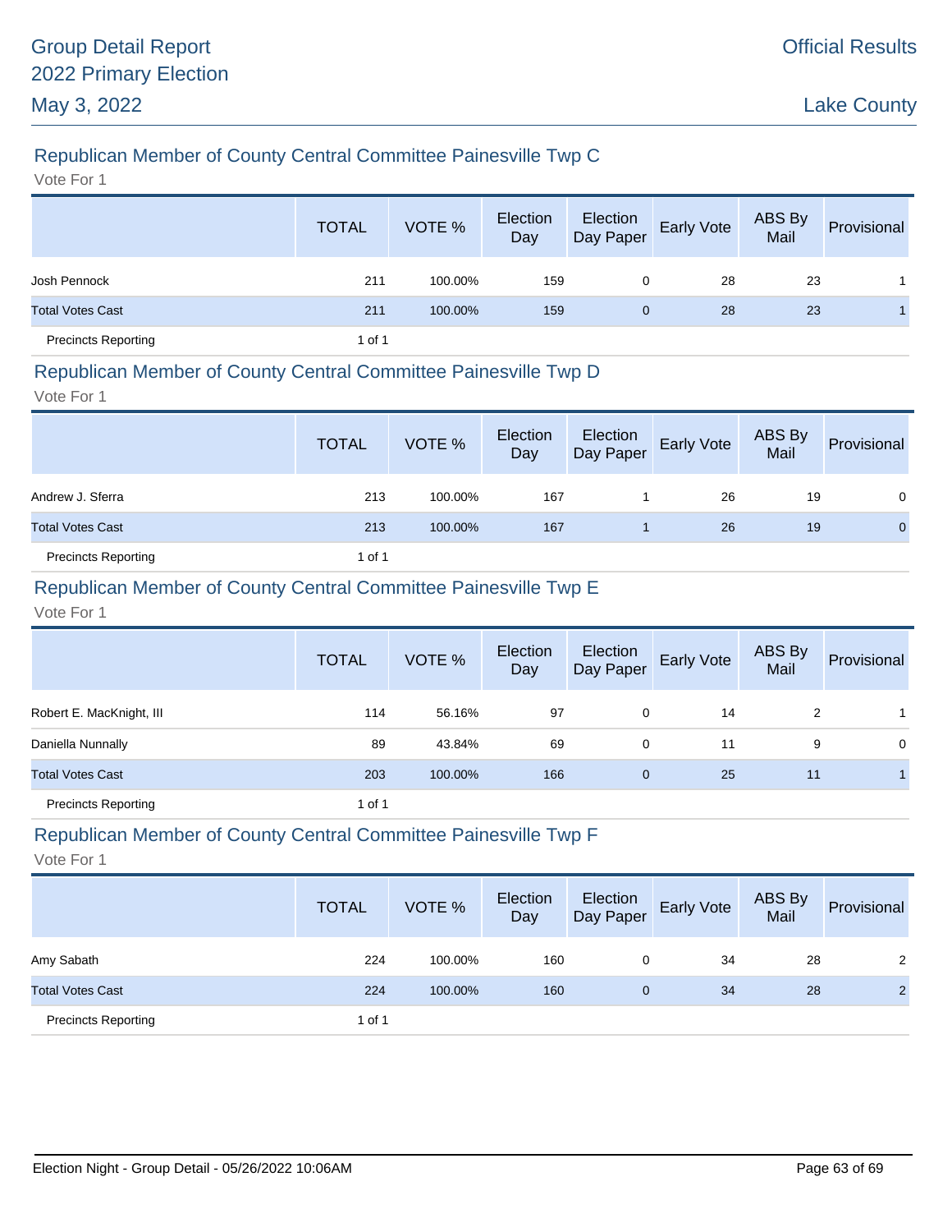## Republican Member of County Central Committee Painesville Twp C

Vote For 1

| | TOTAL | VOTE % | Election Day | Election Day Paper | Early Vote | ABS By Mail | Provisional |
|---|---|---|---|---|---|---|---|
| Josh Pennock | 211 | 100.00% | 159 | 0 | 28 | 23 | 1 |
| Total Votes Cast | 211 | 100.00% | 159 | 0 | 28 | 23 | 1 |
| Precincts Reporting | 1 of 1 | | | | | | |

## Republican Member of County Central Committee Painesville Twp D

Vote For 1

| | TOTAL | VOTE % | Election Day | Election Day Paper | Early Vote | ABS By Mail | Provisional |
|---|---|---|---|---|---|---|---|
| Andrew J. Sferra | 213 | 100.00% | 167 | 1 | 26 | 19 | 0 |
| Total Votes Cast | 213 | 100.00% | 167 | 1 | 26 | 19 | 0 |
| Precincts Reporting | 1 of 1 | | | | | | |

## Republican Member of County Central Committee Painesville Twp E

Vote For 1

| | TOTAL | VOTE % | Election Day | Election Day Paper | Early Vote | ABS By Mail | Provisional |
|---|---|---|---|---|---|---|---|
| Robert E. MacKnight, III | 114 | 56.16% | 97 | 0 | 14 | 2 | 1 |
| Daniella Nunnally | 89 | 43.84% | 69 | 0 | 11 | 9 | 0 |
| Total Votes Cast | 203 | 100.00% | 166 | 0 | 25 | 11 | 1 |
| Precincts Reporting | 1 of 1 | | | | | | |

## Republican Member of County Central Committee Painesville Twp F

Vote For 1

| | TOTAL | VOTE % | Election Day | Election Day Paper | Early Vote | ABS By Mail | Provisional |
|---|---|---|---|---|---|---|---|
| Amy Sabath | 224 | 100.00% | 160 | 0 | 34 | 28 | 2 |
| Total Votes Cast | 224 | 100.00% | 160 | 0 | 34 | 28 | 2 |
| Precincts Reporting | 1 of 1 | | | | | | |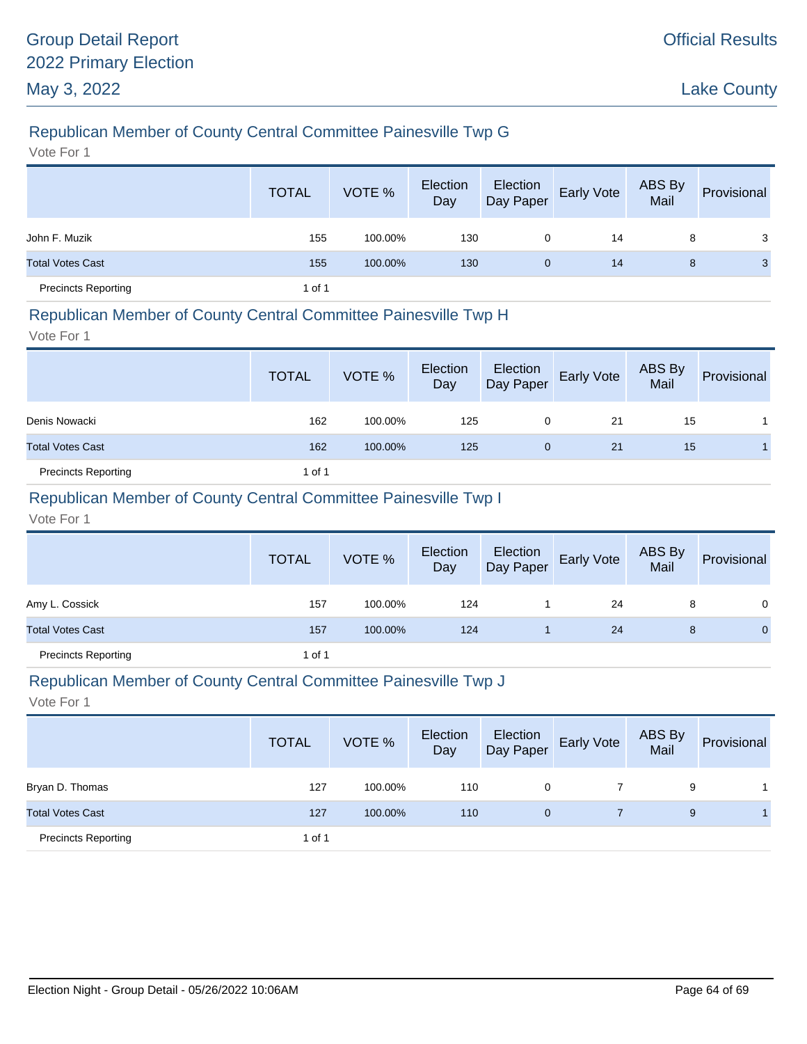## Republican Member of County Central Committee Painesville Twp G

Vote For 1

| | TOTAL | VOTE % | Election Day | Election Day Paper | Early Vote | ABS By Mail | Provisional |
|---|---|---|---|---|---|---|---|
| John F. Muzik | 155 | 100.00% | 130 | 0 | 14 | 8 | 3 |
| Total Votes Cast | 155 | 100.00% | 130 | 0 | 14 | 8 | 3 |
| Precincts Reporting | 1 of 1 | | | | | | |

## Republican Member of County Central Committee Painesville Twp H

Vote For 1

| | TOTAL | VOTE % | Election Day | Election Day Paper | Early Vote | ABS By Mail | Provisional |
|---|---|---|---|---|---|---|---|
| Denis Nowacki | 162 | 100.00% | 125 | 0 | 21 | 15 | 1 |
| Total Votes Cast | 162 | 100.00% | 125 | 0 | 21 | 15 | 1 |
| Precincts Reporting | 1 of 1 | | | | | | |

## Republican Member of County Central Committee Painesville Twp I

Vote For 1

| | TOTAL | VOTE % | Election Day | Election Day Paper | Early Vote | ABS By Mail | Provisional |
|---|---|---|---|---|---|---|---|
| Amy L. Cossick | 157 | 100.00% | 124 | 1 | 24 | 8 | 0 |
| Total Votes Cast | 157 | 100.00% | 124 | 1 | 24 | 8 | 0 |
| Precincts Reporting | 1 of 1 | | | | | | |

## Republican Member of County Central Committee Painesville Twp J

Vote For 1

| | TOTAL | VOTE % | Election Day | Election Day Paper | Early Vote | ABS By Mail | Provisional |
|---|---|---|---|---|---|---|---|
| Bryan D. Thomas | 127 | 100.00% | 110 | 0 | 7 | 9 | 1 |
| Total Votes Cast | 127 | 100.00% | 110 | 0 | 7 | 9 | 1 |
| Precincts Reporting | 1 of 1 | | | | | | |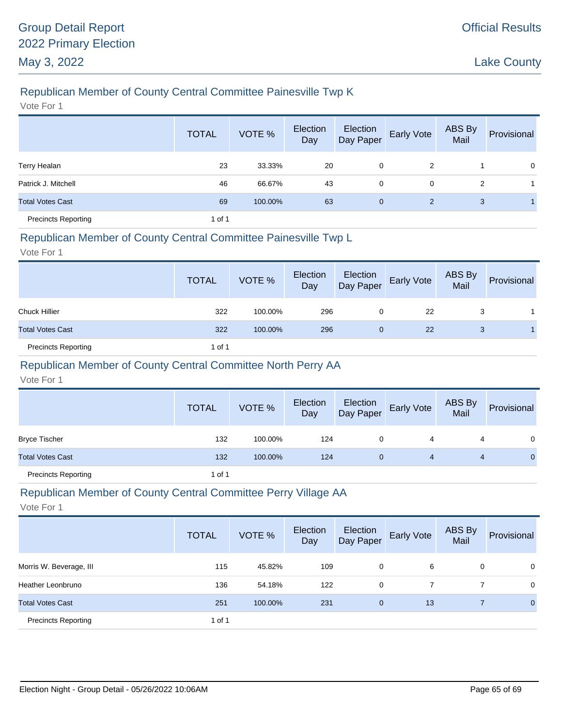## Republican Member of County Central Committee Painesville Twp K

Vote For 1

| | TOTAL | VOTE % | Election Day | Election Day Paper | Early Vote | ABS By Mail | Provisional |
|---|---|---|---|---|---|---|---|
| Terry Healan | 23 | 33.33% | 20 | 0 | 2 | 1 | 0 |
| Patrick J. Mitchell | 46 | 66.67% | 43 | 0 | 0 | 2 | 1 |
| Total Votes Cast | 69 | 100.00% | 63 | 0 | 2 | 3 | 1 |
| Precincts Reporting | 1 of 1 | | | | | | |

## Republican Member of County Central Committee Painesville Twp L

Vote For 1

| | TOTAL | VOTE % | Election Day | Election Day Paper | Early Vote | ABS By Mail | Provisional |
|---|---|---|---|---|---|---|---|
| Chuck Hillier | 322 | 100.00% | 296 | 0 | 22 | 3 | 1 |
| Total Votes Cast | 322 | 100.00% | 296 | 0 | 22 | 3 | 1 |
| Precincts Reporting | 1 of 1 | | | | | | |

## Republican Member of County Central Committee North Perry AA

Vote For 1

| | TOTAL | VOTE % | Election Day | Election Day Paper | Early Vote | ABS By Mail | Provisional |
|---|---|---|---|---|---|---|---|
| Bryce Tischer | 132 | 100.00% | 124 | 0 | 4 | 4 | 0 |
| Total Votes Cast | 132 | 100.00% | 124 | 0 | 4 | 4 | 0 |
| Precincts Reporting | 1 of 1 | | | | | | |

## Republican Member of County Central Committee Perry Village AA

Vote For 1

| | TOTAL | VOTE % | Election Day | Election Day Paper | Early Vote | ABS By Mail | Provisional |
|---|---|---|---|---|---|---|---|
| Morris W. Beverage, III | 115 | 45.82% | 109 | 0 | 6 | 0 | 0 |
| Heather Leonbruno | 136 | 54.18% | 122 | 0 | 7 | 7 | 0 |
| Total Votes Cast | 251 | 100.00% | 231 | 0 | 13 | 7 | 0 |
| Precincts Reporting | 1 of 1 | | | | | | |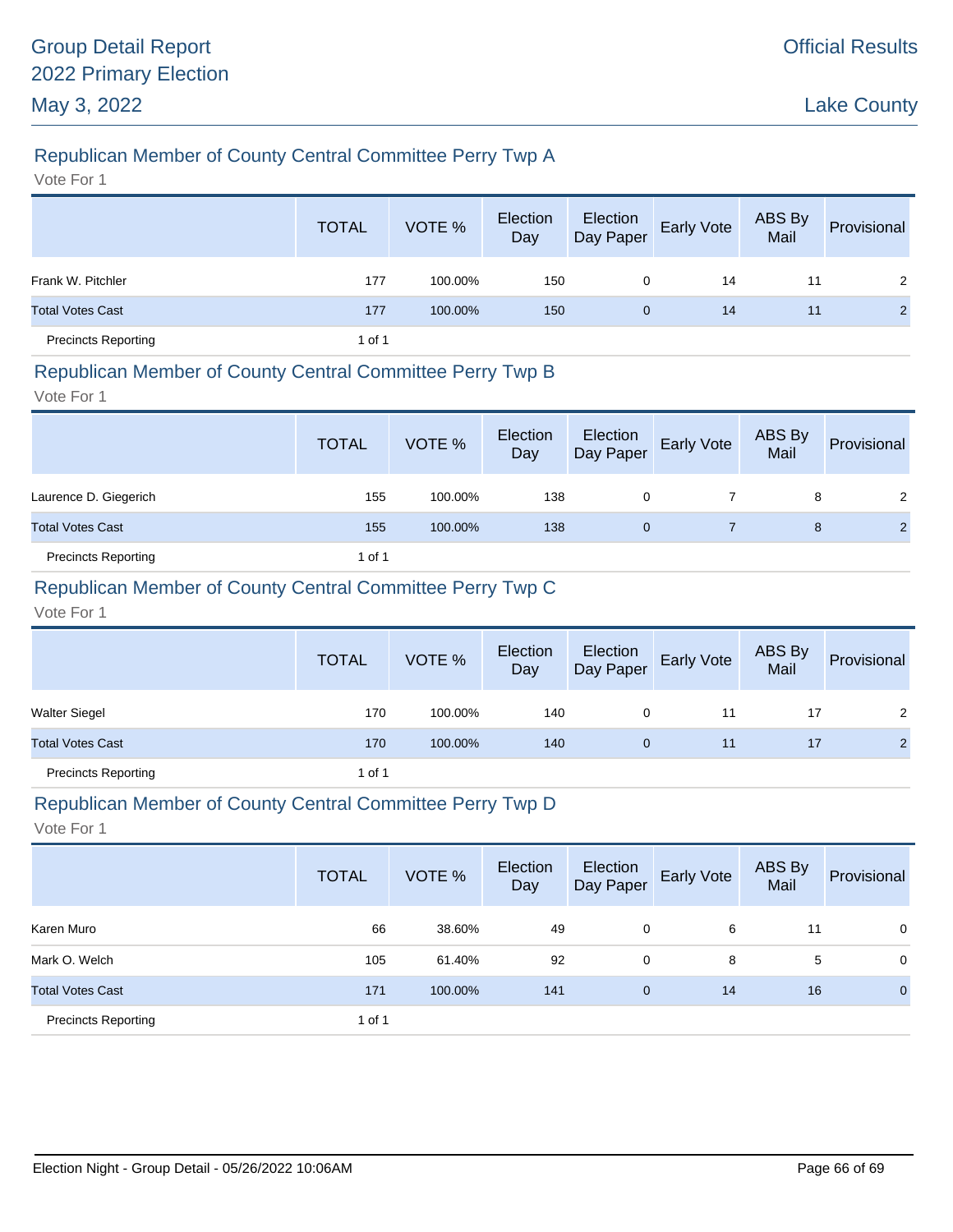## Republican Member of County Central Committee Perry Twp A

Vote For 1

| | TOTAL | VOTE % | Election Day | Election Day Paper | Early Vote | ABS By Mail | Provisional |
|---|---|---|---|---|---|---|---|
| Frank W. Pitchler | 177 | 100.00% | 150 | 0 | 14 | 11 | 2 |
| Total Votes Cast | 177 | 100.00% | 150 | 0 | 14 | 11 | 2 |
| Precincts Reporting | 1 of 1 | | | | | | |

## Republican Member of County Central Committee Perry Twp B

Vote For 1

| | TOTAL | VOTE % | Election Day | Election Day Paper | Early Vote | ABS By Mail | Provisional |
|---|---|---|---|---|---|---|---|
| Laurence D. Giegerich | 155 | 100.00% | 138 | 0 | 7 | 8 | 2 |
| Total Votes Cast | 155 | 100.00% | 138 | 0 | 7 | 8 | 2 |
| Precincts Reporting | 1 of 1 | | | | | | |

## Republican Member of County Central Committee Perry Twp C

Vote For 1

| | TOTAL | VOTE % | Election Day | Election Day Paper | Early Vote | ABS By Mail | Provisional |
|---|---|---|---|---|---|---|---|
| Walter Siegel | 170 | 100.00% | 140 | 0 | 11 | 17 | 2 |
| Total Votes Cast | 170 | 100.00% | 140 | 0 | 11 | 17 | 2 |
| Precincts Reporting | 1 of 1 | | | | | | |

## Republican Member of County Central Committee Perry Twp D

Vote For 1

| | TOTAL | VOTE % | Election Day | Election Day Paper | Early Vote | ABS By Mail | Provisional |
|---|---|---|---|---|---|---|---|
| Karen Muro | 66 | 38.60% | 49 | 0 | 6 | 11 | 0 |
| Mark O. Welch | 105 | 61.40% | 92 | 0 | 8 | 5 | 0 |
| Total Votes Cast | 171 | 100.00% | 141 | 0 | 14 | 16 | 0 |
| Precincts Reporting | 1 of 1 | | | | | | |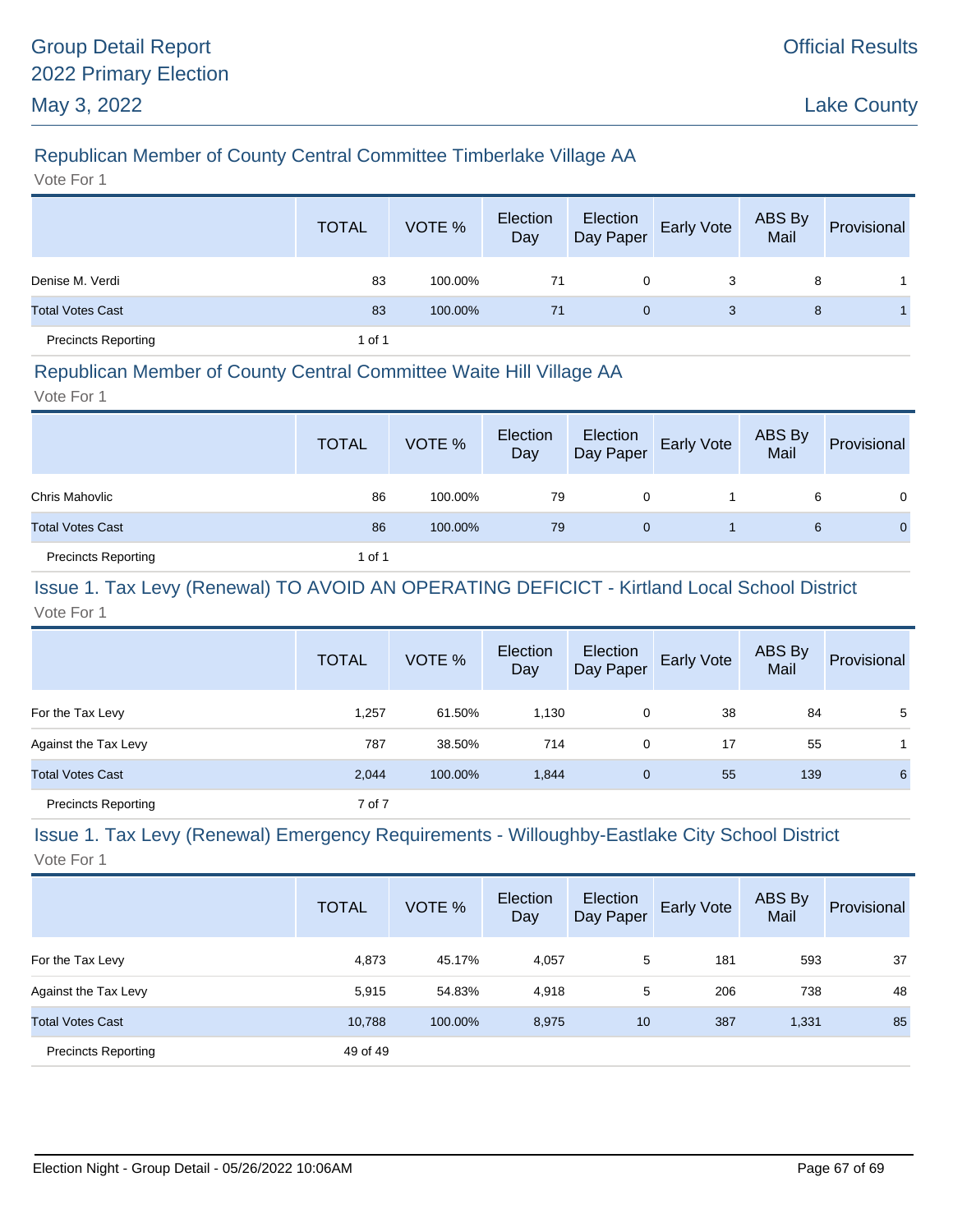## Republican Member of County Central Committee Timberlake Village AA

Vote For 1

| | TOTAL | VOTE % | Election Day | Election Day Paper | Early Vote | ABS By Mail | Provisional |
|---|---|---|---|---|---|---|---|
| Denise M. Verdi | 83 | 100.00% | 71 | 0 | 3 | 8 | 1 |
| Total Votes Cast | 83 | 100.00% | 71 | 0 | 3 | 8 | 1 |
| Precincts Reporting | 1 of 1 | | | | | | |

## Republican Member of County Central Committee Waite Hill Village AA

Vote For 1

| | TOTAL | VOTE % | Election Day | Election Day Paper | Early Vote | ABS By Mail | Provisional |
|---|---|---|---|---|---|---|---|
| Chris Mahovlic | 86 | 100.00% | 79 | 0 | 1 | 6 | 0 |
| Total Votes Cast | 86 | 100.00% | 79 | 0 | 1 | 6 | 0 |
| Precincts Reporting | 1 of 1 | | | | | | |

## Issue 1. Tax Levy (Renewal) TO AVOID AN OPERATING DEFICICT - Kirtland Local School District

Vote For 1

| | TOTAL | VOTE % | Election Day | Election Day Paper | Early Vote | ABS By Mail | Provisional |
|---|---|---|---|---|---|---|---|
| For the Tax Levy | 1,257 | 61.50% | 1,130 | 0 | 38 | 84 | 5 |
| Against the Tax Levy | 787 | 38.50% | 714 | 0 | 17 | 55 | 1 |
| Total Votes Cast | 2,044 | 100.00% | 1,844 | 0 | 55 | 139 | 6 |
| Precincts Reporting | 7 of 7 | | | | | | |

## Issue 1. Tax Levy (Renewal) Emergency Requirements - Willoughby-Eastlake City School District

Vote For 1

| | TOTAL | VOTE % | Election Day | Election Day Paper | Early Vote | ABS By Mail | Provisional |
|---|---|---|---|---|---|---|---|
| For the Tax Levy | 4,873 | 45.17% | 4,057 | 5 | 181 | 593 | 37 |
| Against the Tax Levy | 5,915 | 54.83% | 4,918 | 5 | 206 | 738 | 48 |
| Total Votes Cast | 10,788 | 100.00% | 8,975 | 10 | 387 | 1,331 | 85 |
| Precincts Reporting | 49 of 49 | | | | | | |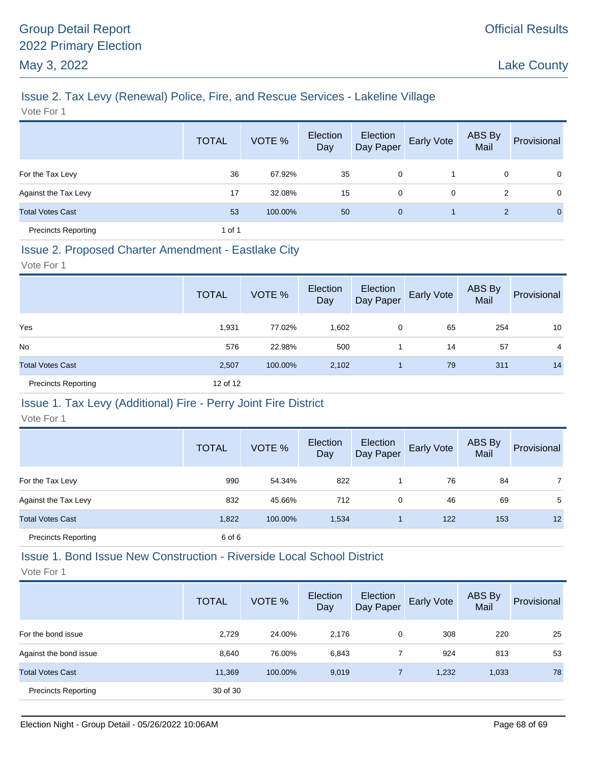## Issue 2. Tax Levy (Renewal) Police, Fire, and Rescue Services - Lakeline Village

Vote For 1

| | TOTAL | VOTE % | Election Day | Election Day Paper | Early Vote | ABS By Mail | Provisional |
|---|---|---|---|---|---|---|---|
| For the Tax Levy | 36 | 67.92% | 35 | 0 | 1 | 0 | 0 |
| Against the Tax Levy | 17 | 32.08% | 15 | 0 | 0 | 2 | 0 |
| Total Votes Cast | 53 | 100.00% | 50 | 0 | 1 | 2 | 0 |
| Precincts Reporting | 1 of 1 | | | | | | |

## Issue 2. Proposed Charter Amendment - Eastlake City

Vote For 1

| | TOTAL | VOTE % | Election Day | Election Day Paper | Early Vote | ABS By Mail | Provisional |
|---|---|---|---|---|---|---|---|
| Yes | 1,931 | 77.02% | 1,602 | 0 | 65 | 254 | 10 |
| No | 576 | 22.98% | 500 | 1 | 14 | 57 | 4 |
| Total Votes Cast | 2,507 | 100.00% | 2,102 | 1 | 79 | 311 | 14 |
| Precincts Reporting | 12 of 12 | | | | | | |

## Issue 1. Tax Levy (Additional) Fire - Perry Joint Fire District

Vote For 1

| | TOTAL | VOTE % | Election Day | Election Day Paper | Early Vote | ABS By Mail | Provisional |
|---|---|---|---|---|---|---|---|
| For the Tax Levy | 990 | 54.34% | 822 | 1 | 76 | 84 | 7 |
| Against the Tax Levy | 832 | 45.66% | 712 | 0 | 46 | 69 | 5 |
| Total Votes Cast | 1,822 | 100.00% | 1,534 | 1 | 122 | 153 | 12 |
| Precincts Reporting | 6 of 6 | | | | | | |

## Issue 1. Bond Issue New Construction - Riverside Local School District

Vote For 1

| | TOTAL | VOTE % | Election Day | Election Day Paper | Early Vote | ABS By Mail | Provisional |
|---|---|---|---|---|---|---|---|
| For the bond issue | 2,729 | 24.00% | 2,176 | 0 | 308 | 220 | 25 |
| Against the bond issue | 8,640 | 76.00% | 6,843 | 7 | 924 | 813 | 53 |
| Total Votes Cast | 11,369 | 100.00% | 9,019 | 7 | 1,232 | 1,033 | 78 |
| Precincts Reporting | 30 of 30 | | | | | | |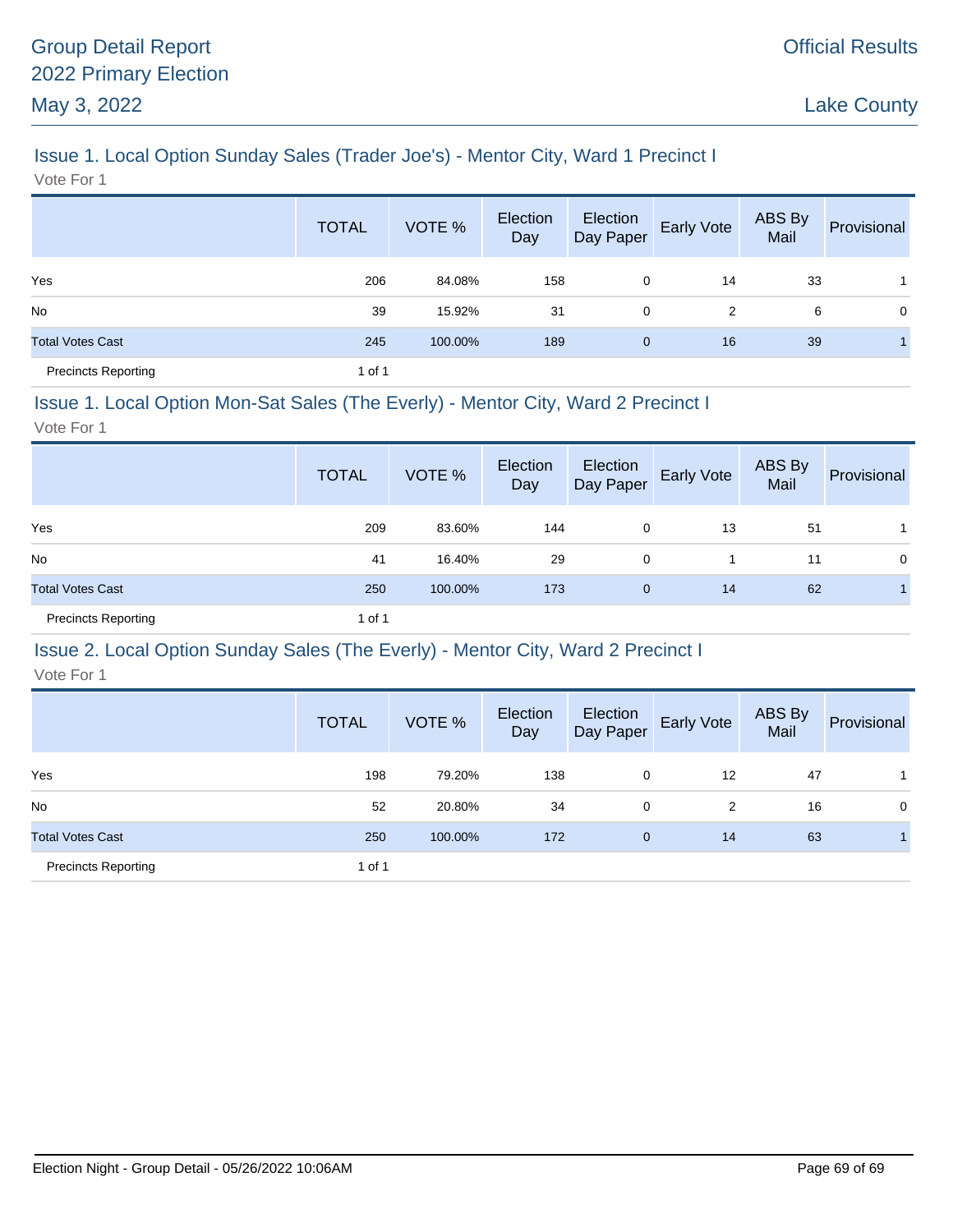## Issue 1. Local Option Sunday Sales (Trader Joe's) - Mentor City, Ward 1 Precinct I

Vote For 1

| | TOTAL | VOTE % | Election Day | Election Day Paper | Early Vote | ABS By Mail | Provisional |
|---|---|---|---|---|---|---|---|
| Yes | 206 | 84.08% | 158 | 0 | 14 | 33 | 1 |
| No | 39 | 15.92% | 31 | 0 | 2 | 6 | 0 |
| Total Votes Cast | 245 | 100.00% | 189 | 0 | 16 | 39 | 1 |
| Precincts Reporting | 1 of 1 | | | | | | |

## Issue 1. Local Option Mon-Sat Sales (The Everly) - Mentor City, Ward 2 Precinct I

Vote For 1

| | TOTAL | VOTE % | Election Day | Election Day Paper | Early Vote | ABS By Mail | Provisional |
|---|---|---|---|---|---|---|---|
| Yes | 209 | 83.60% | 144 | 0 | 13 | 51 | 1 |
| No | 41 | 16.40% | 29 | 0 | 1 | 11 | 0 |
| Total Votes Cast | 250 | 100.00% | 173 | 0 | 14 | 62 | 1 |
| Precincts Reporting | 1 of 1 | | | | | | |

## Issue 2. Local Option Sunday Sales (The Everly) - Mentor City, Ward 2 Precinct I

Vote For 1

| | TOTAL | VOTE % | Election Day | Election Day Paper | Early Vote | ABS By Mail | Provisional |
|---|---|---|---|---|---|---|---|
| Yes | 198 | 79.20% | 138 | 0 | 12 | 47 | 1 |
| No | 52 | 20.80% | 34 | 0 | 2 | 16 | 0 |
| Total Votes Cast | 250 | 100.00% | 172 | 0 | 14 | 63 | 1 |
| Precincts Reporting | 1 of 1 | | | | | | |